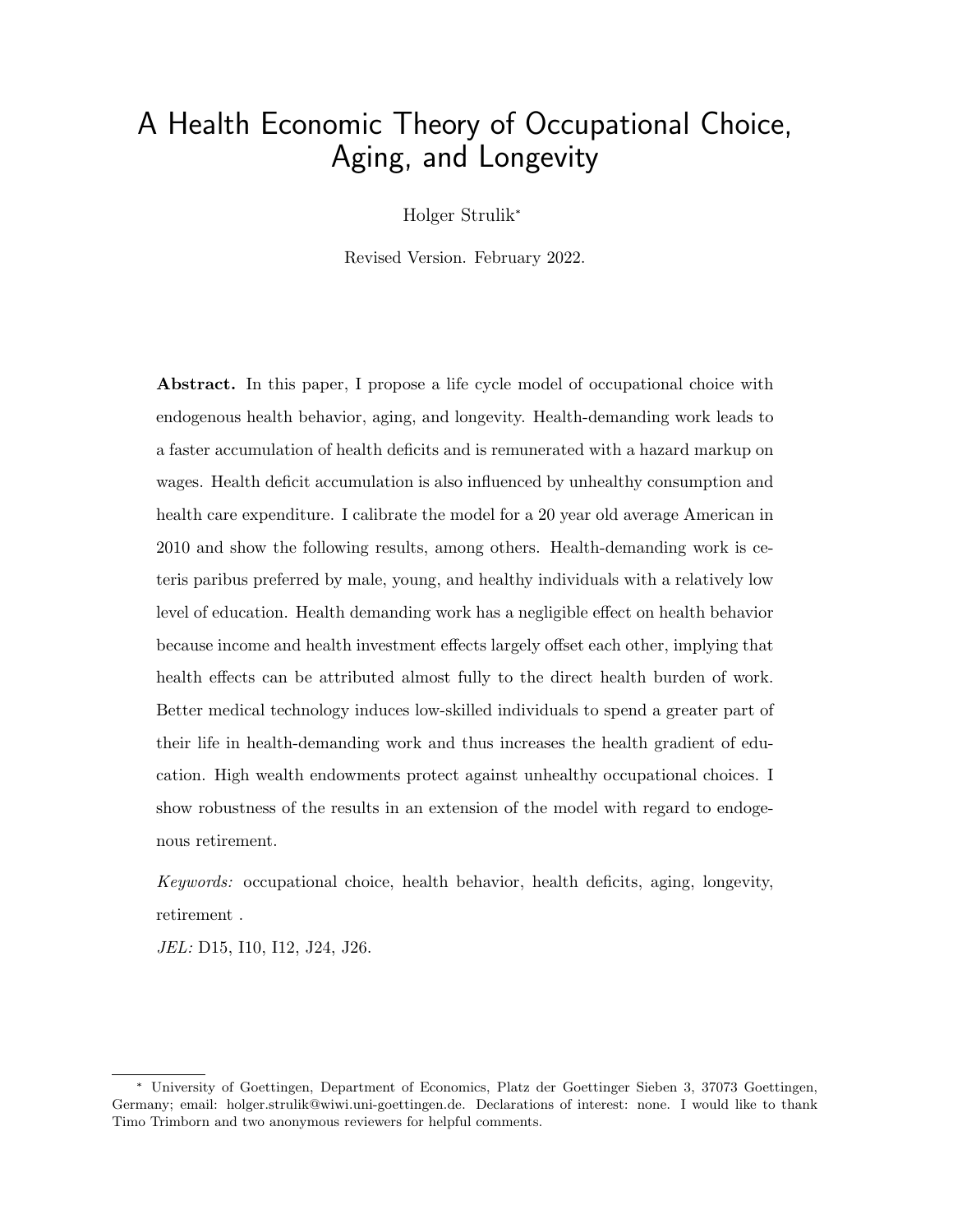# A Health Economic Theory of Occupational Choice, Aging, and Longevity

Holger Strulik[*]

Revised Version. February 2022.

**Abstract.** In this paper, I propose a life cycle model of occupational choice with endogenous health behavior, aging, and longevity. Health-demanding work leads to a faster accumulation of health deficits and is remunerated with a hazard markup on wages. Health deficit accumulation is also influenced by unhealthy consumption and health care expenditure. I calibrate the model for a 20 year old average American in 2010 and show the following results, among others. Health-demanding work is ceteris paribus preferred by male, young, and healthy individuals with a relatively low level of education. Health demanding work has a negligible effect on health behavior because income and health investment effects largely offset each other, implying that health effects can be attributed almost fully to the direct health burden of work. Better medical technology induces low-skilled individuals to spend a greater part of their life in health-demanding work and thus increases the health gradient of education. High wealth endowments protect against unhealthy occupational choices. I show robustness of the results in an extension of the model with regard to endogenous retirement.

*Keywords:* occupational choice, health behavior, health deficits, aging, longevity, retirement .

*JEL:* D15, I10, I12, J24, J26.

---

[*] University of Goettingen, Department of Economics, Platz der Goettinger Sieben 3, 37073 Goettingen, Germany; email: holger.strulik@wiwi.uni-goettingen.de. Declarations of interest: none. I would like to thank Timo Trimborn and two anonymous reviewers for helpful comments.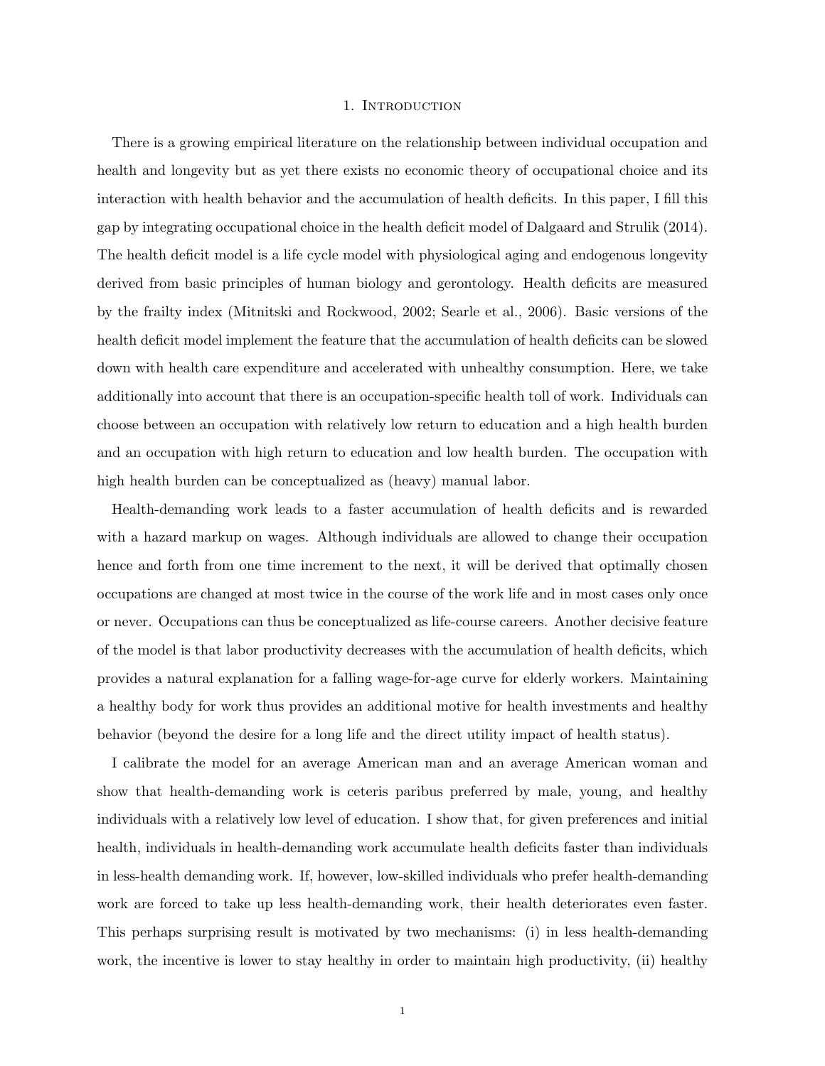# 1. Introduction

There is a growing empirical literature on the relationship between individual occupation and health and longevity but as yet there exists no economic theory of occupational choice and its interaction with health behavior and the accumulation of health deficits. In this paper, I fill this gap by integrating occupational choice in the health deficit model of Dalgaard and Strulik (2014). The health deficit model is a life cycle model with physiological aging and endogenous longevity derived from basic principles of human biology and gerontology. Health deficits are measured by the frailty index (Mitnitski and Rockwood, 2002; Searle et al., 2006). Basic versions of the health deficit model implement the feature that the accumulation of health deficits can be slowed down with health care expenditure and accelerated with unhealthy consumption. Here, we take additionally into account that there is an occupation-specific health toll of work. Individuals can choose between an occupation with relatively low return to education and a high health burden and an occupation with high return to education and low health burden. The occupation with high health burden can be conceptualized as (heavy) manual labor.

Health-demanding work leads to a faster accumulation of health deficits and is rewarded with a hazard markup on wages. Although individuals are allowed to change their occupation hence and forth from one time increment to the next, it will be derived that optimally chosen occupations are changed at most twice in the course of the work life and in most cases only once or never. Occupations can thus be conceptualized as life-course careers. Another decisive feature of the model is that labor productivity decreases with the accumulation of health deficits, which provides a natural explanation for a falling wage-for-age curve for elderly workers. Maintaining a healthy body for work thus provides an additional motive for health investments and healthy behavior (beyond the desire for a long life and the direct utility impact of health status).

I calibrate the model for an average American man and an average American woman and show that health-demanding work is ceteris paribus preferred by male, young, and healthy individuals with a relatively low level of education. I show that, for given preferences and initial health, individuals in health-demanding work accumulate health deficits faster than individuals in less-health demanding work. If, however, low-skilled individuals who prefer health-demanding work are forced to take up less health-demanding work, their health deteriorates even faster. This perhaps surprising result is motivated by two mechanisms: (i) in less health-demanding work, the incentive is lower to stay healthy in order to maintain high productivity, (ii) healthy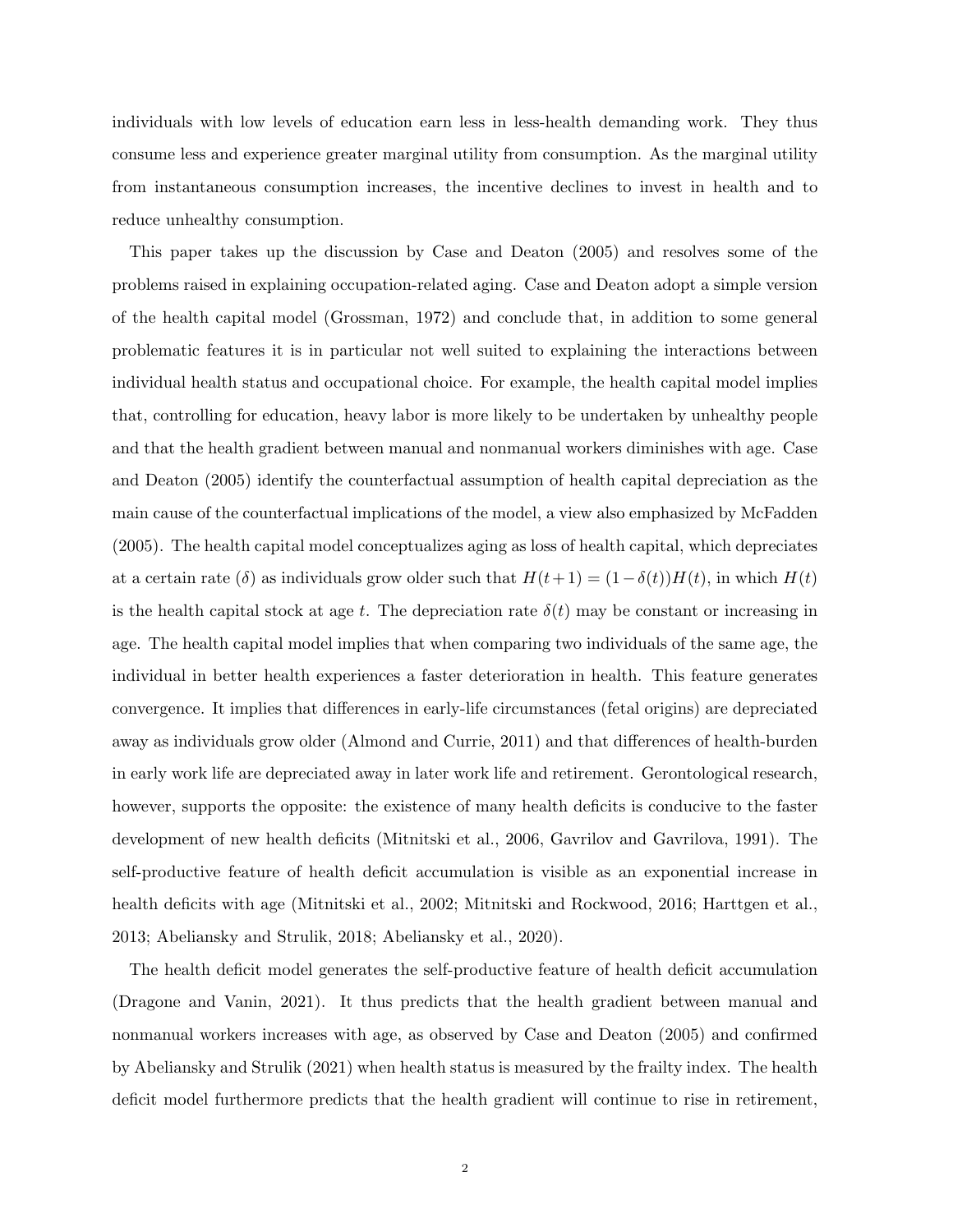individuals with low levels of education earn less in less-health demanding work. They thus consume less and experience greater marginal utility from consumption. As the marginal utility from instantaneous consumption increases, the incentive declines to invest in health and to reduce unhealthy consumption.

This paper takes up the discussion by Case and Deaton (2005) and resolves some of the problems raised in explaining occupation-related aging. Case and Deaton adopt a simple version of the health capital model (Grossman, 1972) and conclude that, in addition to some general problematic features it is in particular not well suited to explaining the interactions between individual health status and occupational choice. For example, the health capital model implies that, controlling for education, heavy labor is more likely to be undertaken by unhealthy people and that the health gradient between manual and nonmanual workers diminishes with age. Case and Deaton (2005) identify the counterfactual assumption of health capital depreciation as the main cause of the counterfactual implications of the model, a view also emphasized by McFadden (2005). The health capital model conceptualizes aging as loss of health capital, which depreciates at a certain rate ($\delta$) as individuals grow older such that $H(t+1) = (1-\delta(t))H(t)$, in which $H(t)$ is the health capital stock at age $t$. The depreciation rate $\delta(t)$ may be constant or increasing in age. The health capital model implies that when comparing two individuals of the same age, the individual in better health experiences a faster deterioration in health. This feature generates convergence. It implies that differences in early-life circumstances (fetal origins) are depreciated away as individuals grow older (Almond and Currie, 2011) and that differences of health-burden in early work life are depreciated away in later work life and retirement. Gerontological research, however, supports the opposite: the existence of many health deficits is conducive to the faster development of new health deficits (Mitnitski et al., 2006, Gavrilov and Gavrilova, 1991). The self-productive feature of health deficit accumulation is visible as an exponential increase in health deficits with age (Mitnitski et al., 2002; Mitnitski and Rockwood, 2016; Harttgen et al., 2013; Abeliansky and Strulik, 2018; Abeliansky et al., 2020).

The health deficit model generates the self-productive feature of health deficit accumulation (Dragone and Vanin, 2021). It thus predicts that the health gradient between manual and nonmanual workers increases with age, as observed by Case and Deaton (2005) and confirmed by Abeliansky and Strulik (2021) when health status is measured by the frailty index. The health deficit model furthermore predicts that the health gradient will continue to rise in retirement,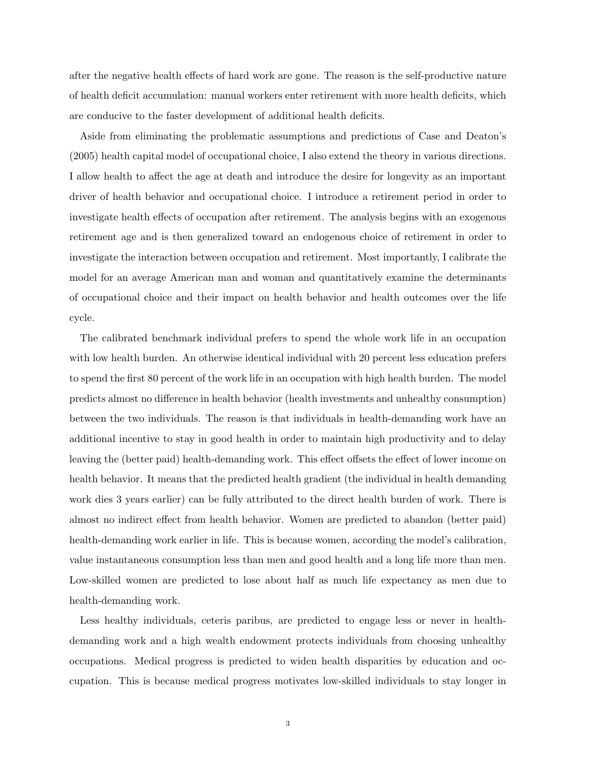after the negative health effects of hard work are gone. The reason is the self-productive nature of health deficit accumulation: manual workers enter retirement with more health deficits, which are conducive to the faster development of additional health deficits.

Aside from eliminating the problematic assumptions and predictions of Case and Deaton's (2005) health capital model of occupational choice, I also extend the theory in various directions. I allow health to affect the age at death and introduce the desire for longevity as an important driver of health behavior and occupational choice. I introduce a retirement period in order to investigate health effects of occupation after retirement. The analysis begins with an exogenous retirement age and is then generalized toward an endogenous choice of retirement in order to investigate the interaction between occupation and retirement. Most importantly, I calibrate the model for an average American man and woman and quantitatively examine the determinants of occupational choice and their impact on health behavior and health outcomes over the life cycle.

The calibrated benchmark individual prefers to spend the whole work life in an occupation with low health burden. An otherwise identical individual with 20 percent less education prefers to spend the first 80 percent of the work life in an occupation with high health burden. The model predicts almost no difference in health behavior (health investments and unhealthy consumption) between the two individuals. The reason is that individuals in health-demanding work have an additional incentive to stay in good health in order to maintain high productivity and to delay leaving the (better paid) health-demanding work. This effect offsets the effect of lower income on health behavior. It means that the predicted health gradient (the individual in health demanding work dies 3 years earlier) can be fully attributed to the direct health burden of work. There is almost no indirect effect from health behavior. Women are predicted to abandon (better paid) health-demanding work earlier in life. This is because women, according the model's calibration, value instantaneous consumption less than men and good health and a long life more than men. Low-skilled women are predicted to lose about half as much life expectancy as men due to health-demanding work.

Less healthy individuals, ceteris paribus, are predicted to engage less or never in health-demanding work and a high wealth endowment protects individuals from choosing unhealthy occupations. Medical progress is predicted to widen health disparities by education and occupation. This is because medical progress motivates low-skilled individuals to stay longer in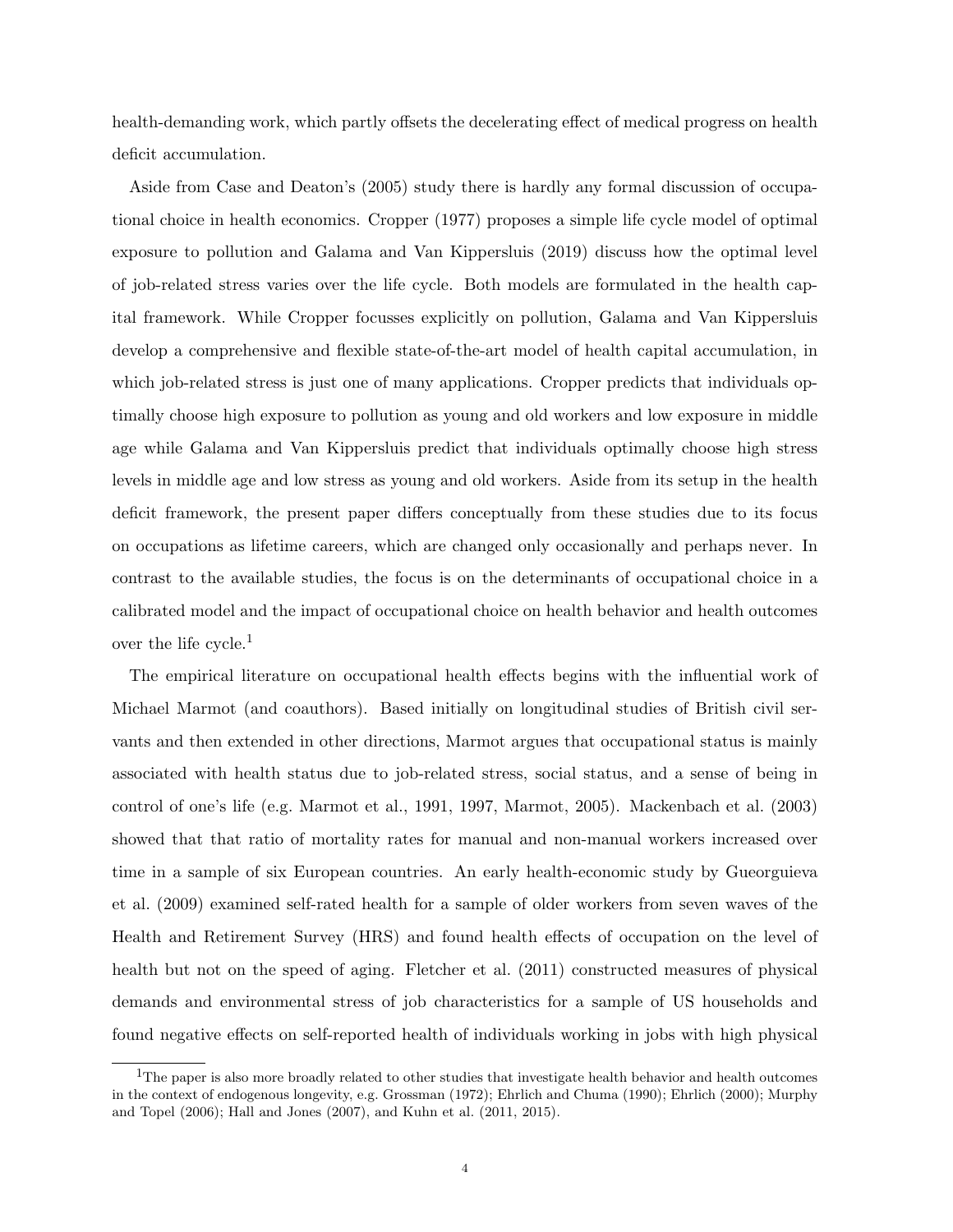health-demanding work, which partly offsets the decelerating effect of medical progress on health deficit accumulation.

Aside from Case and Deaton's (2005) study there is hardly any formal discussion of occupational choice in health economics. Cropper (1977) proposes a simple life cycle model of optimal exposure to pollution and Galama and Van Kippersluis (2019) discuss how the optimal level of job-related stress varies over the life cycle. Both models are formulated in the health capital framework. While Cropper focusses explicitly on pollution, Galama and Van Kippersluis develop a comprehensive and flexible state-of-the-art model of health capital accumulation, in which job-related stress is just one of many applications. Cropper predicts that individuals optimally choose high exposure to pollution as young and old workers and low exposure in middle age while Galama and Van Kippersluis predict that individuals optimally choose high stress levels in middle age and low stress as young and old workers. Aside from its setup in the health deficit framework, the present paper differs conceptually from these studies due to its focus on occupations as lifetime careers, which are changed only occasionally and perhaps never. In contrast to the available studies, the focus is on the determinants of occupational choice in a calibrated model and the impact of occupational choice on health behavior and health outcomes over the life cycle.[1]

The empirical literature on occupational health effects begins with the influential work of Michael Marmot (and coauthors). Based initially on longitudinal studies of British civil servants and then extended in other directions, Marmot argues that occupational status is mainly associated with health status due to job-related stress, social status, and a sense of being in control of one's life (e.g. Marmot et al., 1991, 1997, Marmot, 2005). Mackenbach et al. (2003) showed that that ratio of mortality rates for manual and non-manual workers increased over time in a sample of six European countries. An early health-economic study by Gueorguieva et al. (2009) examined self-rated health for a sample of older workers from seven waves of the Health and Retirement Survey (HRS) and found health effects of occupation on the level of health but not on the speed of aging. Fletcher et al. (2011) constructed measures of physical demands and environmental stress of job characteristics for a sample of US households and found negative effects on self-reported health of individuals working in jobs with high physical

[1] The paper is also more broadly related to other studies that investigate health behavior and health outcomes in the context of endogenous longevity, e.g. Grossman (1972); Ehrlich and Chuma (1990); Ehrlich (2000); Murphy and Topel (2006); Hall and Jones (2007), and Kuhn et al. (2011, 2015).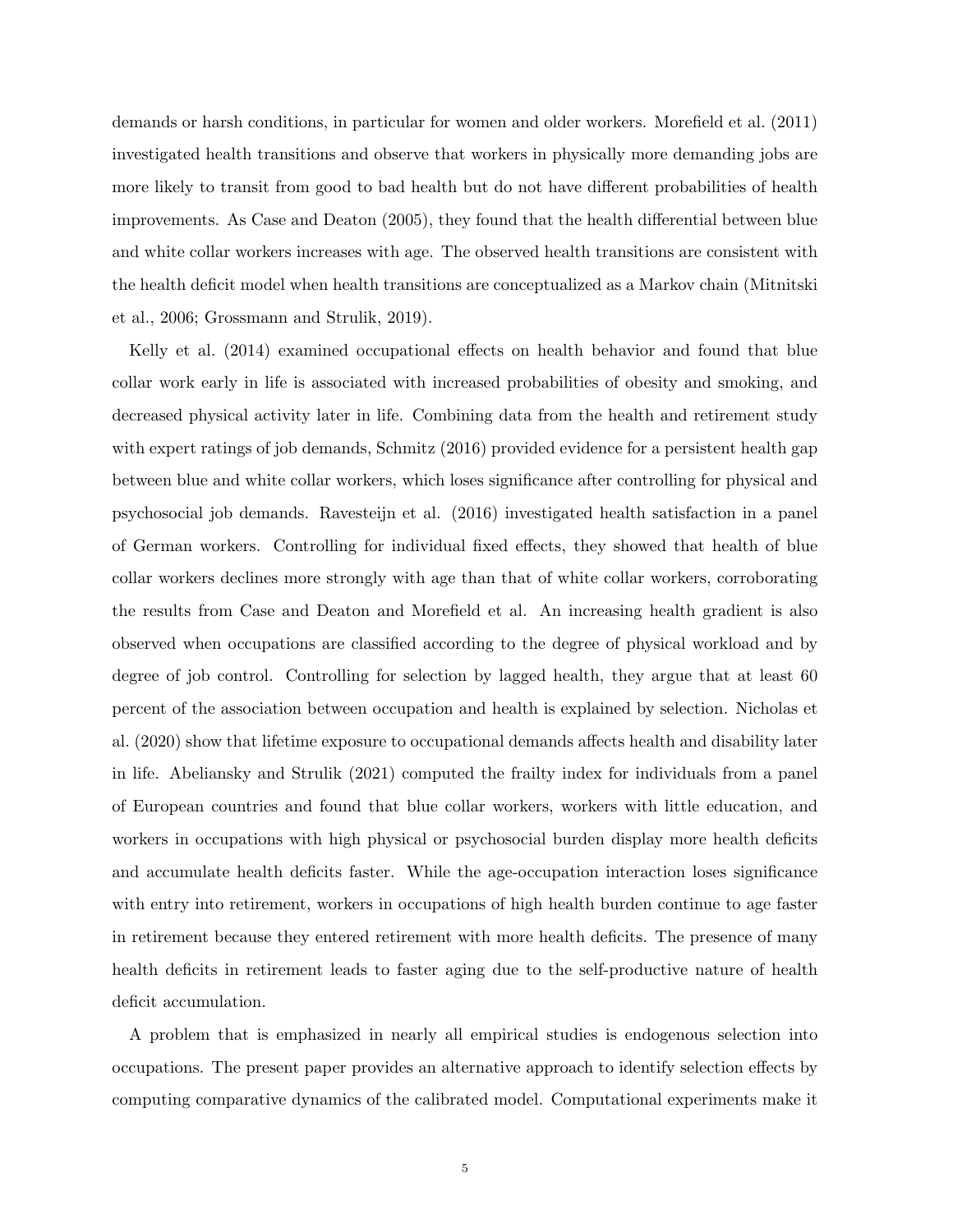demands or harsh conditions, in particular for women and older workers. Morefield et al. (2011) investigated health transitions and observe that workers in physically more demanding jobs are more likely to transit from good to bad health but do not have different probabilities of health improvements. As Case and Deaton (2005), they found that the health differential between blue and white collar workers increases with age. The observed health transitions are consistent with the health deficit model when health transitions are conceptualized as a Markov chain (Mitnitski et al., 2006; Grossmann and Strulik, 2019).

Kelly et al. (2014) examined occupational effects on health behavior and found that blue collar work early in life is associated with increased probabilities of obesity and smoking, and decreased physical activity later in life. Combining data from the health and retirement study with expert ratings of job demands, Schmitz (2016) provided evidence for a persistent health gap between blue and white collar workers, which loses significance after controlling for physical and psychosocial job demands. Ravesteijn et al. (2016) investigated health satisfaction in a panel of German workers. Controlling for individual fixed effects, they showed that health of blue collar workers declines more strongly with age than that of white collar workers, corroborating the results from Case and Deaton and Morefield et al. An increasing health gradient is also observed when occupations are classified according to the degree of physical workload and by degree of job control. Controlling for selection by lagged health, they argue that at least 60 percent of the association between occupation and health is explained by selection. Nicholas et al. (2020) show that lifetime exposure to occupational demands affects health and disability later in life. Abeliansky and Strulik (2021) computed the frailty index for individuals from a panel of European countries and found that blue collar workers, workers with little education, and workers in occupations with high physical or psychosocial burden display more health deficits and accumulate health deficits faster. While the age-occupation interaction loses significance with entry into retirement, workers in occupations of high health burden continue to age faster in retirement because they entered retirement with more health deficits. The presence of many health deficits in retirement leads to faster aging due to the self-productive nature of health deficit accumulation.

A problem that is emphasized in nearly all empirical studies is endogenous selection into occupations. The present paper provides an alternative approach to identify selection effects by computing comparative dynamics of the calibrated model. Computational experiments make it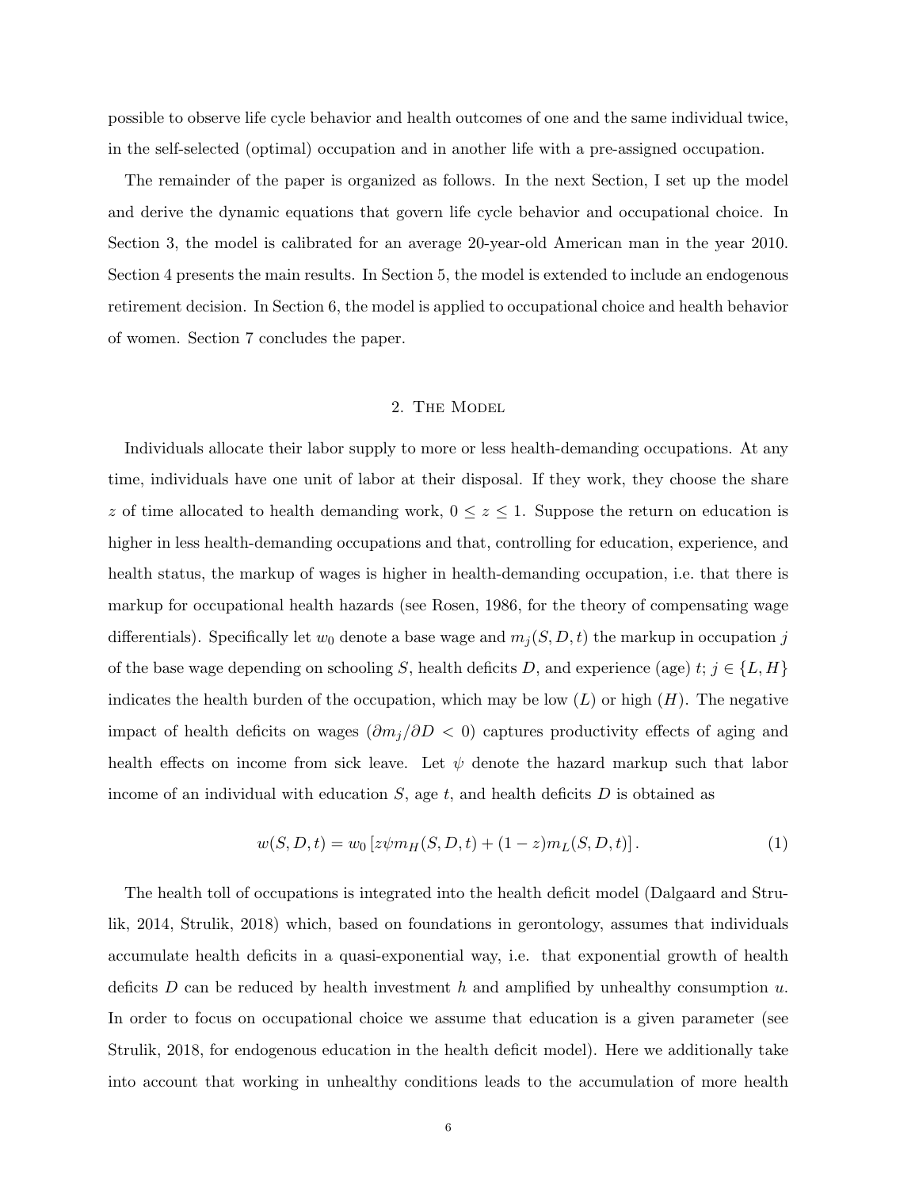possible to observe life cycle behavior and health outcomes of one and the same individual twice, in the self-selected (optimal) occupation and in another life with a pre-assigned occupation.

The remainder of the paper is organized as follows. In the next Section, I set up the model and derive the dynamic equations that govern life cycle behavior and occupational choice. In Section 3, the model is calibrated for an average 20-year-old American man in the year 2010. Section 4 presents the main results. In Section 5, the model is extended to include an endogenous retirement decision. In Section 6, the model is applied to occupational choice and health behavior of women. Section 7 concludes the paper.

## 2. The Model

Individuals allocate their labor supply to more or less health-demanding occupations. At any time, individuals have one unit of labor at their disposal. If they work, they choose the share $z$ of time allocated to health demanding work, $0 \leq z \leq 1$. Suppose the return on education is higher in less health-demanding occupations and that, controlling for education, experience, and health status, the markup of wages is higher in health-demanding occupation, i.e. that there is markup for occupational health hazards (see Rosen, 1986, for the theory of compensating wage differentials). Specifically let $w_0$ denote a base wage and $m_j(S, D, t)$ the markup in occupation $j$ of the base wage depending on schooling $S$, health deficits $D$, and experience (age) $t$; $j \in \{L, H\}$ indicates the health burden of the occupation, which may be low ($L$) or high ($H$). The negative impact of health deficits on wages ($\partial m_j / \partial D < 0$) captures productivity effects of aging and health effects on income from sick leave. Let $\psi$ denote the hazard markup such that labor income of an individual with education $S$, age $t$, and health deficits $D$ is obtained as

$$w(S, D, t) = w_0 \left[ z\psi m_H(S, D, t) + (1 - z) m_L(S, D, t) \right]. \tag{1}$$

The health toll of occupations is integrated into the health deficit model (Dalgaard and Strulik, 2014, Strulik, 2018) which, based on foundations in gerontology, assumes that individuals accumulate health deficits in a quasi-exponential way, i.e. that exponential growth of health deficits $D$ can be reduced by health investment $h$ and amplified by unhealthy consumption $u$. In order to focus on occupational choice we assume that education is a given parameter (see Strulik, 2018, for endogenous education in the health deficit model). Here we additionally take into account that working in unhealthy conditions leads to the accumulation of more health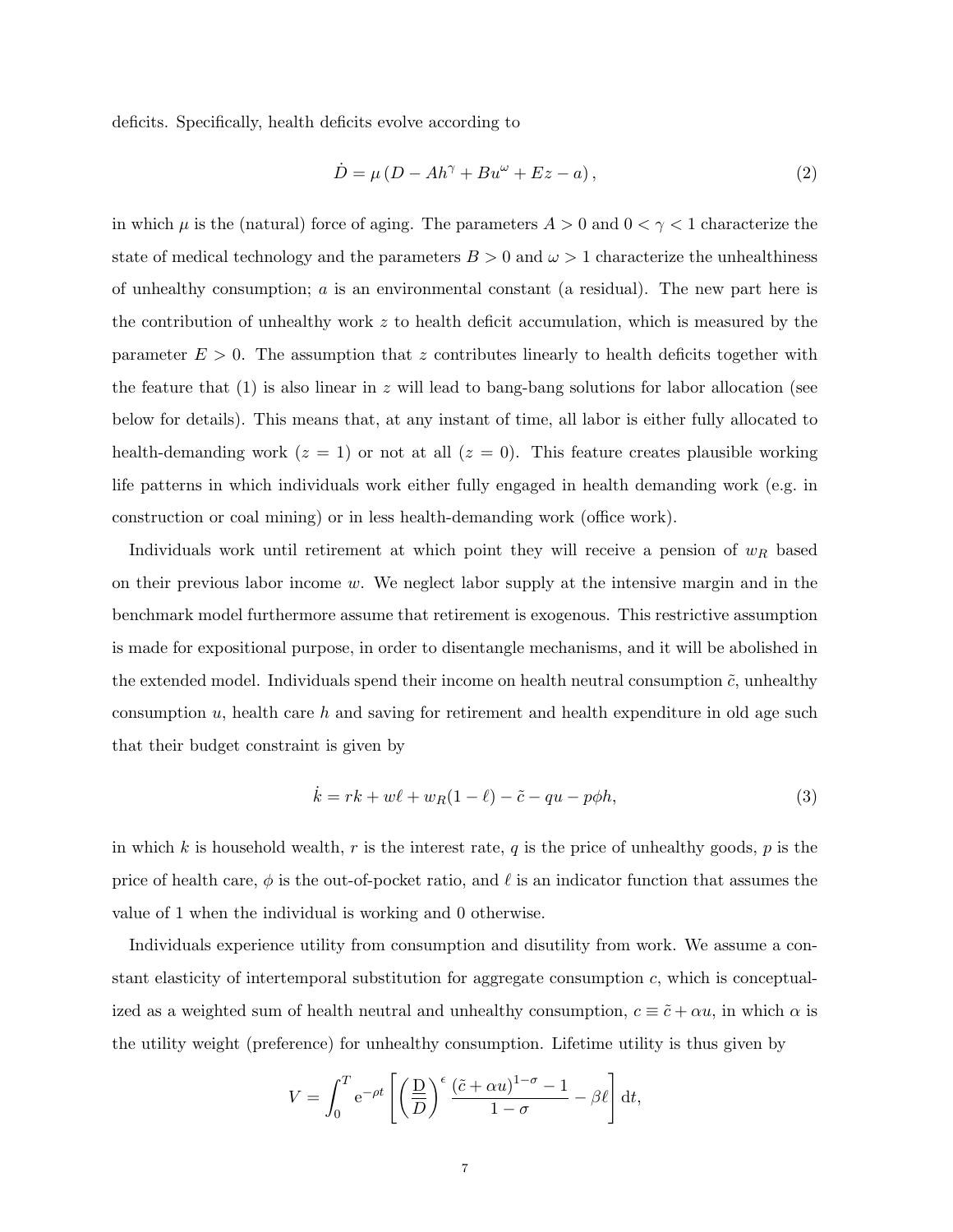deficits. Specifically, health deficits evolve according to

$$\dot{D} = \mu \left( D - Ah^{\gamma} + Bu^{\omega} + Ez - a \right), \tag{2}$$

in which $\mu$ is the (natural) force of aging. The parameters $A > 0$ and $0 < \gamma < 1$ characterize the state of medical technology and the parameters $B > 0$ and $\omega > 1$ characterize the unhealthiness of unhealthy consumption; $a$ is an environmental constant (a residual). The new part here is the contribution of unhealthy work $z$ to health deficit accumulation, which is measured by the parameter $E > 0$. The assumption that $z$ contributes linearly to health deficits together with the feature that (1) is also linear in $z$ will lead to bang-bang solutions for labor allocation (see below for details). This means that, at any instant of time, all labor is either fully allocated to health-demanding work ($z = 1$) or not at all ($z = 0$). This feature creates plausible working life patterns in which individuals work either fully engaged in health demanding work (e.g. in construction or coal mining) or in less health-demanding work (office work).

Individuals work until retirement at which point they will receive a pension of $w_R$ based on their previous labor income $w$. We neglect labor supply at the intensive margin and in the benchmark model furthermore assume that retirement is exogenous. This restrictive assumption is made for expositional purpose, in order to disentangle mechanisms, and it will be abolished in the extended model. Individuals spend their income on health neutral consumption $\tilde{c}$, unhealthy consumption $u$, health care $h$ and saving for retirement and health expenditure in old age such that their budget constraint is given by

$$\dot{k} = rk + w\ell + w_R(1 - \ell) - \tilde{c} - qu - p\phi h, \tag{3}$$

in which $k$ is household wealth, $r$ is the interest rate, $q$ is the price of unhealthy goods, $p$ is the price of health care, $\phi$ is the out-of-pocket ratio, and $\ell$ is an indicator function that assumes the value of 1 when the individual is working and 0 otherwise.

Individuals experience utility from consumption and disutility from work. We assume a constant elasticity of intertemporal substitution for aggregate consumption $c$, which is conceptualized as a weighted sum of health neutral and unhealthy consumption, $c \equiv \tilde{c} + \alpha u$, in which $\alpha$ is the utility weight (preference) for unhealthy consumption. Lifetime utility is thus given by

$$V = \int_0^T \mathrm{e}^{-\rho t} \left[ \left( \frac{\underline{\mathrm{D}}}{D} \right)^{\epsilon} \frac{(\tilde{c} + \alpha u)^{1-\sigma} - 1}{1 - \sigma} - \beta \ell \right] \mathrm{d}t,$$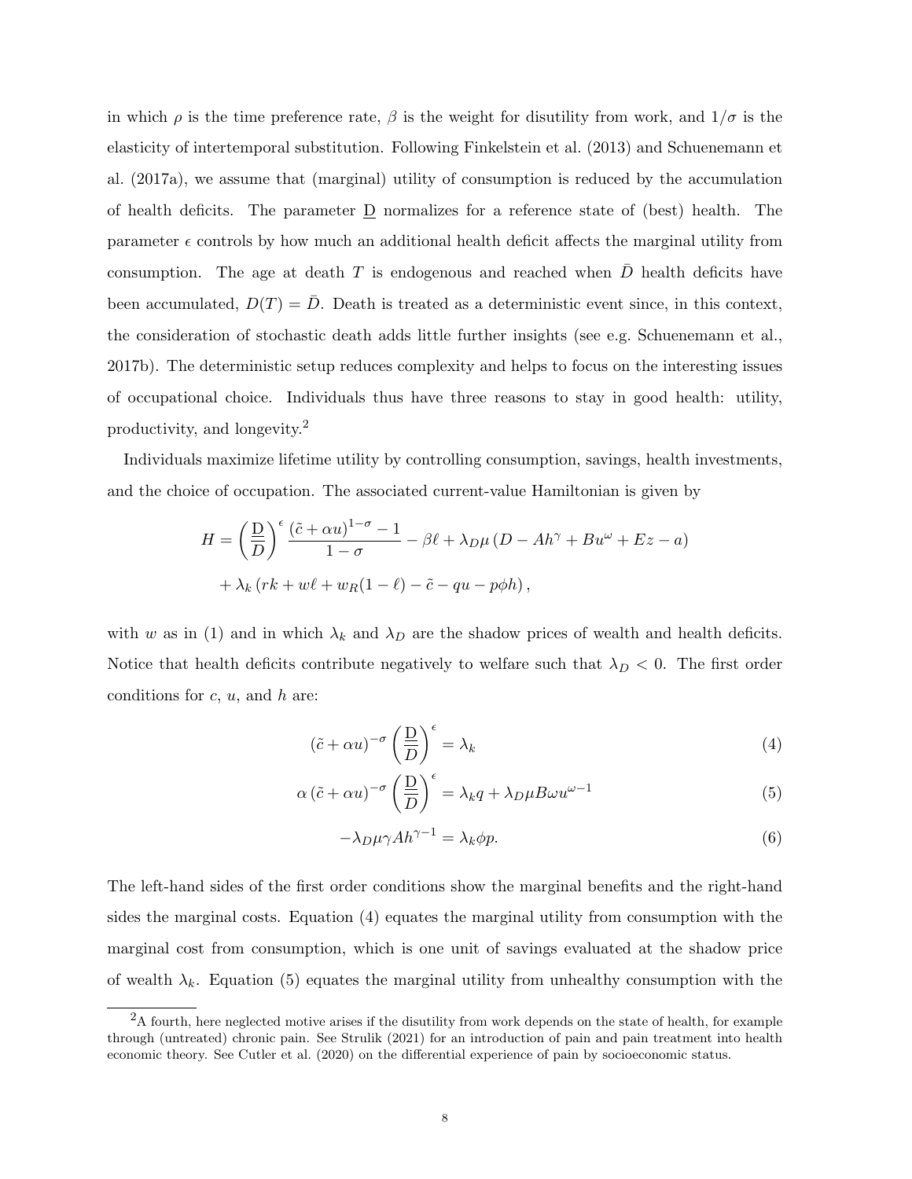in which $\rho$ is the time preference rate, $\beta$ is the weight for disutility from work, and $1/\sigma$ is the elasticity of intertemporal substitution. Following Finkelstein et al. (2013) and Schuenemann et al. (2017a), we assume that (marginal) utility of consumption is reduced by the accumulation of health deficits. The parameter $\underline{\mathrm{D}}$ normalizes for a reference state of (best) health. The parameter $\epsilon$ controls by how much an additional health deficit affects the marginal utility from consumption. The age at death $T$ is endogenous and reached when $\bar{D}$ health deficits have been accumulated, $D(T) = \bar{D}$. Death is treated as a deterministic event since, in this context, the consideration of stochastic death adds little further insights (see e.g. Schuenemann et al., 2017b). The deterministic setup reduces complexity and helps to focus on the interesting issues of occupational choice. Individuals thus have three reasons to stay in good health: utility, productivity, and longevity.[2]

Individuals maximize lifetime utility by controlling consumption, savings, health investments, and the choice of occupation. The associated current-value Hamiltonian is given by

$$
\begin{aligned}
H = &\left(\frac{\underline{\mathrm{D}}}{D}\right)^{\epsilon} \frac{(\tilde{c} + \alpha u)^{1-\sigma} - 1}{1-\sigma} - \beta \ell + \lambda_D \mu \left(D - A h^{\gamma} + B u^{\omega} + E z - a\right) \\
&+ \lambda_k \left(rk + w\ell + w_R(1-\ell) - \tilde{c} - qu - p\phi h\right),
\end{aligned}
$$

with $w$ as in (1) and in which $\lambda_k$ and $\lambda_D$ are the shadow prices of wealth and health deficits. Notice that health deficits contribute negatively to welfare such that $\lambda_D < 0$. The first order conditions for $c$, $u$, and $h$ are:

$$
(\tilde{c} + \alpha u)^{-\sigma} \left(\frac{\underline{\mathrm{D}}}{D}\right)^{\epsilon} = \lambda_k \tag{4}
$$

$$
\alpha \left(\tilde{c} + \alpha u\right)^{-\sigma} \left(\frac{\underline{\mathrm{D}}}{D}\right)^{\epsilon} = \lambda_k q + \lambda_D \mu B \omega u^{\omega - 1} \tag{5}
$$

$$
-\lambda_D \mu \gamma A h^{\gamma - 1} = \lambda_k \phi p. \tag{6}
$$

The left-hand sides of the first order conditions show the marginal benefits and the right-hand sides the marginal costs. Equation (4) equates the marginal utility from consumption with the marginal cost from consumption, which is one unit of savings evaluated at the shadow price of wealth $\lambda_k$. Equation (5) equates the marginal utility from unhealthy consumption with the

[2] A fourth, here neglected motive arises if the disutility from work depends on the state of health, for example through (untreated) chronic pain. See Strulik (2021) for an introduction of pain and pain treatment into health economic theory. See Cutler et al. (2020) on the differential experience of pain by socioeconomic status.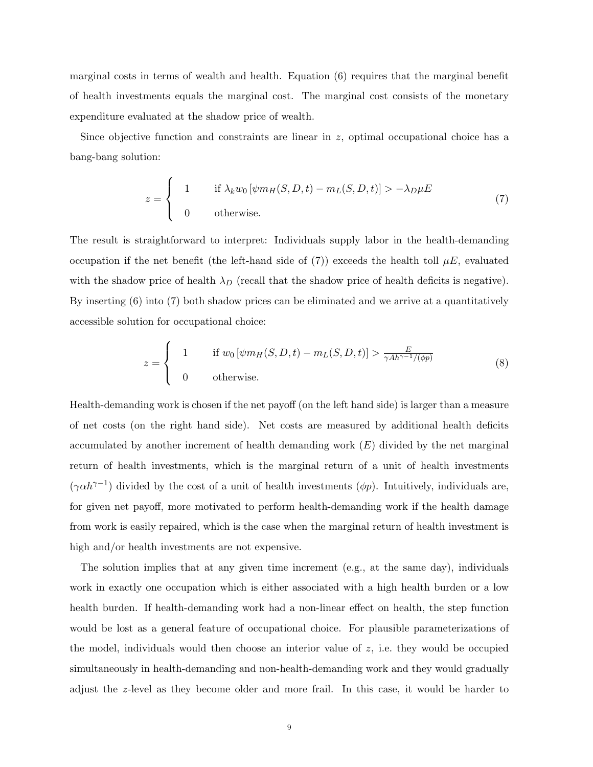marginal costs in terms of wealth and health. Equation (6) requires that the marginal benefit of health investments equals the marginal cost. The marginal cost consists of the monetary expenditure evaluated at the shadow price of wealth.

Since objective function and constraints are linear in $z$, optimal occupational choice has a bang-bang solution:

$$z = \begin{cases} 1 & \text{if } \lambda_k w_0 \left[\psi m_H(S,D,t) - m_L(S,D,t)\right] > -\lambda_D \mu E \\ 0 & \text{otherwise.} \end{cases} \tag{7}$$

The result is straightforward to interpret: Individuals supply labor in the health-demanding occupation if the net benefit (the left-hand side of (7)) exceeds the health toll $\mu E$, evaluated with the shadow price of health $\lambda_D$ (recall that the shadow price of health deficits is negative). By inserting (6) into (7) both shadow prices can be eliminated and we arrive at a quantitatively accessible solution for occupational choice:

$$z = \begin{cases} 1 & \text{if } w_0 \left[\psi m_H(S,D,t) - m_L(S,D,t)\right] > \frac{E}{\gamma A h^{\gamma-1}/(\phi p)} \\ 0 & \text{otherwise.} \end{cases} \tag{8}$$

Health-demanding work is chosen if the net payoff (on the left hand side) is larger than a measure of net costs (on the right hand side). Net costs are measured by additional health deficits accumulated by another increment of health demanding work ($E$) divided by the net marginal return of health investments, which is the marginal return of a unit of health investments ($\gamma \alpha h^{\gamma-1}$) divided by the cost of a unit of health investments ($\phi p$). Intuitively, individuals are, for given net payoff, more motivated to perform health-demanding work if the health damage from work is easily repaired, which is the case when the marginal return of health investment is high and/or health investments are not expensive.

The solution implies that at any given time increment (e.g., at the same day), individuals work in exactly one occupation which is either associated with a high health burden or a low health burden. If health-demanding work had a non-linear effect on health, the step function would be lost as a general feature of occupational choice. For plausible parameterizations of the model, individuals would then choose an interior value of $z$, i.e. they would be occupied simultaneously in health-demanding and non-health-demanding work and they would gradually adjust the $z$-level as they become older and more frail. In this case, it would be harder to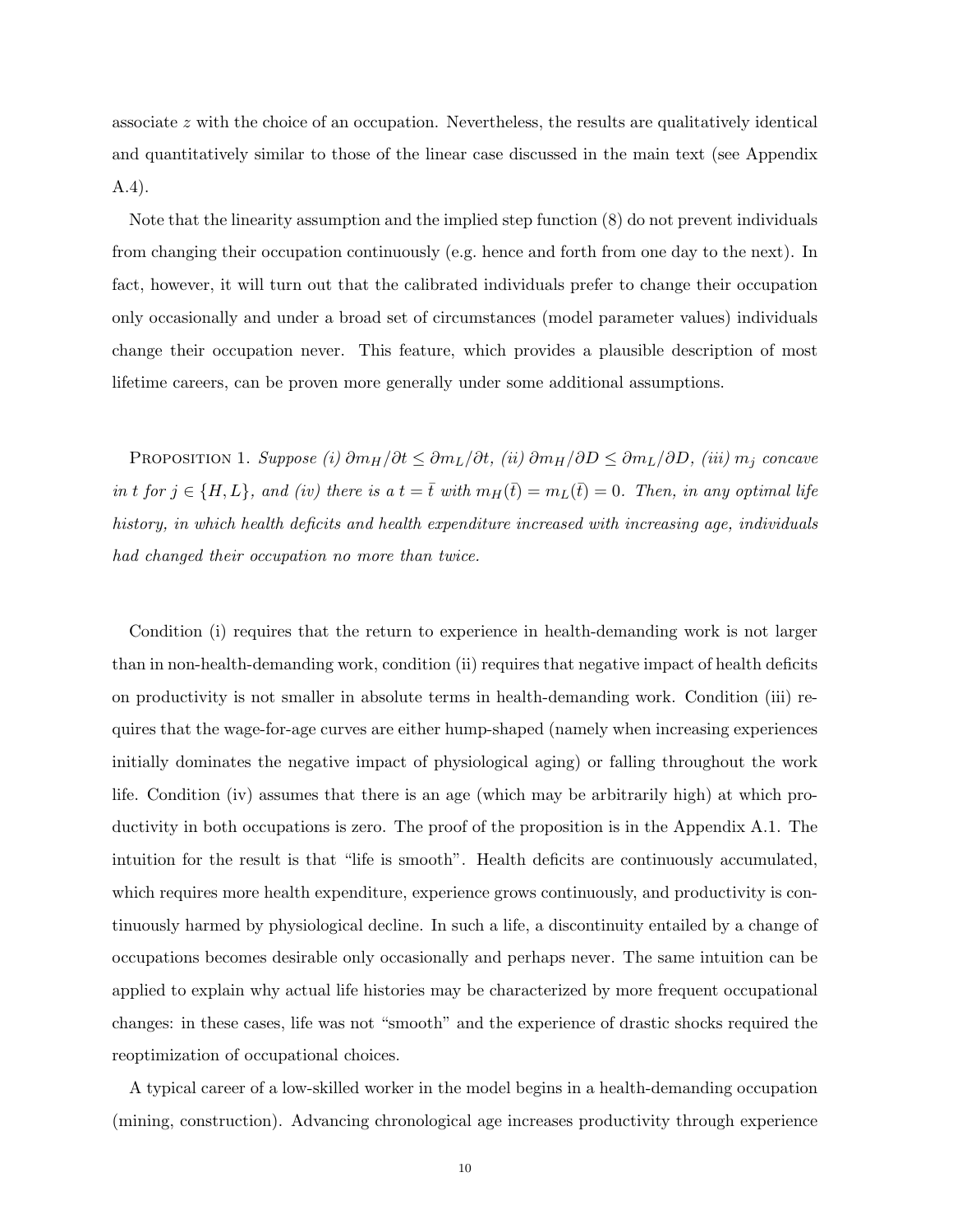associate $z$ with the choice of an occupation. Nevertheless, the results are qualitatively identical and quantitatively similar to those of the linear case discussed in the main text (see Appendix A.4).

Note that the linearity assumption and the implied step function (8) do not prevent individuals from changing their occupation continuously (e.g. hence and forth from one day to the next). In fact, however, it will turn out that the calibrated individuals prefer to change their occupation only occasionally and under a broad set of circumstances (model parameter values) individuals change their occupation never. This feature, which provides a plausible description of most lifetime careers, can be proven more generally under some additional assumptions.

Proposition 1. *Suppose (i) $\partial m_H/\partial t \leq \partial m_L/\partial t$, (ii) $\partial m_H/\partial D \leq \partial m_L/\partial D$, (iii) $m_j$ concave in $t$ for $j \in \{H, L\}$, and (iv) there is a $t = \bar{t}$ with $m_H(\bar{t}) = m_L(\bar{t}) = 0$. Then, in any optimal life history, in which health deficits and health expenditure increased with increasing age, individuals had changed their occupation no more than twice.*

Condition (i) requires that the return to experience in health-demanding work is not larger than in non-health-demanding work, condition (ii) requires that negative impact of health deficits on productivity is not smaller in absolute terms in health-demanding work. Condition (iii) requires that the wage-for-age curves are either hump-shaped (namely when increasing experiences initially dominates the negative impact of physiological aging) or falling throughout the work life. Condition (iv) assumes that there is an age (which may be arbitrarily high) at which productivity in both occupations is zero. The proof of the proposition is in the Appendix A.1. The intuition for the result is that "life is smooth". Health deficits are continuously accumulated, which requires more health expenditure, experience grows continuously, and productivity is continuously harmed by physiological decline. In such a life, a discontinuity entailed by a change of occupations becomes desirable only occasionally and perhaps never. The same intuition can be applied to explain why actual life histories may be characterized by more frequent occupational changes: in these cases, life was not "smooth" and the experience of drastic shocks required the reoptimization of occupational choices.

A typical career of a low-skilled worker in the model begins in a health-demanding occupation (mining, construction). Advancing chronological age increases productivity through experience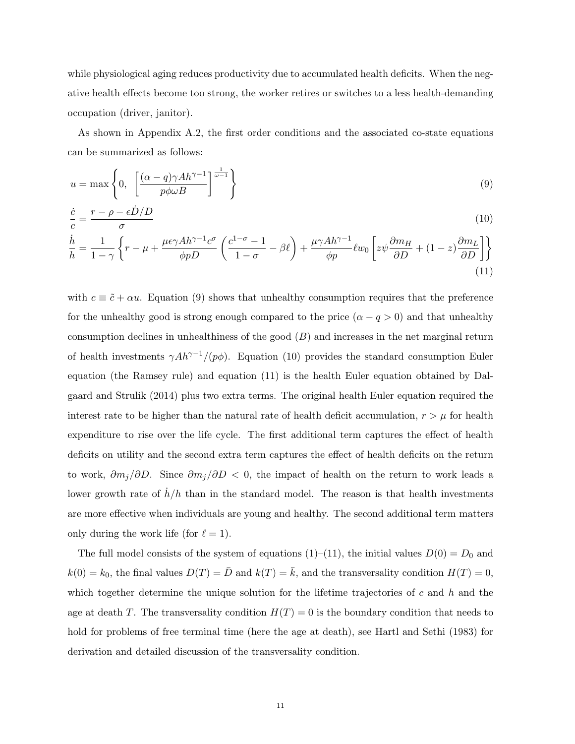while physiological aging reduces productivity due to accumulated health deficits. When the negative health effects become too strong, the worker retires or switches to a less health-demanding occupation (driver, janitor).

As shown in Appendix A.2, the first order conditions and the associated co-state equations can be summarized as follows:

$$u = \max\left\{0, \ \left[\frac{(\alpha - q)\gamma A h^{\gamma-1}}{p\phi\omega B}\right]^{\frac{1}{\omega-1}}\right\} \tag{9}$$

$$\frac{\dot{c}}{c} = \frac{r - \rho - \epsilon \dot{D}/D}{\sigma} \tag{10}$$

$$\frac{\dot{h}}{h} = \frac{1}{1-\gamma}\left\{r - \mu + \frac{\mu\epsilon\gamma A h^{\gamma-1} c^{\sigma}}{\phi p D}\left(\frac{c^{1-\sigma}-1}{1-\sigma} - \beta\ell\right) + \frac{\mu\gamma A h^{\gamma-1}}{\phi p}\ell w_0\left[z\psi\frac{\partial m_H}{\partial D} + (1-z)\frac{\partial m_L}{\partial D}\right]\right\} \tag{11}$$

with $c \equiv \tilde{c} + \alpha u$. Equation (9) shows that unhealthy consumption requires that the preference for the unhealthy good is strong enough compared to the price ($\alpha - q > 0$) and that unhealthy consumption declines in unhealthiness of the good ($B$) and increases in the net marginal return of health investments $\gamma A h^{\gamma-1}/(p\phi)$. Equation (10) provides the standard consumption Euler equation (the Ramsey rule) and equation (11) is the health Euler equation obtained by Dalgaard and Strulik (2014) plus two extra terms. The original health Euler equation required the interest rate to be higher than the natural rate of health deficit accumulation, $r > \mu$ for health expenditure to rise over the life cycle. The first additional term captures the effect of health deficits on utility and the second extra term captures the effect of health deficits on the return to work, $\partial m_j/\partial D$. Since $\partial m_j/\partial D < 0$, the impact of health on the return to work leads a lower growth rate of $\dot{h}/h$ than in the standard model. The reason is that health investments are more effective when individuals are young and healthy. The second additional term matters only during the work life (for $\ell = 1$).

The full model consists of the system of equations (1)–(11), the initial values $D(0) = D_0$ and $k(0) = k_0$, the final values $D(T) = \bar{D}$ and $k(T) = \bar{k}$, and the transversality condition $H(T) = 0$, which together determine the unique solution for the lifetime trajectories of $c$ and $h$ and the age at death $T$. The transversality condition $H(T) = 0$ is the boundary condition that needs to hold for problems of free terminal time (here the age at death), see Hartl and Sethi (1983) for derivation and detailed discussion of the transversality condition.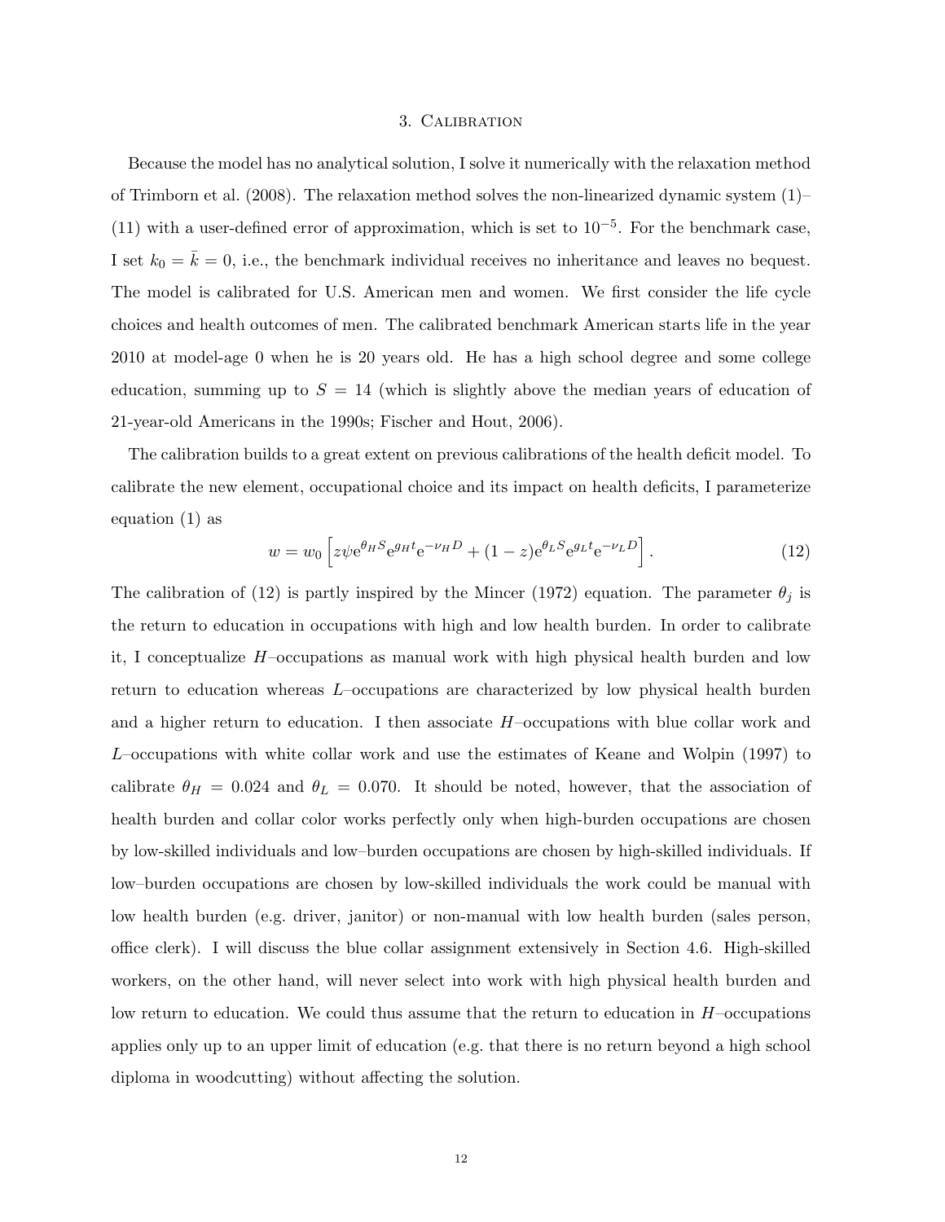## 3. Calibration

Because the model has no analytical solution, I solve it numerically with the relaxation method of Trimborn et al. (2008). The relaxation method solves the non-linearized dynamic system (1)–(11) with a user-defined error of approximation, which is set to $10^{-5}$. For the benchmark case, I set $k_0 = \bar{k} = 0$, i.e., the benchmark individual receives no inheritance and leaves no bequest. The model is calibrated for U.S. American men and women. We first consider the life cycle choices and health outcomes of men. The calibrated benchmark American starts life in the year 2010 at model-age 0 when he is 20 years old. He has a high school degree and some college education, summing up to $S = 14$ (which is slightly above the median years of education of 21-year-old Americans in the 1990s; Fischer and Hout, 2006).

The calibration builds to a great extent on previous calibrations of the health deficit model. To calibrate the new element, occupational choice and its impact on health deficits, I parameterize equation (1) as

$$w = w_0 \left[ z\psi e^{\theta_H S} e^{g_H t} e^{-\nu_H D} + (1-z) e^{\theta_L S} e^{g_L t} e^{-\nu_L D} \right]. \tag{12}$$

The calibration of (12) is partly inspired by the Mincer (1972) equation. The parameter $\theta_j$ is the return to education in occupations with high and low health burden. In order to calibrate it, I conceptualize $H$–occupations as manual work with high physical health burden and low return to education whereas $L$–occupations are characterized by low physical health burden and a higher return to education. I then associate $H$–occupations with blue collar work and $L$–occupations with white collar work and use the estimates of Keane and Wolpin (1997) to calibrate $\theta_H = 0.024$ and $\theta_L = 0.070$. It should be noted, however, that the association of health burden and collar color works perfectly only when high-burden occupations are chosen by low-skilled individuals and low–burden occupations are chosen by high-skilled individuals. If low–burden occupations are chosen by low-skilled individuals the work could be manual with low health burden (e.g. driver, janitor) or non-manual with low health burden (sales person, office clerk). I will discuss the blue collar assignment extensively in Section 4.6. High-skilled workers, on the other hand, will never select into work with high physical health burden and low return to education. We could thus assume that the return to education in $H$–occupations applies only up to an upper limit of education (e.g. that there is no return beyond a high school diploma in woodcutting) without affecting the solution.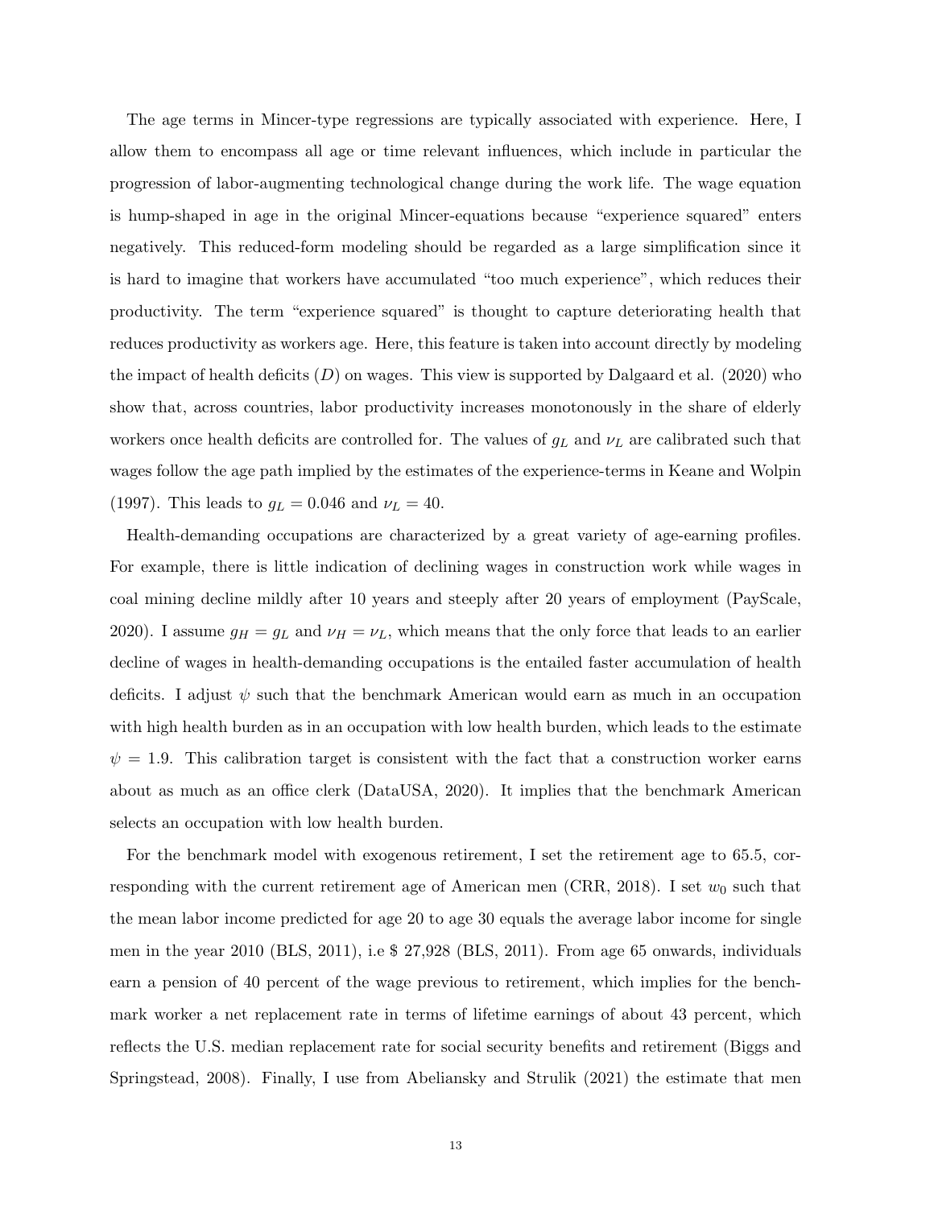The age terms in Mincer-type regressions are typically associated with experience. Here, I allow them to encompass all age or time relevant influences, which include in particular the progression of labor-augmenting technological change during the work life. The wage equation is hump-shaped in age in the original Mincer-equations because "experience squared" enters negatively. This reduced-form modeling should be regarded as a large simplification since it is hard to imagine that workers have accumulated "too much experience", which reduces their productivity. The term "experience squared" is thought to capture deteriorating health that reduces productivity as workers age. Here, this feature is taken into account directly by modeling the impact of health deficits ($D$) on wages. This view is supported by Dalgaard et al. (2020) who show that, across countries, labor productivity increases monotonously in the share of elderly workers once health deficits are controlled for. The values of $g_L$ and $\nu_L$ are calibrated such that wages follow the age path implied by the estimates of the experience-terms in Keane and Wolpin (1997). This leads to $g_L = 0.046$ and $\nu_L = 40$.

Health-demanding occupations are characterized by a great variety of age-earning profiles. For example, there is little indication of declining wages in construction work while wages in coal mining decline mildly after 10 years and steeply after 20 years of employment (PayScale, 2020). I assume $g_H = g_L$ and $\nu_H = \nu_L$, which means that the only force that leads to an earlier decline of wages in health-demanding occupations is the entailed faster accumulation of health deficits. I adjust $\psi$ such that the benchmark American would earn as much in an occupation with high health burden as in an occupation with low health burden, which leads to the estimate $\psi = 1.9$. This calibration target is consistent with the fact that a construction worker earns about as much as an office clerk (DataUSA, 2020). It implies that the benchmark American selects an occupation with low health burden.

For the benchmark model with exogenous retirement, I set the retirement age to 65.5, corresponding with the current retirement age of American men (CRR, 2018). I set $w_0$ such that the mean labor income predicted for age 20 to age 30 equals the average labor income for single men in the year 2010 (BLS, 2011), i.e $ 27,928 (BLS, 2011). From age 65 onwards, individuals earn a pension of 40 percent of the wage previous to retirement, which implies for the benchmark worker a net replacement rate in terms of lifetime earnings of about 43 percent, which reflects the U.S. median replacement rate for social security benefits and retirement (Biggs and Springstead, 2008). Finally, I use from Abeliansky and Strulik (2021) the estimate that men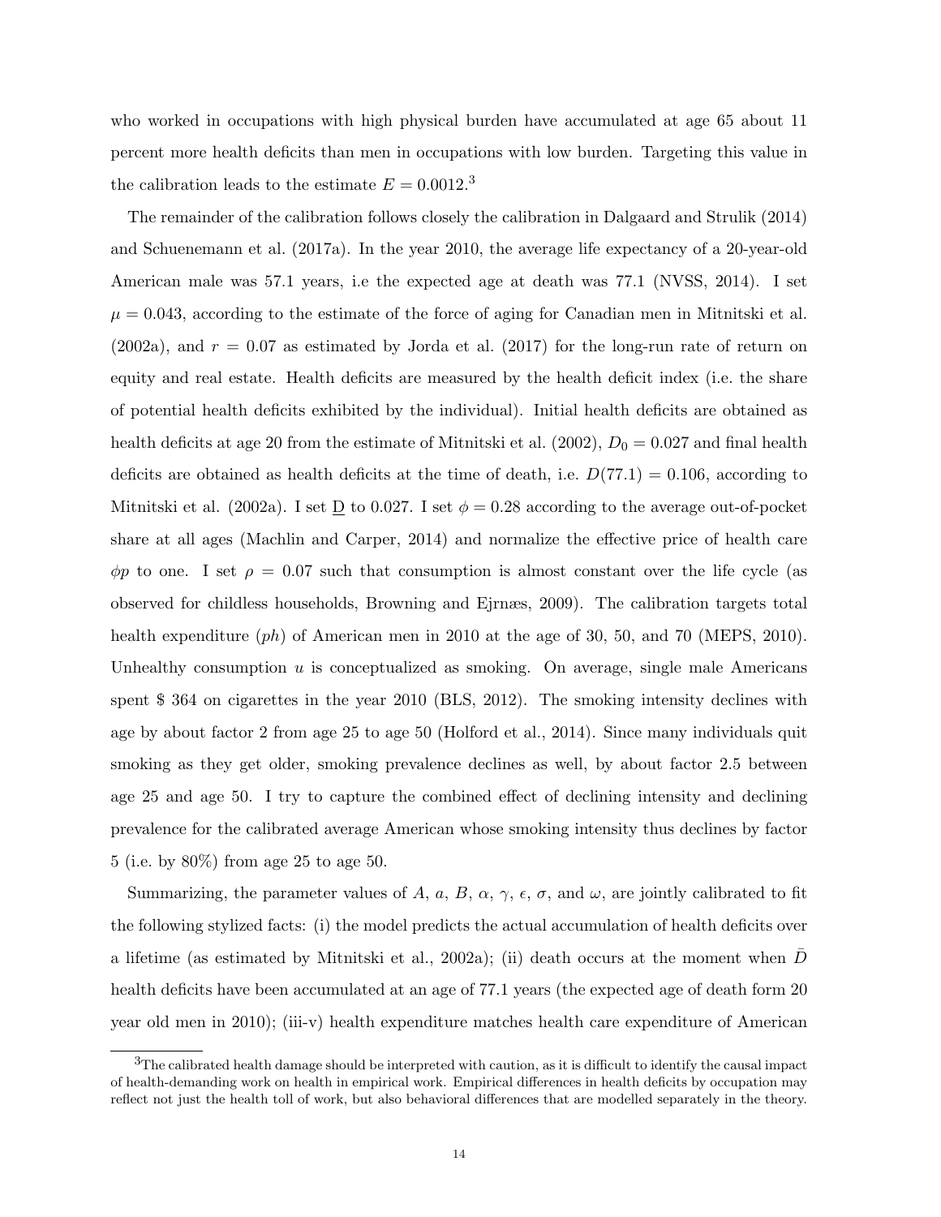who worked in occupations with high physical burden have accumulated at age 65 about 11 percent more health deficits than men in occupations with low burden. Targeting this value in the calibration leads to the estimate $E = 0.0012$.[3]

The remainder of the calibration follows closely the calibration in Dalgaard and Strulik (2014) and Schuenemann et al. (2017a). In the year 2010, the average life expectancy of a 20-year-old American male was 57.1 years, i.e the expected age at death was 77.1 (NVSS, 2014). I set $\mu = 0.043$, according to the estimate of the force of aging for Canadian men in Mitnitski et al. (2002a), and $r = 0.07$ as estimated by Jorda et al. (2017) for the long-run rate of return on equity and real estate. Health deficits are measured by the health deficit index (i.e. the share of potential health deficits exhibited by the individual). Initial health deficits are obtained as health deficits at age 20 from the estimate of Mitnitski et al. (2002), $D_0 = 0.027$ and final health deficits are obtained as health deficits at the time of death, i.e. $D(77.1) = 0.106$, according to Mitnitski et al. (2002a). I set $\underline{D}$ to 0.027. I set $\phi = 0.28$ according to the average out-of-pocket share at all ages (Machlin and Carper, 2014) and normalize the effective price of health care $\phi p$ to one. I set $\rho = 0.07$ such that consumption is almost constant over the life cycle (as observed for childless households, Browning and Ejrnæs, 2009). The calibration targets total health expenditure ($ph$) of American men in 2010 at the age of 30, 50, and 70 (MEPS, 2010). Unhealthy consumption $u$ is conceptualized as smoking. On average, single male Americans spent \$ 364 on cigarettes in the year 2010 (BLS, 2012). The smoking intensity declines with age by about factor 2 from age 25 to age 50 (Holford et al., 2014). Since many individuals quit smoking as they get older, smoking prevalence declines as well, by about factor 2.5 between age 25 and age 50. I try to capture the combined effect of declining intensity and declining prevalence for the calibrated average American whose smoking intensity thus declines by factor 5 (i.e. by 80%) from age 25 to age 50.

Summarizing, the parameter values of $A$, $a$, $B$, $\alpha$, $\gamma$, $\epsilon$, $\sigma$, and $\omega$, are jointly calibrated to fit the following stylized facts: (i) the model predicts the actual accumulation of health deficits over a lifetime (as estimated by Mitnitski et al., 2002a); (ii) death occurs at the moment when $\bar{D}$ health deficits have been accumulated at an age of 77.1 years (the expected age of death form 20 year old men in 2010); (iii-v) health expenditure matches health care expenditure of American

[3] The calibrated health damage should be interpreted with caution, as it is difficult to identify the causal impact of health-demanding work on health in empirical work. Empirical differences in health deficits by occupation may reflect not just the health toll of work, but also behavioral differences that are modelled separately in the theory.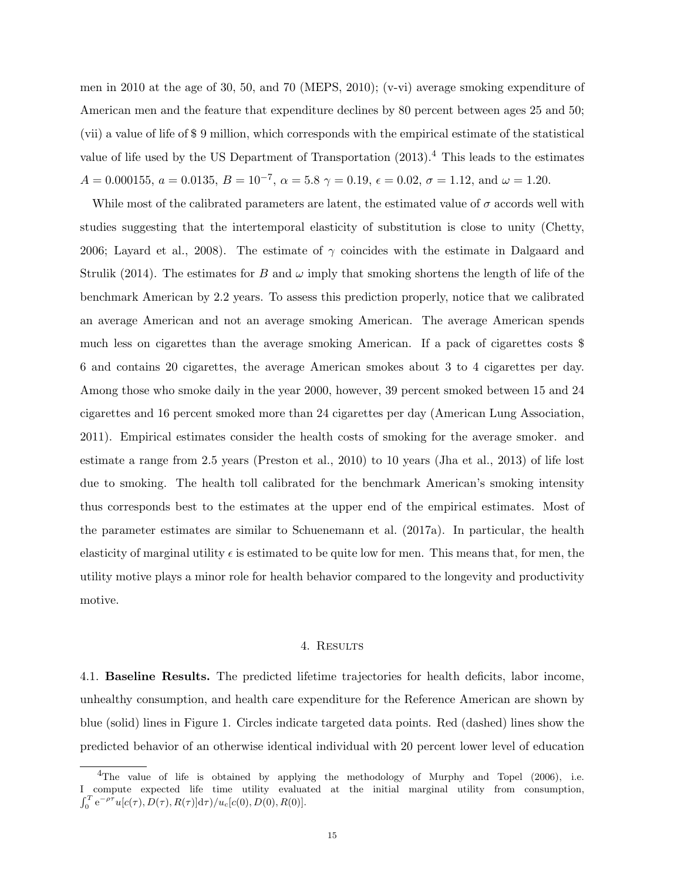men in 2010 at the age of 30, 50, and 70 (MEPS, 2010); (v-vi) average smoking expenditure of American men and the feature that expenditure declines by 80 percent between ages 25 and 50; (vii) a value of life of \$ 9 million, which corresponds with the empirical estimate of the statistical value of life used by the US Department of Transportation (2013).[4] This leads to the estimates $A = 0.000155$, $a = 0.0135$, $B = 10^{-7}$, $\alpha = 5.8$ $\gamma = 0.19$, $\epsilon = 0.02$, $\sigma = 1.12$, and $\omega = 1.20$.

While most of the calibrated parameters are latent, the estimated value of $\sigma$ accords well with studies suggesting that the intertemporal elasticity of substitution is close to unity (Chetty, 2006; Layard et al., 2008). The estimate of $\gamma$ coincides with the estimate in Dalgaard and Strulik (2014). The estimates for $B$ and $\omega$ imply that smoking shortens the length of life of the benchmark American by 2.2 years. To assess this prediction properly, notice that we calibrated an average American and not an average smoking American. The average American spends much less on cigarettes than the average smoking American. If a pack of cigarettes costs \$ 6 and contains 20 cigarettes, the average American smokes about 3 to 4 cigarettes per day. Among those who smoke daily in the year 2000, however, 39 percent smoked between 15 and 24 cigarettes and 16 percent smoked more than 24 cigarettes per day (American Lung Association, 2011). Empirical estimates consider the health costs of smoking for the average smoker. and estimate a range from 2.5 years (Preston et al., 2010) to 10 years (Jha et al., 2013) of life lost due to smoking. The health toll calibrated for the benchmark American's smoking intensity thus corresponds best to the estimates at the upper end of the empirical estimates. Most of the parameter estimates are similar to Schuenemann et al. (2017a). In particular, the health elasticity of marginal utility $\epsilon$ is estimated to be quite low for men. This means that, for men, the utility motive plays a minor role for health behavior compared to the longevity and productivity motive.

## 4. Results

4.1. **Baseline Results.** The predicted lifetime trajectories for health deficits, labor income, unhealthy consumption, and health care expenditure for the Reference American are shown by blue (solid) lines in Figure 1. Circles indicate targeted data points. Red (dashed) lines show the predicted behavior of an otherwise identical individual with 20 percent lower level of education

[4]The value of life is obtained by applying the methodology of Murphy and Topel (2006), i.e. I compute expected life time utility evaluated at the initial marginal utility from consumption, $\int_0^T e^{-\rho\tau} u[c(\tau), D(\tau), R(\tau)]\mathrm{d}\tau)/u_c[c(0), D(0), R(0)]$.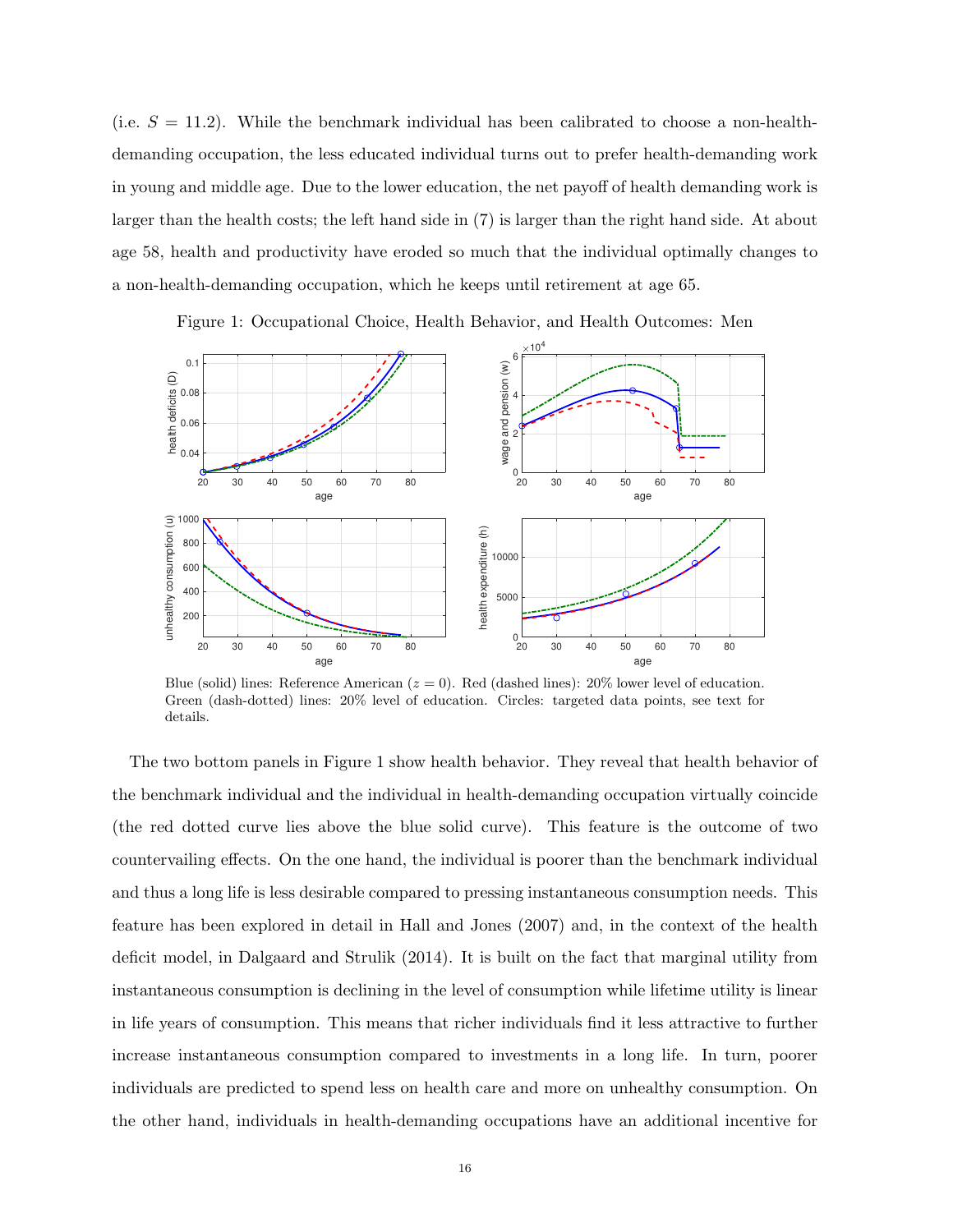(i.e. $S = 11.2$). While the benchmark individual has been calibrated to choose a non-health-demanding occupation, the less educated individual turns out to prefer health-demanding work in young and middle age. Due to the lower education, the net payoff of health demanding work is larger than the health costs; the left hand side in (7) is larger than the right hand side. At about age 58, health and productivity have eroded so much that the individual optimally changes to a non-health-demanding occupation, which he keeps until retirement at age 65.

Figure 1: Occupational Choice, Health Behavior, and Health Outcomes: Men

Blue (solid) lines: Reference American ($z = 0$). Red (dashed lines): 20% lower level of education. Green (dash-dotted) lines: 20% level of education. Circles: targeted data points, see text for details.

The two bottom panels in Figure 1 show health behavior. They reveal that health behavior of the benchmark individual and the individual in health-demanding occupation virtually coincide (the red dotted curve lies above the blue solid curve). This feature is the outcome of two countervailing effects. On the one hand, the individual is poorer than the benchmark individual and thus a long life is less desirable compared to pressing instantaneous consumption needs. This feature has been explored in detail in Hall and Jones (2007) and, in the context of the health deficit model, in Dalgaard and Strulik (2014). It is built on the fact that marginal utility from instantaneous consumption is declining in the level of consumption while lifetime utility is linear in life years of consumption. This means that richer individuals find it less attractive to further increase instantaneous consumption compared to investments in a long life. In turn, poorer individuals are predicted to spend less on health care and more on unhealthy consumption. On the other hand, individuals in health-demanding occupations have an additional incentive for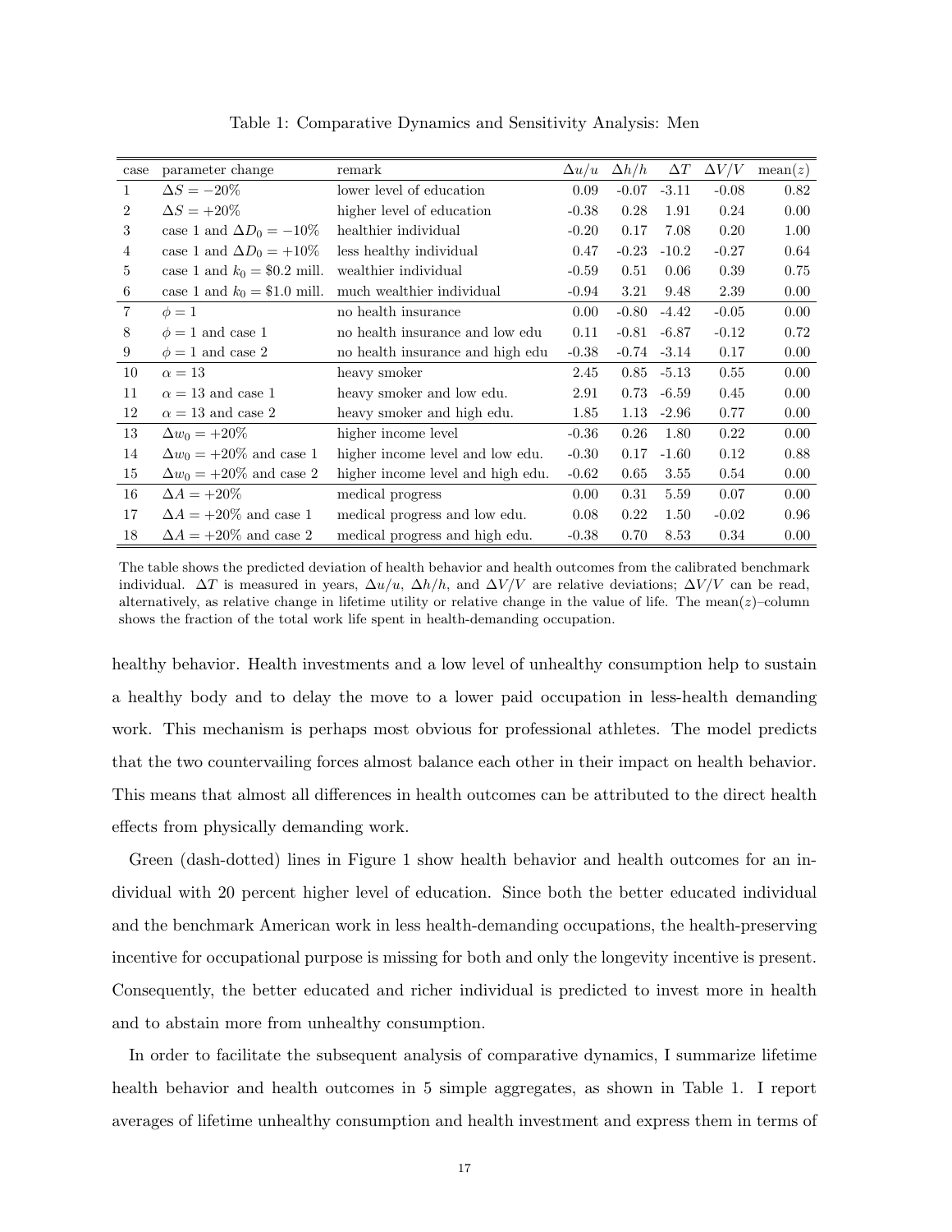Table 1: Comparative Dynamics and Sensitivity Analysis: Men

| case | parameter change | remark | $\Delta u/u$ | $\Delta h/h$ | $\Delta T$ | $\Delta V/V$ | mean($z$) |
|---|---|---|---|---|---|---|---|
| 1 | $\Delta S = -20\%$ | lower level of education | 0.09 | -0.07 | -3.11 | -0.08 | 0.82 |
| 2 | $\Delta S = +20\%$ | higher level of education | -0.38 | 0.28 | 1.91 | 0.24 | 0.00 |
| 3 | case 1 and $\Delta D_0 = -10\%$ | healthier individual | -0.20 | 0.17 | 7.08 | 0.20 | 1.00 |
| 4 | case 1 and $\Delta D_0 = +10\%$ | less healthy individual | 0.47 | -0.23 | -10.2 | -0.27 | 0.64 |
| 5 | case 1 and $k_0 = \$0.2$ mill. | wealthier individual | -0.59 | 0.51 | 0.06 | 0.39 | 0.75 |
| 6 | case 1 and $k_0 = \$1.0$ mill. | much wealthier individual | -0.94 | 3.21 | 9.48 | 2.39 | 0.00 |
| 7 | $\phi = 1$ | no health insurance | 0.00 | -0.80 | -4.42 | -0.05 | 0.00 |
| 8 | $\phi = 1$ and case 1 | no health insurance and low edu | 0.11 | -0.81 | -6.87 | -0.12 | 0.72 |
| 9 | $\phi = 1$ and case 2 | no health insurance and high edu | -0.38 | -0.74 | -3.14 | 0.17 | 0.00 |
| 10 | $\alpha = 13$ | heavy smoker | 2.45 | 0.85 | -5.13 | 0.55 | 0.00 |
| 11 | $\alpha = 13$ and case 1 | heavy smoker and low edu. | 2.91 | 0.73 | -6.59 | 0.45 | 0.00 |
| 12 | $\alpha = 13$ and case 2 | heavy smoker and high edu. | 1.85 | 1.13 | -2.96 | 0.77 | 0.00 |
| 13 | $\Delta w_0 = +20\%$ | higher income level | -0.36 | 0.26 | 1.80 | 0.22 | 0.00 |
| 14 | $\Delta w_0 = +20\%$ and case 1 | higher income level and low edu. | -0.30 | 0.17 | -1.60 | 0.12 | 0.88 |
| 15 | $\Delta w_0 = +20\%$ and case 2 | higher income level and high edu. | -0.62 | 0.65 | 3.55 | 0.54 | 0.00 |
| 16 | $\Delta A = +20\%$ | medical progress | 0.00 | 0.31 | 5.59 | 0.07 | 0.00 |
| 17 | $\Delta A = +20\%$ and case 1 | medical progress and low edu. | 0.08 | 0.22 | 1.50 | -0.02 | 0.96 |
| 18 | $\Delta A = +20\%$ and case 2 | medical progress and high edu. | -0.38 | 0.70 | 8.53 | 0.34 | 0.00 |

The table shows the predicted deviation of health behavior and health outcomes from the calibrated benchmark individual. $\Delta T$ is measured in years, $\Delta u/u$, $\Delta h/h$, and $\Delta V/V$ are relative deviations; $\Delta V/V$ can be read, alternatively, as relative change in lifetime utility or relative change in the value of life. The mean($z$)–column shows the fraction of the total work life spent in health-demanding occupation.

healthy behavior. Health investments and a low level of unhealthy consumption help to sustain a healthy body and to delay the move to a lower paid occupation in less-health demanding work. This mechanism is perhaps most obvious for professional athletes. The model predicts that the two countervailing forces almost balance each other in their impact on health behavior. This means that almost all differences in health outcomes can be attributed to the direct health effects from physically demanding work.

Green (dash-dotted) lines in Figure 1 show health behavior and health outcomes for an individual with 20 percent higher level of education. Since both the better educated individual and the benchmark American work in less health-demanding occupations, the health-preserving incentive for occupational purpose is missing for both and only the longevity incentive is present. Consequently, the better educated and richer individual is predicted to invest more in health and to abstain more from unhealthy consumption.

In order to facilitate the subsequent analysis of comparative dynamics, I summarize lifetime health behavior and health outcomes in 5 simple aggregates, as shown in Table 1. I report averages of lifetime unhealthy consumption and health investment and express them in terms of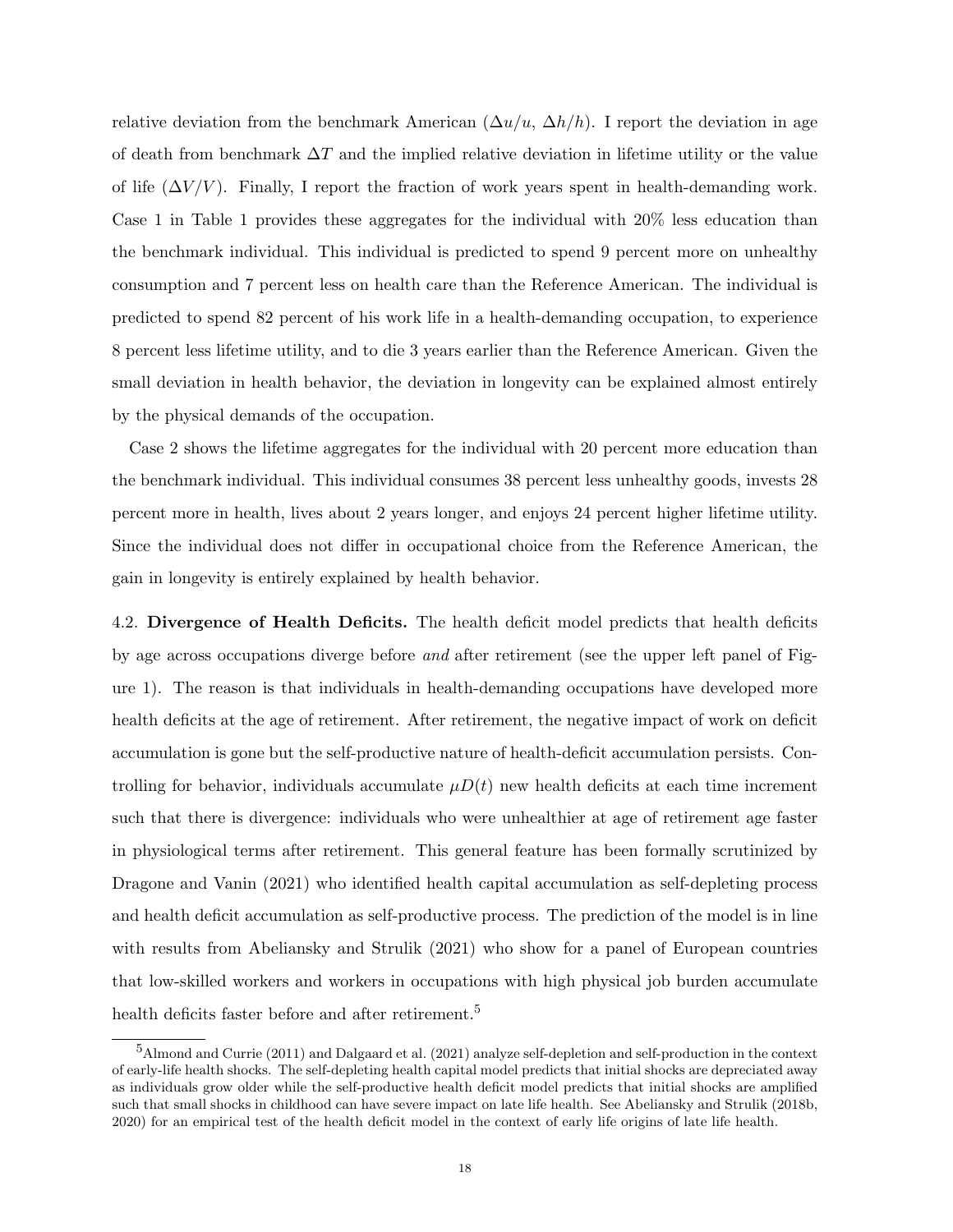relative deviation from the benchmark American ($\Delta u/u$, $\Delta h/h$). I report the deviation in age of death from benchmark $\Delta T$ and the implied relative deviation in lifetime utility or the value of life ($\Delta V/V$). Finally, I report the fraction of work years spent in health-demanding work. Case 1 in Table 1 provides these aggregates for the individual with 20% less education than the benchmark individual. This individual is predicted to spend 9 percent more on unhealthy consumption and 7 percent less on health care than the Reference American. The individual is predicted to spend 82 percent of his work life in a health-demanding occupation, to experience 8 percent less lifetime utility, and to die 3 years earlier than the Reference American. Given the small deviation in health behavior, the deviation in longevity can be explained almost entirely by the physical demands of the occupation.

Case 2 shows the lifetime aggregates for the individual with 20 percent more education than the benchmark individual. This individual consumes 38 percent less unhealthy goods, invests 28 percent more in health, lives about 2 years longer, and enjoys 24 percent higher lifetime utility. Since the individual does not differ in occupational choice from the Reference American, the gain in longevity is entirely explained by health behavior.

4.2. **Divergence of Health Deficits.** The health deficit model predicts that health deficits by age across occupations diverge before *and* after retirement (see the upper left panel of Figure 1). The reason is that individuals in health-demanding occupations have developed more health deficits at the age of retirement. After retirement, the negative impact of work on deficit accumulation is gone but the self-productive nature of health-deficit accumulation persists. Controlling for behavior, individuals accumulate $\mu D(t)$ new health deficits at each time increment such that there is divergence: individuals who were unhealthier at age of retirement age faster in physiological terms after retirement. This general feature has been formally scrutinized by Dragone and Vanin (2021) who identified health capital accumulation as self-depleting process and health deficit accumulation as self-productive process. The prediction of the model is in line with results from Abeliansky and Strulik (2021) who show for a panel of European countries that low-skilled workers and workers in occupations with high physical job burden accumulate health deficits faster before and after retirement.[5]

[5] Almond and Currie (2011) and Dalgaard et al. (2021) analyze self-depletion and self-production in the context of early-life health shocks. The self-depleting health capital model predicts that initial shocks are depreciated away as individuals grow older while the self-productive health deficit model predicts that initial shocks are amplified such that small shocks in childhood can have severe impact on late life health. See Abeliansky and Strulik (2018b, 2020) for an empirical test of the health deficit model in the context of early life origins of late life health.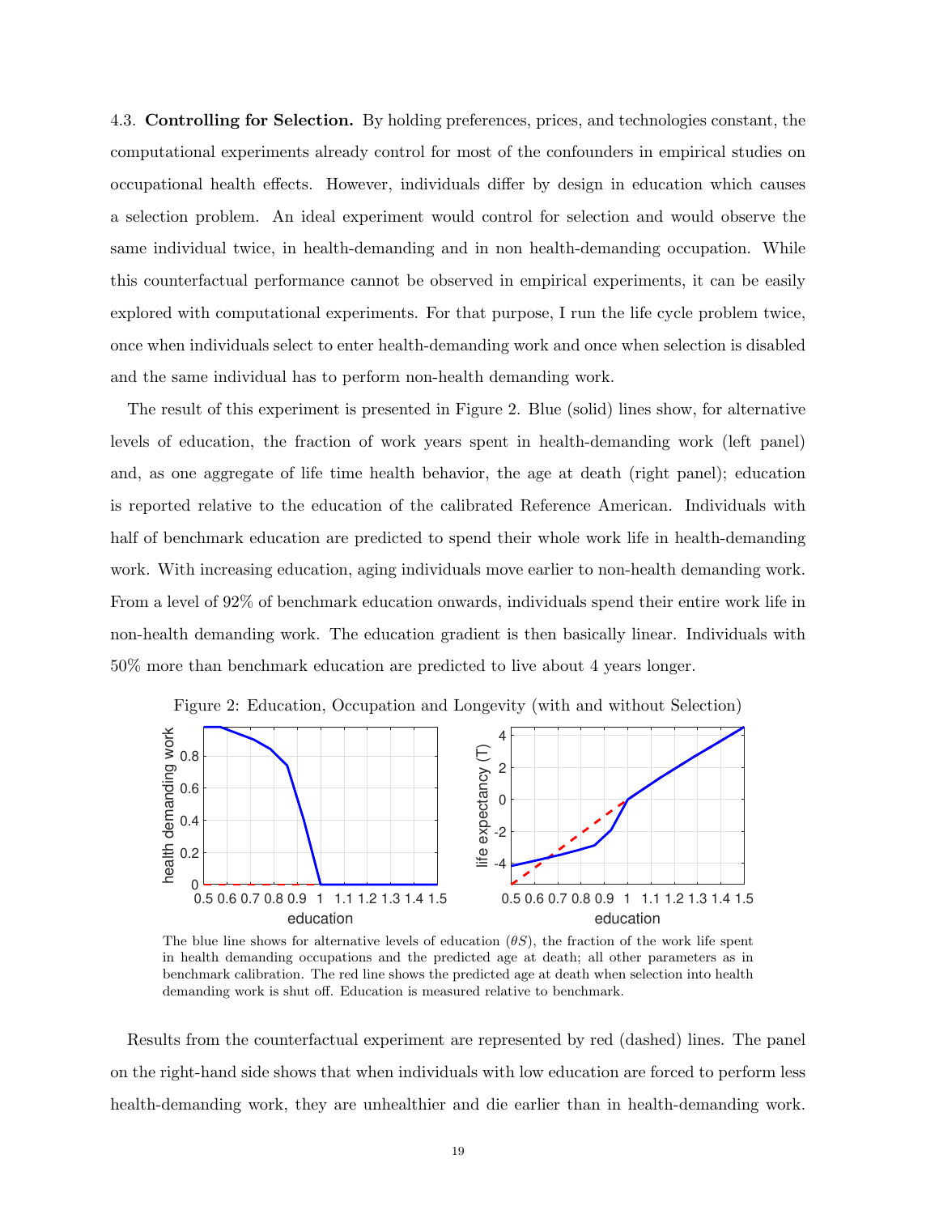4.3. **Controlling for Selection.** By holding preferences, prices, and technologies constant, the computational experiments already control for most of the confounders in empirical studies on occupational health effects. However, individuals differ by design in education which causes a selection problem. An ideal experiment would control for selection and would observe the same individual twice, in health-demanding and in non health-demanding occupation. While this counterfactual performance cannot be observed in empirical experiments, it can be easily explored with computational experiments. For that purpose, I run the life cycle problem twice, once when individuals select to enter health-demanding work and once when selection is disabled and the same individual has to perform non-health demanding work.

The result of this experiment is presented in Figure 2. Blue (solid) lines show, for alternative levels of education, the fraction of work years spent in health-demanding work (left panel) and, as one aggregate of life time health behavior, the age at death (right panel); education is reported relative to the education of the calibrated Reference American. Individuals with half of benchmark education are predicted to spend their whole work life in health-demanding work. With increasing education, aging individuals move earlier to non-health demanding work. From a level of 92% of benchmark education onwards, individuals spend their entire work life in non-health demanding work. The education gradient is then basically linear. Individuals with 50% more than benchmark education are predicted to live about 4 years longer.

Figure 2: Education, Occupation and Longevity (with and without Selection)

The blue line shows for alternative levels of education ($\theta S$), the fraction of the work life spent in health demanding occupations and the predicted age at death; all other parameters as in benchmark calibration. The red line shows the predicted age at death when selection into health demanding work is shut off. Education is measured relative to benchmark.

Results from the counterfactual experiment are represented by red (dashed) lines. The panel on the right-hand side shows that when individuals with low education are forced to perform less health-demanding work, they are unhealthier and die earlier than in health-demanding work.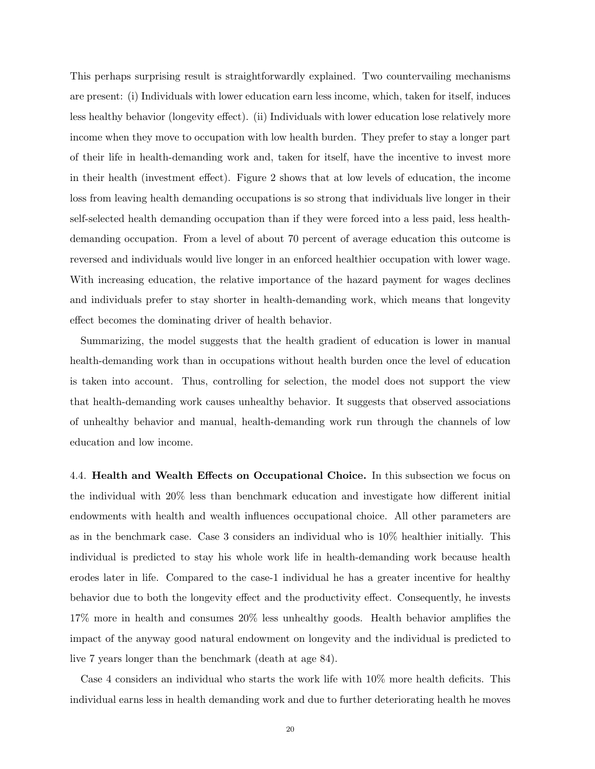This perhaps surprising result is straightforwardly explained. Two countervailing mechanisms are present: (i) Individuals with lower education earn less income, which, taken for itself, induces less healthy behavior (longevity effect). (ii) Individuals with lower education lose relatively more income when they move to occupation with low health burden. They prefer to stay a longer part of their life in health-demanding work and, taken for itself, have the incentive to invest more in their health (investment effect). Figure 2 shows that at low levels of education, the income loss from leaving health demanding occupations is so strong that individuals live longer in their self-selected health demanding occupation than if they were forced into a less paid, less health-demanding occupation. From a level of about 70 percent of average education this outcome is reversed and individuals would live longer in an enforced healthier occupation with lower wage. With increasing education, the relative importance of the hazard payment for wages declines and individuals prefer to stay shorter in health-demanding work, which means that longevity effect becomes the dominating driver of health behavior.

Summarizing, the model suggests that the health gradient of education is lower in manual health-demanding work than in occupations without health burden once the level of education is taken into account. Thus, controlling for selection, the model does not support the view that health-demanding work causes unhealthy behavior. It suggests that observed associations of unhealthy behavior and manual, health-demanding work run through the channels of low education and low income.

4.4. **Health and Wealth Effects on Occupational Choice.** In this subsection we focus on the individual with 20% less than benchmark education and investigate how different initial endowments with health and wealth influences occupational choice. All other parameters are as in the benchmark case. Case 3 considers an individual who is 10% healthier initially. This individual is predicted to stay his whole work life in health-demanding work because health erodes later in life. Compared to the case-1 individual he has a greater incentive for healthy behavior due to both the longevity effect and the productivity effect. Consequently, he invests 17% more in health and consumes 20% less unhealthy goods. Health behavior amplifies the impact of the anyway good natural endowment on longevity and the individual is predicted to live 7 years longer than the benchmark (death at age 84).

Case 4 considers an individual who starts the work life with 10% more health deficits. This individual earns less in health demanding work and due to further deteriorating health he moves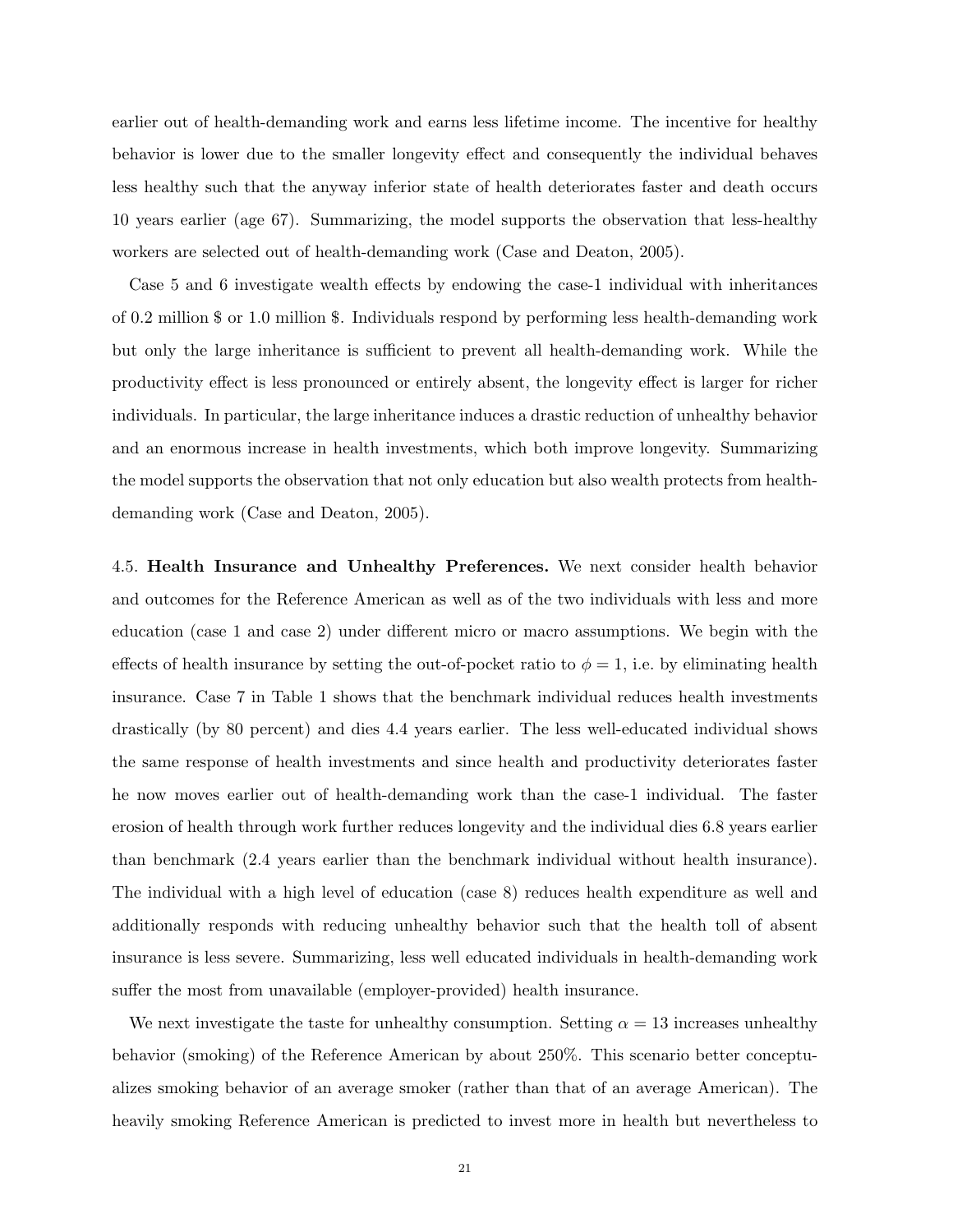earlier out of health-demanding work and earns less lifetime income. The incentive for healthy behavior is lower due to the smaller longevity effect and consequently the individual behaves less healthy such that the anyway inferior state of health deteriorates faster and death occurs 10 years earlier (age 67). Summarizing, the model supports the observation that less-healthy workers are selected out of health-demanding work (Case and Deaton, 2005).

Case 5 and 6 investigate wealth effects by endowing the case-1 individual with inheritances of 0.2 million \$ or 1.0 million \$. Individuals respond by performing less health-demanding work but only the large inheritance is sufficient to prevent all health-demanding work. While the productivity effect is less pronounced or entirely absent, the longevity effect is larger for richer individuals. In particular, the large inheritance induces a drastic reduction of unhealthy behavior and an enormous increase in health investments, which both improve longevity. Summarizing the model supports the observation that not only education but also wealth protects from health-demanding work (Case and Deaton, 2005).

4.5. **Health Insurance and Unhealthy Preferences.** We next consider health behavior and outcomes for the Reference American as well as of the two individuals with less and more education (case 1 and case 2) under different micro or macro assumptions. We begin with the effects of health insurance by setting the out-of-pocket ratio to $\phi = 1$, i.e. by eliminating health insurance. Case 7 in Table 1 shows that the benchmark individual reduces health investments drastically (by 80 percent) and dies 4.4 years earlier. The less well-educated individual shows the same response of health investments and since health and productivity deteriorates faster he now moves earlier out of health-demanding work than the case-1 individual. The faster erosion of health through work further reduces longevity and the individual dies 6.8 years earlier than benchmark (2.4 years earlier than the benchmark individual without health insurance). The individual with a high level of education (case 8) reduces health expenditure as well and additionally responds with reducing unhealthy behavior such that the health toll of absent insurance is less severe. Summarizing, less well educated individuals in health-demanding work suffer the most from unavailable (employer-provided) health insurance.

We next investigate the taste for unhealthy consumption. Setting $\alpha = 13$ increases unhealthy behavior (smoking) of the Reference American by about 250%. This scenario better conceptualizes smoking behavior of an average smoker (rather than that of an average American). The heavily smoking Reference American is predicted to invest more in health but nevertheless to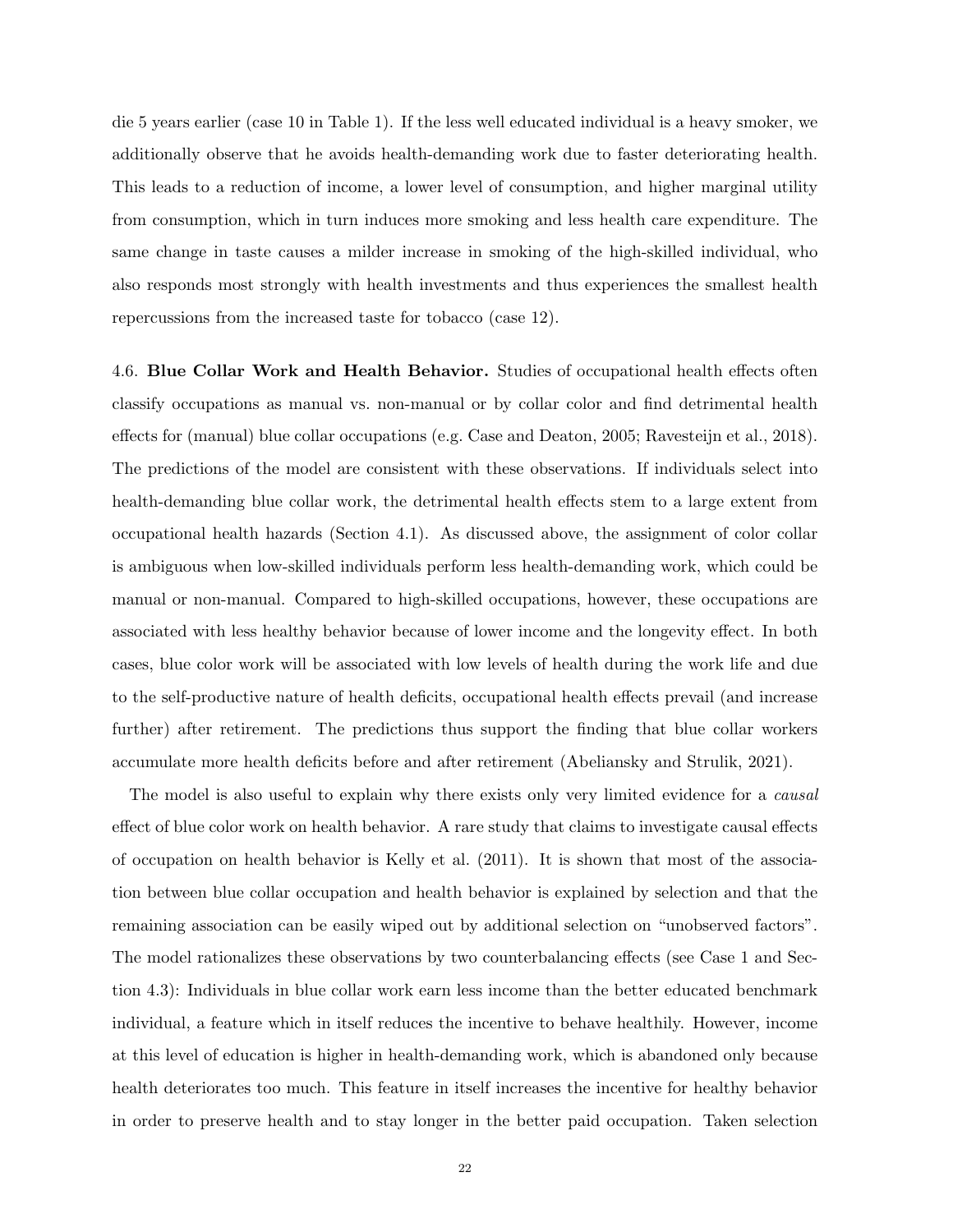die 5 years earlier (case 10 in Table 1). If the less well educated individual is a heavy smoker, we additionally observe that he avoids health-demanding work due to faster deteriorating health. This leads to a reduction of income, a lower level of consumption, and higher marginal utility from consumption, which in turn induces more smoking and less health care expenditure. The same change in taste causes a milder increase in smoking of the high-skilled individual, who also responds most strongly with health investments and thus experiences the smallest health repercussions from the increased taste for tobacco (case 12).

4.6. **Blue Collar Work and Health Behavior.** Studies of occupational health effects often classify occupations as manual vs. non-manual or by collar color and find detrimental health effects for (manual) blue collar occupations (e.g. Case and Deaton, 2005; Ravesteijn et al., 2018). The predictions of the model are consistent with these observations. If individuals select into health-demanding blue collar work, the detrimental health effects stem to a large extent from occupational health hazards (Section 4.1). As discussed above, the assignment of color collar is ambiguous when low-skilled individuals perform less health-demanding work, which could be manual or non-manual. Compared to high-skilled occupations, however, these occupations are associated with less healthy behavior because of lower income and the longevity effect. In both cases, blue color work will be associated with low levels of health during the work life and due to the self-productive nature of health deficits, occupational health effects prevail (and increase further) after retirement. The predictions thus support the finding that blue collar workers accumulate more health deficits before and after retirement (Abeliansky and Strulik, 2021).

The model is also useful to explain why there exists only very limited evidence for a *causal* effect of blue color work on health behavior. A rare study that claims to investigate causal effects of occupation on health behavior is Kelly et al. (2011). It is shown that most of the association between blue collar occupation and health behavior is explained by selection and that the remaining association can be easily wiped out by additional selection on "unobserved factors". The model rationalizes these observations by two counterbalancing effects (see Case 1 and Section 4.3): Individuals in blue collar work earn less income than the better educated benchmark individual, a feature which in itself reduces the incentive to behave healthily. However, income at this level of education is higher in health-demanding work, which is abandoned only because health deteriorates too much. This feature in itself increases the incentive for healthy behavior in order to preserve health and to stay longer in the better paid occupation. Taken selection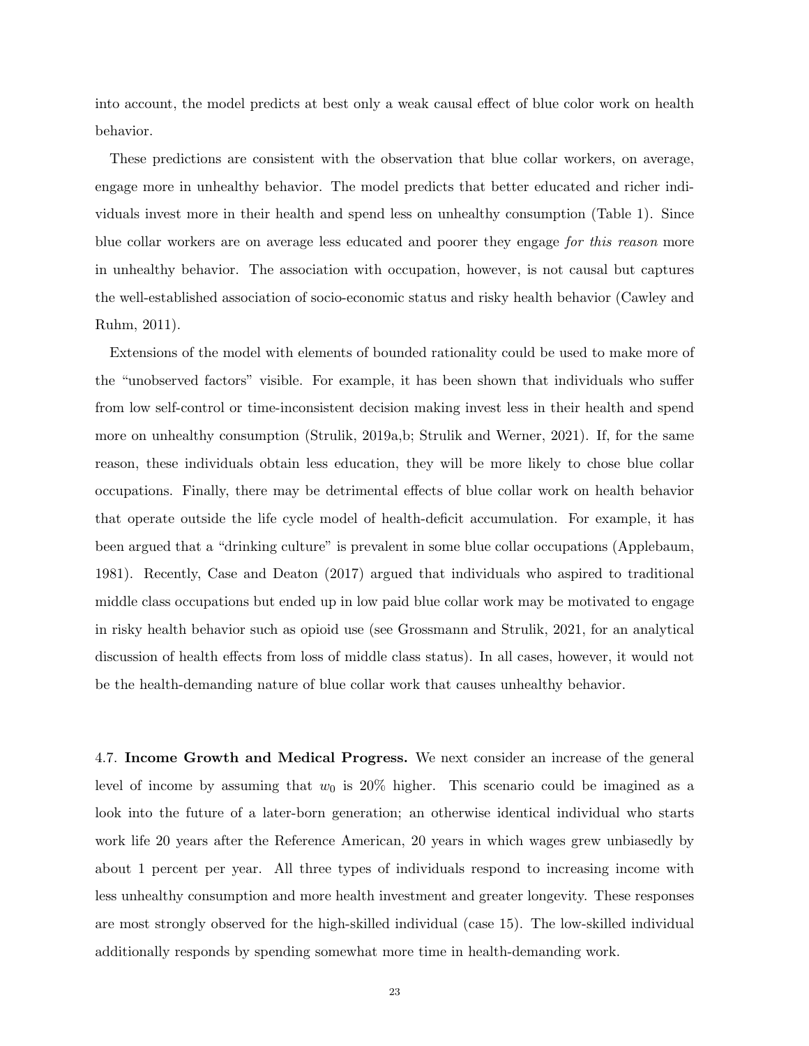into account, the model predicts at best only a weak causal effect of blue color work on health behavior.

These predictions are consistent with the observation that blue collar workers, on average, engage more in unhealthy behavior. The model predicts that better educated and richer individuals invest more in their health and spend less on unhealthy consumption (Table 1). Since blue collar workers are on average less educated and poorer they engage *for this reason* more in unhealthy behavior. The association with occupation, however, is not causal but captures the well-established association of socio-economic status and risky health behavior (Cawley and Ruhm, 2011).

Extensions of the model with elements of bounded rationality could be used to make more of the "unobserved factors" visible. For example, it has been shown that individuals who suffer from low self-control or time-inconsistent decision making invest less in their health and spend more on unhealthy consumption (Strulik, 2019a,b; Strulik and Werner, 2021). If, for the same reason, these individuals obtain less education, they will be more likely to chose blue collar occupations. Finally, there may be detrimental effects of blue collar work on health behavior that operate outside the life cycle model of health-deficit accumulation. For example, it has been argued that a "drinking culture" is prevalent in some blue collar occupations (Applebaum, 1981). Recently, Case and Deaton (2017) argued that individuals who aspired to traditional middle class occupations but ended up in low paid blue collar work may be motivated to engage in risky health behavior such as opioid use (see Grossmann and Strulik, 2021, for an analytical discussion of health effects from loss of middle class status). In all cases, however, it would not be the health-demanding nature of blue collar work that causes unhealthy behavior.

4.7. **Income Growth and Medical Progress.** We next consider an increase of the general level of income by assuming that $w_0$ is 20% higher. This scenario could be imagined as a look into the future of a later-born generation; an otherwise identical individual who starts work life 20 years after the Reference American, 20 years in which wages grew unbiasedly by about 1 percent per year. All three types of individuals respond to increasing income with less unhealthy consumption and more health investment and greater longevity. These responses are most strongly observed for the high-skilled individual (case 15). The low-skilled individual additionally responds by spending somewhat more time in health-demanding work.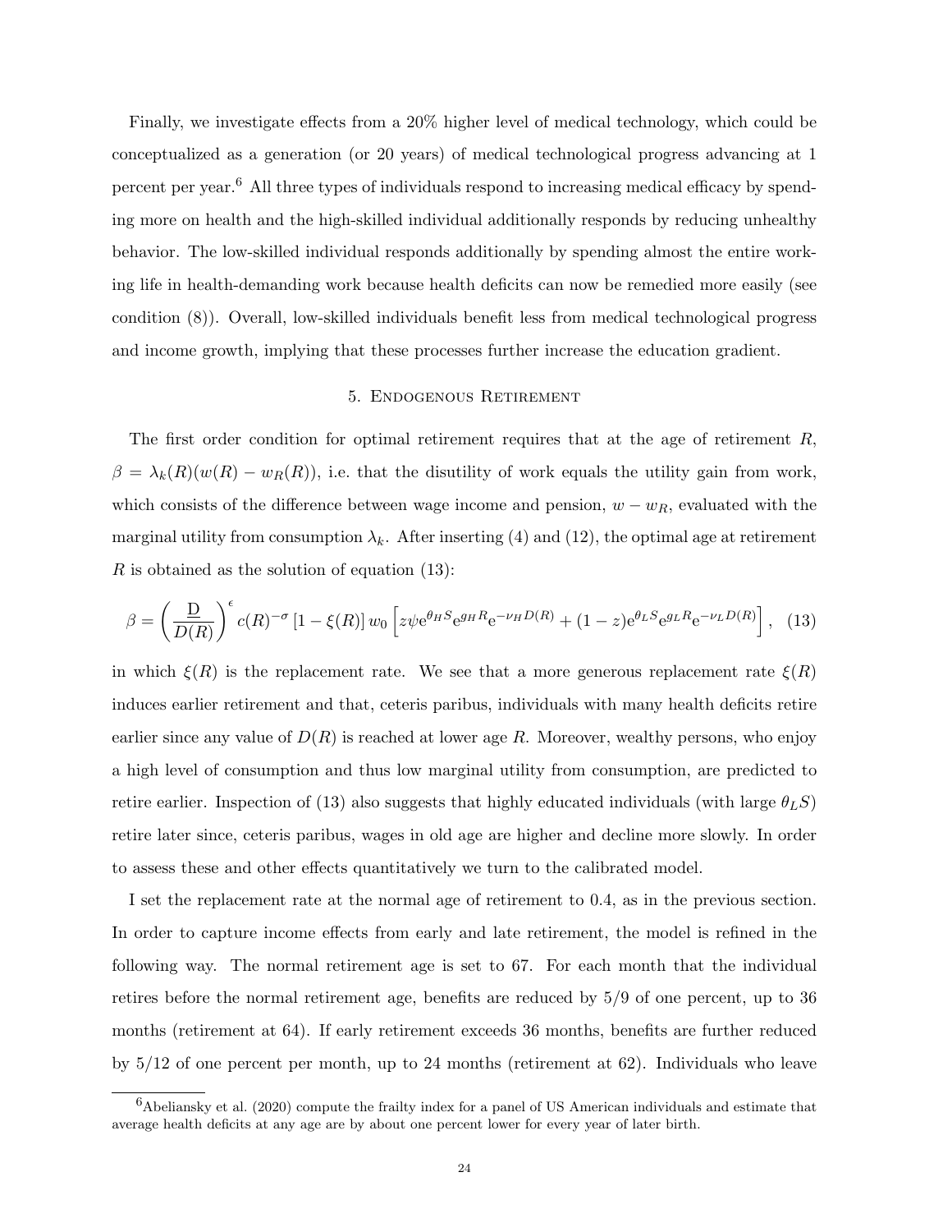Finally, we investigate effects from a 20% higher level of medical technology, which could be conceptualized as a generation (or 20 years) of medical technological progress advancing at 1 percent per year.[6] All three types of individuals respond to increasing medical efficacy by spending more on health and the high-skilled individual additionally responds by reducing unhealthy behavior. The low-skilled individual responds additionally by spending almost the entire working life in health-demanding work because health deficits can now be remedied more easily (see condition (8)). Overall, low-skilled individuals benefit less from medical technological progress and income growth, implying that these processes further increase the education gradient.

## 5. Endogenous Retirement

The first order condition for optimal retirement requires that at the age of retirement $R$, $\beta = \lambda_k(R)(w(R) - w_R(R))$, i.e. that the disutility of work equals the utility gain from work, which consists of the difference between wage income and pension, $w - w_R$, evaluated with the marginal utility from consumption $\lambda_k$. After inserting (4) and (12), the optimal age at retirement $R$ is obtained as the solution of equation (13):

$$\beta = \left(\frac{\underline{D}}{D(R)}\right)^{\epsilon} c(R)^{-\sigma}\left[1-\xi(R)\right] w_0 \left[z\psi e^{\theta_H S} e^{g_H R} e^{-\nu_H D(R)} + (1-z) e^{\theta_L S} e^{g_L R} e^{-\nu_L D(R)}\right], \quad (13)$$

in which $\xi(R)$ is the replacement rate. We see that a more generous replacement rate $\xi(R)$ induces earlier retirement and that, ceteris paribus, individuals with many health deficits retire earlier since any value of $D(R)$ is reached at lower age $R$. Moreover, wealthy persons, who enjoy a high level of consumption and thus low marginal utility from consumption, are predicted to retire earlier. Inspection of (13) also suggests that highly educated individuals (with large $\theta_L S$) retire later since, ceteris paribus, wages in old age are higher and decline more slowly. In order to assess these and other effects quantitatively we turn to the calibrated model.

I set the replacement rate at the normal age of retirement to 0.4, as in the previous section. In order to capture income effects from early and late retirement, the model is refined in the following way. The normal retirement age is set to 67. For each month that the individual retires before the normal retirement age, benefits are reduced by 5/9 of one percent, up to 36 months (retirement at 64). If early retirement exceeds 36 months, benefits are further reduced by 5/12 of one percent per month, up to 24 months (retirement at 62). Individuals who leave

[6] Abeliansky et al. (2020) compute the frailty index for a panel of US American individuals and estimate that average health deficits at any age are by about one percent lower for every year of later birth.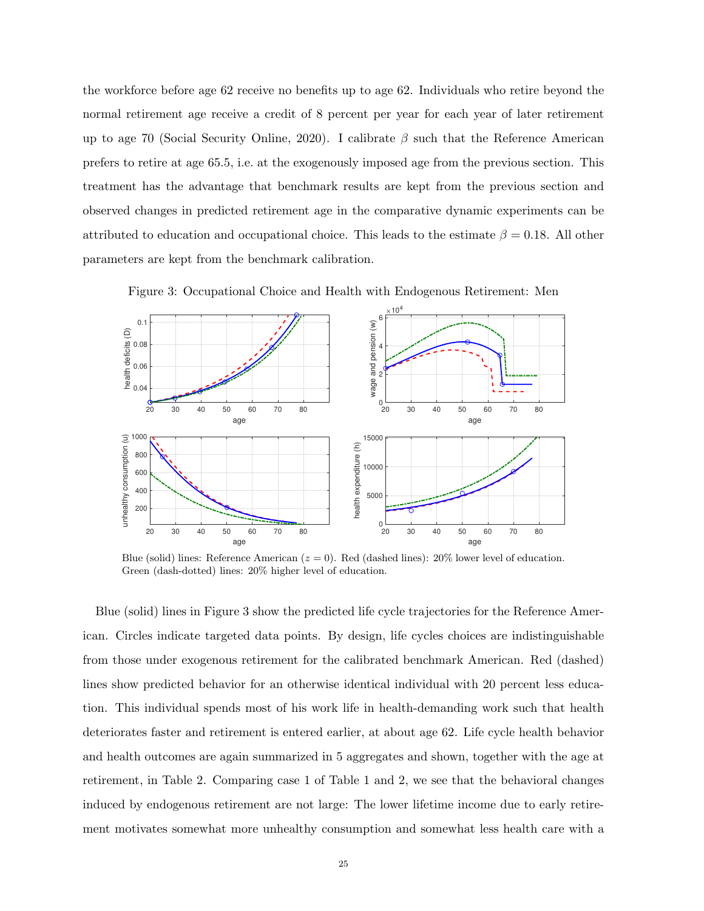the workforce before age 62 receive no benefits up to age 62. Individuals who retire beyond the normal retirement age receive a credit of 8 percent per year for each year of later retirement up to age 70 (Social Security Online, 2020). I calibrate $\beta$ such that the Reference American prefers to retire at age 65.5, i.e. at the exogenously imposed age from the previous section. This treatment has the advantage that benchmark results are kept from the previous section and observed changes in predicted retirement age in the comparative dynamic experiments can be attributed to education and occupational choice. This leads to the estimate $\beta = 0.18$. All other parameters are kept from the benchmark calibration.

Figure 3: Occupational Choice and Health with Endogenous Retirement: Men

Blue (solid) lines: Reference American ($z = 0$). Red (dashed lines): 20% lower level of education. Green (dash-dotted) lines: 20% higher level of education.

Blue (solid) lines in Figure 3 show the predicted life cycle trajectories for the Reference American. Circles indicate targeted data points. By design, life cycles choices are indistinguishable from those under exogenous retirement for the calibrated benchmark American. Red (dashed) lines show predicted behavior for an otherwise identical individual with 20 percent less education. This individual spends most of his work life in health-demanding work such that health deteriorates faster and retirement is entered earlier, at about age 62. Life cycle health behavior and health outcomes are again summarized in 5 aggregates and shown, together with the age at retirement, in Table 2. Comparing case 1 of Table 1 and 2, we see that the behavioral changes induced by endogenous retirement are not large: The lower lifetime income due to early retirement motivates somewhat more unhealthy consumption and somewhat less health care with a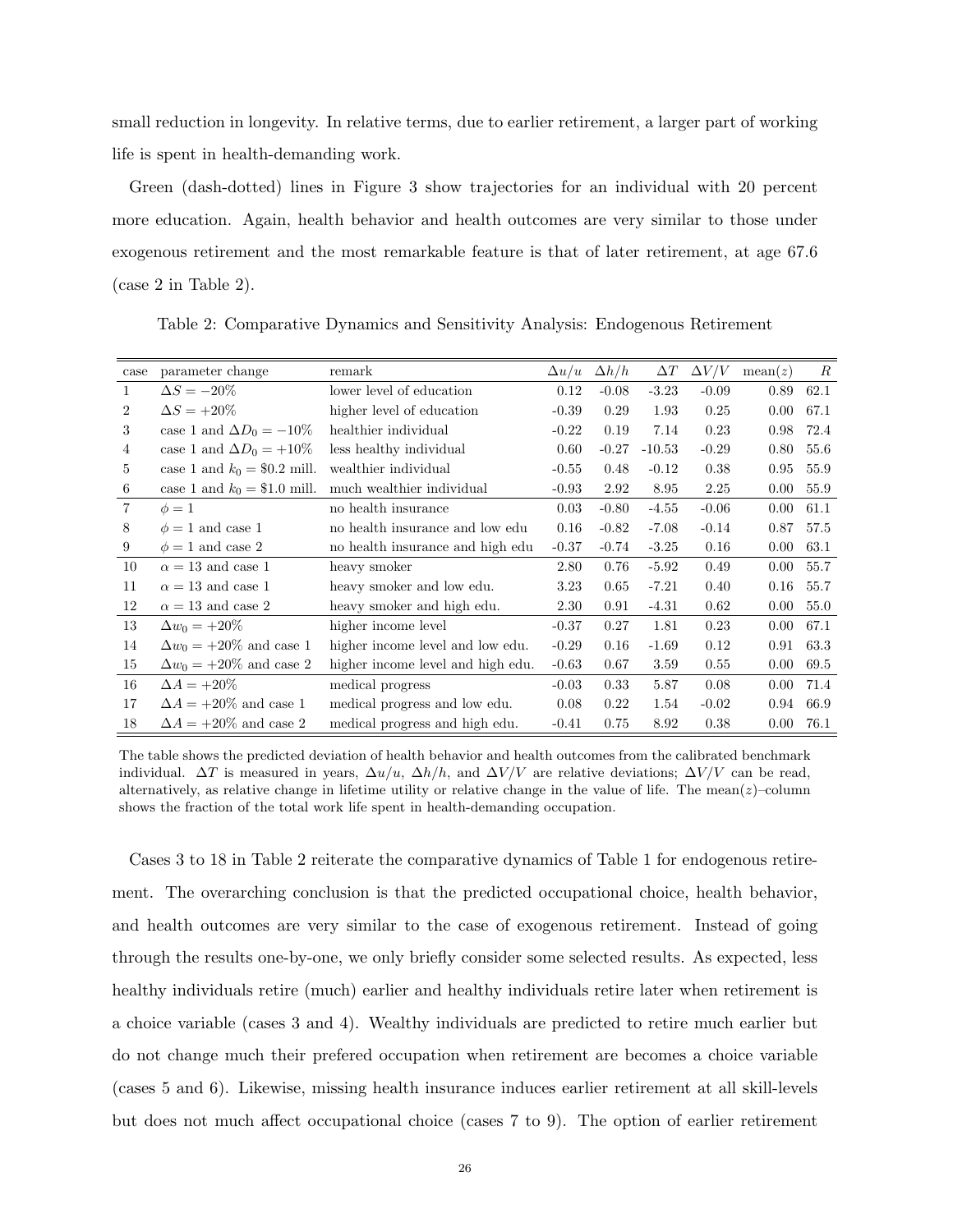small reduction in longevity. In relative terms, due to earlier retirement, a larger part of working life is spent in health-demanding work.

Green (dash-dotted) lines in Figure 3 show trajectories for an individual with 20 percent more education. Again, health behavior and health outcomes are very similar to those under exogenous retirement and the most remarkable feature is that of later retirement, at age 67.6 (case 2 in Table 2).

Table 2: Comparative Dynamics and Sensitivity Analysis: Endogenous Retirement

| case | parameter change | remark | $\Delta u/u$ | $\Delta h/h$ | $\Delta T$ | $\Delta V/V$ | mean$(z)$ | $R$ |
|---|---|---|---|---|---|---|---|---|
| 1 | $\Delta S = -20\%$ | lower level of education | 0.12 | -0.08 | -3.23 | -0.09 | 0.89 | 62.1 |
| 2 | $\Delta S = +20\%$ | higher level of education | -0.39 | 0.29 | 1.93 | 0.25 | 0.00 | 67.1 |
| 3 | case 1 and $\Delta D_0 = -10\%$ | healthier individual | -0.22 | 0.19 | 7.14 | 0.23 | 0.98 | 72.4 |
| 4 | case 1 and $\Delta D_0 = +10\%$ | less healthy individual | 0.60 | -0.27 | -10.53 | -0.29 | 0.80 | 55.6 |
| 5 | case 1 and $k_0 =$ \$0.2 mill. | wealthier individual | -0.55 | 0.48 | -0.12 | 0.38 | 0.95 | 55.9 |
| 6 | case 1 and $k_0 =$ \$1.0 mill. | much wealthier individual | -0.93 | 2.92 | 8.95 | 2.25 | 0.00 | 55.9 |
| 7 | $\phi = 1$ | no health insurance | 0.03 | -0.80 | -4.55 | -0.06 | 0.00 | 61.1 |
| 8 | $\phi = 1$ and case 1 | no health insurance and low edu | 0.16 | -0.82 | -7.08 | -0.14 | 0.87 | 57.5 |
| 9 | $\phi = 1$ and case 2 | no health insurance and high edu | -0.37 | -0.74 | -3.25 | 0.16 | 0.00 | 63.1 |
| 10 | $\alpha = 13$ and case 1 | heavy smoker | 2.80 | 0.76 | -5.92 | 0.49 | 0.00 | 55.7 |
| 11 | $\alpha = 13$ and case 1 | heavy smoker and low edu. | 3.23 | 0.65 | -7.21 | 0.40 | 0.16 | 55.7 |
| 12 | $\alpha = 13$ and case 2 | heavy smoker and high edu. | 2.30 | 0.91 | -4.31 | 0.62 | 0.00 | 55.0 |
| 13 | $\Delta w_0 = +20\%$ | higher income level | -0.37 | 0.27 | 1.81 | 0.23 | 0.00 | 67.1 |
| 14 | $\Delta w_0 = +20\%$ and case 1 | higher income level and low edu. | -0.29 | 0.16 | -1.69 | 0.12 | 0.91 | 63.3 |
| 15 | $\Delta w_0 = +20\%$ and case 2 | higher income level and high edu. | -0.63 | 0.67 | 3.59 | 0.55 | 0.00 | 69.5 |
| 16 | $\Delta A = +20\%$ | medical progress | -0.03 | 0.33 | 5.87 | 0.08 | 0.00 | 71.4 |
| 17 | $\Delta A = +20\%$ and case 1 | medical progress and low edu. | 0.08 | 0.22 | 1.54 | -0.02 | 0.94 | 66.9 |
| 18 | $\Delta A = +20\%$ and case 2 | medical progress and high edu. | -0.41 | 0.75 | 8.92 | 0.38 | 0.00 | 76.1 |

The table shows the predicted deviation of health behavior and health outcomes from the calibrated benchmark individual. $\Delta T$ is measured in years, $\Delta u/u$, $\Delta h/h$, and $\Delta V/V$ are relative deviations; $\Delta V/V$ can be read, alternatively, as relative change in lifetime utility or relative change in the value of life. The mean$(z)$–column shows the fraction of the total work life spent in health-demanding occupation.

Cases 3 to 18 in Table 2 reiterate the comparative dynamics of Table 1 for endogenous retirement. The overarching conclusion is that the predicted occupational choice, health behavior, and health outcomes are very similar to the case of exogenous retirement. Instead of going through the results one-by-one, we only briefly consider some selected results. As expected, less healthy individuals retire (much) earlier and healthy individuals retire later when retirement is a choice variable (cases 3 and 4). Wealthy individuals are predicted to retire much earlier but do not change much their prefered occupation when retirement are becomes a choice variable (cases 5 and 6). Likewise, missing health insurance induces earlier retirement at all skill-levels but does not much affect occupational choice (cases 7 to 9). The option of earlier retirement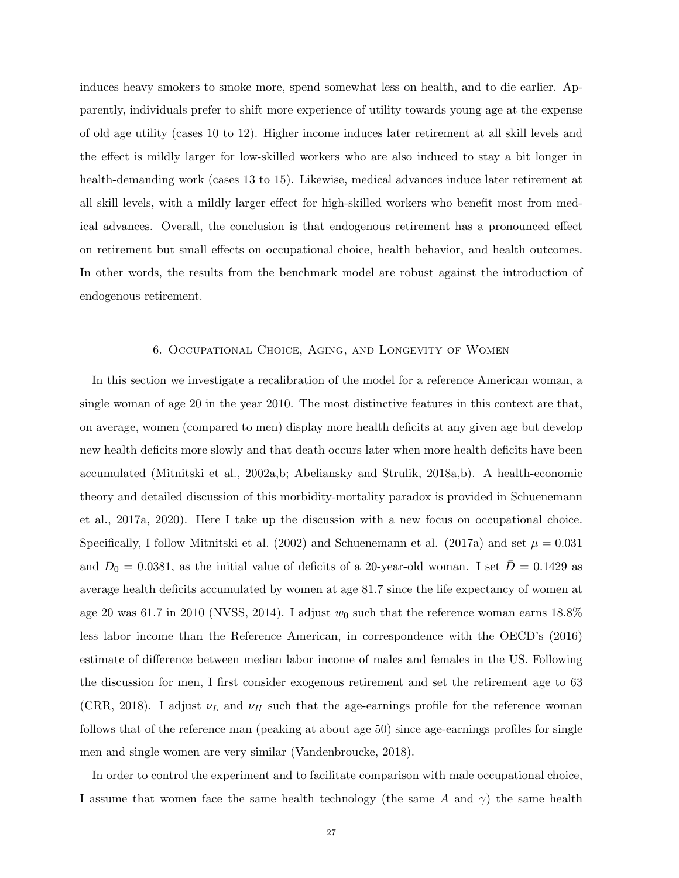induces heavy smokers to smoke more, spend somewhat less on health, and to die earlier. Apparently, individuals prefer to shift more experience of utility towards young age at the expense of old age utility (cases 10 to 12). Higher income induces later retirement at all skill levels and the effect is mildly larger for low-skilled workers who are also induced to stay a bit longer in health-demanding work (cases 13 to 15). Likewise, medical advances induce later retirement at all skill levels, with a mildly larger effect for high-skilled workers who benefit most from medical advances. Overall, the conclusion is that endogenous retirement has a pronounced effect on retirement but small effects on occupational choice, health behavior, and health outcomes. In other words, the results from the benchmark model are robust against the introduction of endogenous retirement.

## 6. Occupational Choice, Aging, and Longevity of Women

In this section we investigate a recalibration of the model for a reference American woman, a single woman of age 20 in the year 2010. The most distinctive features in this context are that, on average, women (compared to men) display more health deficits at any given age but develop new health deficits more slowly and that death occurs later when more health deficits have been accumulated (Mitnitski et al., 2002a,b; Abeliansky and Strulik, 2018a,b). A health-economic theory and detailed discussion of this morbidity-mortality paradox is provided in Schuenemann et al., 2017a, 2020). Here I take up the discussion with a new focus on occupational choice. Specifically, I follow Mitnitski et al. (2002) and Schuenemann et al. (2017a) and set $\mu = 0.031$ and $D_0 = 0.0381$, as the initial value of deficits of a 20-year-old woman. I set $\bar{D} = 0.1429$ as average health deficits accumulated by women at age 81.7 since the life expectancy of women at age 20 was 61.7 in 2010 (NVSS, 2014). I adjust $w_0$ such that the reference woman earns 18.8% less labor income than the Reference American, in correspondence with the OECD's (2016) estimate of difference between median labor income of males and females in the US. Following the discussion for men, I first consider exogenous retirement and set the retirement age to 63 (CRR, 2018). I adjust $\nu_L$ and $\nu_H$ such that the age-earnings profile for the reference woman follows that of the reference man (peaking at about age 50) since age-earnings profiles for single men and single women are very similar (Vandenbroucke, 2018).

In order to control the experiment and to facilitate comparison with male occupational choice, I assume that women face the same health technology (the same $A$ and $\gamma$) the same health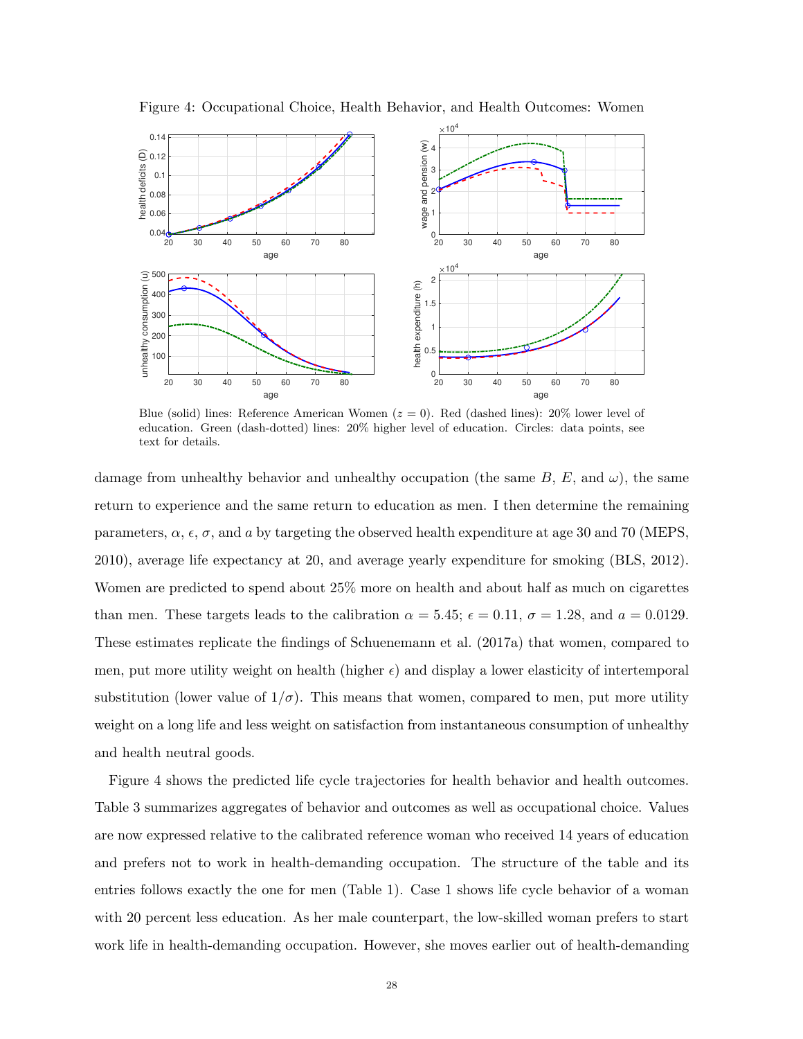Figure 4: Occupational Choice, Health Behavior, and Health Outcomes: Women

Blue (solid) lines: Reference American Women ($z = 0$). Red (dashed lines): 20% lower level of education. Green (dash-dotted) lines: 20% higher level of education. Circles: data points, see text for details.

damage from unhealthy behavior and unhealthy occupation (the same $B$, $E$, and $\omega$), the same return to experience and the same return to education as men. I then determine the remaining parameters, $\alpha$, $\epsilon$, $\sigma$, and $a$ by targeting the observed health expenditure at age 30 and 70 (MEPS, 2010), average life expectancy at 20, and average yearly expenditure for smoking (BLS, 2012). Women are predicted to spend about 25% more on health and about half as much on cigarettes than men. These targets leads to the calibration $\alpha = 5.45$; $\epsilon = 0.11$, $\sigma = 1.28$, and $a = 0.0129$. These estimates replicate the findings of Schuenemann et al. (2017a) that women, compared to men, put more utility weight on health (higher $\epsilon$) and display a lower elasticity of intertemporal substitution (lower value of $1/\sigma$). This means that women, compared to men, put more utility weight on a long life and less weight on satisfaction from instantaneous consumption of unhealthy and health neutral goods.

Figure 4 shows the predicted life cycle trajectories for health behavior and health outcomes. Table 3 summarizes aggregates of behavior and outcomes as well as occupational choice. Values are now expressed relative to the calibrated reference woman who received 14 years of education and prefers not to work in health-demanding occupation. The structure of the table and its entries follows exactly the one for men (Table 1). Case 1 shows life cycle behavior of a woman with 20 percent less education. As her male counterpart, the low-skilled woman prefers to start work life in health-demanding occupation. However, she moves earlier out of health-demanding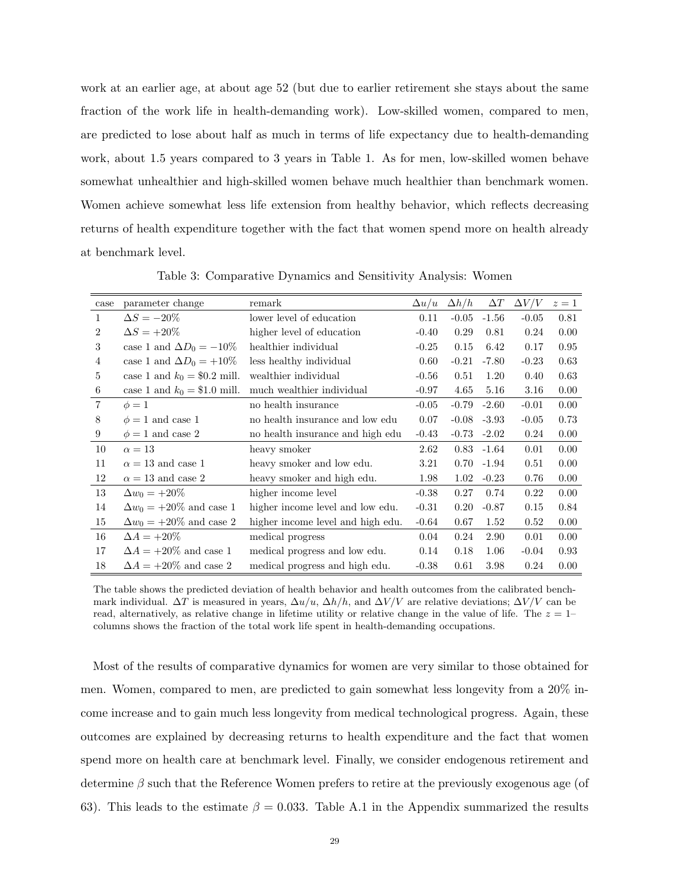work at an earlier age, at about age 52 (but due to earlier retirement she stays about the same fraction of the work life in health-demanding work). Low-skilled women, compared to men, are predicted to lose about half as much in terms of life expectancy due to health-demanding work, about 1.5 years compared to 3 years in Table 1. As for men, low-skilled women behave somewhat unhealthier and high-skilled women behave much healthier than benchmark women. Women achieve somewhat less life extension from healthy behavior, which reflects decreasing returns of health expenditure together with the fact that women spend more on health already at benchmark level.

Table 3: Comparative Dynamics and Sensitivity Analysis: Women

| case | parameter change | remark | $\Delta u/u$ | $\Delta h/h$ | $\Delta T$ | $\Delta V/V$ | $z=1$ |
|---|---|---|---|---|---|---|---|
| 1 | $\Delta S = -20\%$ | lower level of education | 0.11 | -0.05 | -1.56 | -0.05 | 0.81 |
| 2 | $\Delta S = +20\%$ | higher level of education | -0.40 | 0.29 | 0.81 | 0.24 | 0.00 |
| 3 | case 1 and $\Delta D_0 = -10\%$ | healthier individual | -0.25 | 0.15 | 6.42 | 0.17 | 0.95 |
| 4 | case 1 and $\Delta D_0 = +10\%$ | less healthy individual | 0.60 | -0.21 | -7.80 | -0.23 | 0.63 |
| 5 | case 1 and $k_0 = \$0.2$ mill. | wealthier individual | -0.56 | 0.51 | 1.20 | 0.40 | 0.63 |
| 6 | case 1 and $k_0 = \$1.0$ mill. | much wealthier individual | -0.97 | 4.65 | 5.16 | 3.16 | 0.00 |
| 7 | $\phi = 1$ | no health insurance | -0.05 | -0.79 | -2.60 | -0.01 | 0.00 |
| 8 | $\phi = 1$ and case 1 | no health insurance and low edu | 0.07 | -0.08 | -3.93 | -0.05 | 0.73 |
| 9 | $\phi = 1$ and case 2 | no health insurance and high edu | -0.43 | -0.73 | -2.02 | 0.24 | 0.00 |
| 10 | $\alpha = 13$ | heavy smoker | 2.62 | 0.83 | -1.64 | 0.01 | 0.00 |
| 11 | $\alpha = 13$ and case 1 | heavy smoker and low edu. | 3.21 | 0.70 | -1.94 | 0.51 | 0.00 |
| 12 | $\alpha = 13$ and case 2 | heavy smoker and high edu. | 1.98 | 1.02 | -0.23 | 0.76 | 0.00 |
| 13 | $\Delta w_0 = +20\%$ | higher income level | -0.38 | 0.27 | 0.74 | 0.22 | 0.00 |
| 14 | $\Delta w_0 = +20\%$ and case 1 | higher income level and low edu. | -0.31 | 0.20 | -0.87 | 0.15 | 0.84 |
| 15 | $\Delta w_0 = +20\%$ and case 2 | higher income level and high edu. | -0.64 | 0.67 | 1.52 | 0.52 | 0.00 |
| 16 | $\Delta A = +20\%$ | medical progress | 0.04 | 0.24 | 2.90 | 0.01 | 0.00 |
| 17 | $\Delta A = +20\%$ and case 1 | medical progress and low edu. | 0.14 | 0.18 | 1.06 | -0.04 | 0.93 |
| 18 | $\Delta A = +20\%$ and case 2 | medical progress and high edu. | -0.38 | 0.61 | 3.98 | 0.24 | 0.00 |

The table shows the predicted deviation of health behavior and health outcomes from the calibrated benchmark individual. $\Delta T$ is measured in years, $\Delta u/u$, $\Delta h/h$, and $\Delta V/V$ are relative deviations; $\Delta V/V$ can be read, alternatively, as relative change in lifetime utility or relative change in the value of life. The $z=1$–columns shows the fraction of the total work life spent in health-demanding occupations.

Most of the results of comparative dynamics for women are very similar to those obtained for men. Women, compared to men, are predicted to gain somewhat less longevity from a 20% income increase and to gain much less longevity from medical technological progress. Again, these outcomes are explained by decreasing returns to health expenditure and the fact that women spend more on health care at benchmark level. Finally, we consider endogenous retirement and determine $\beta$ such that the Reference Women prefers to retire at the previously exogenous age (of 63). This leads to the estimate $\beta = 0.033$. Table A.1 in the Appendix summarized the results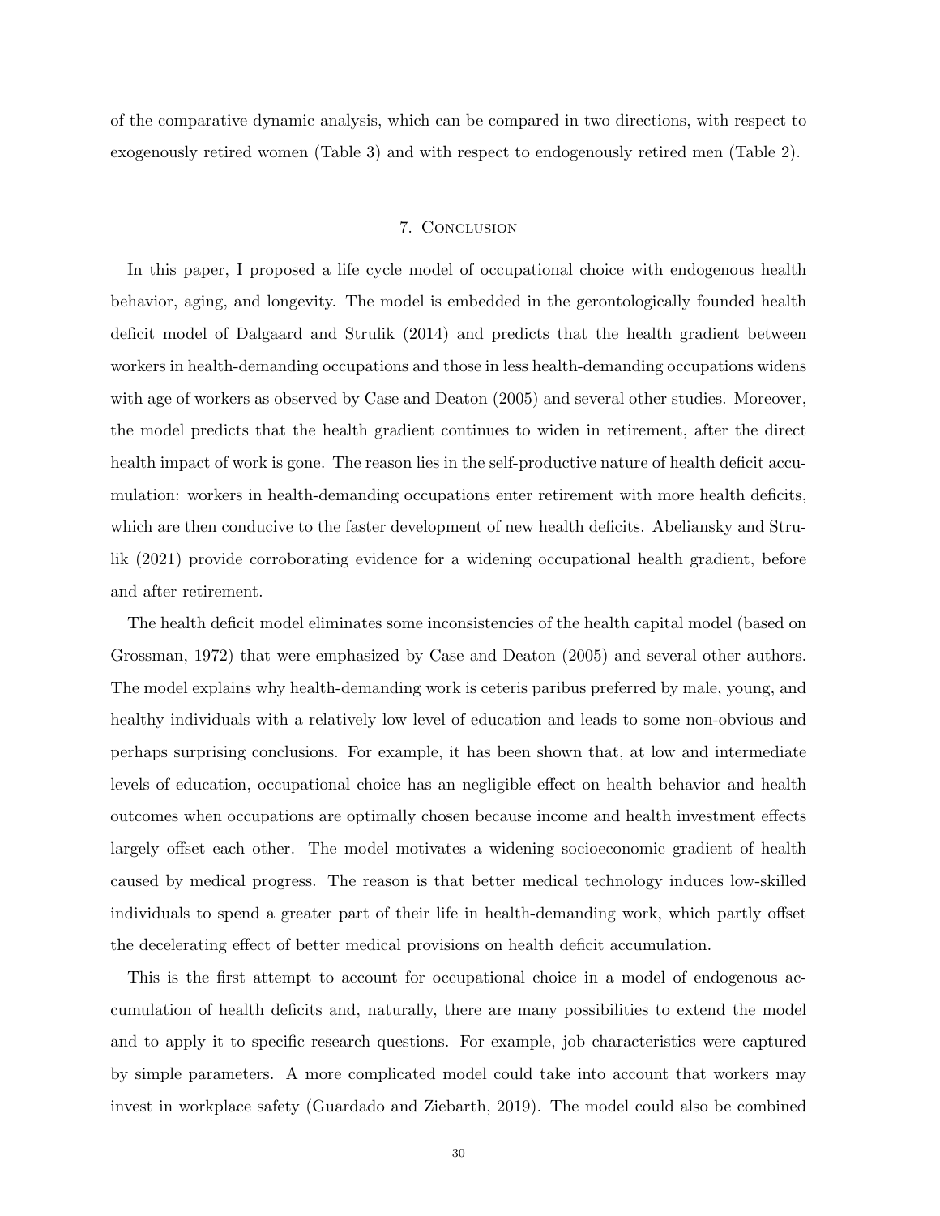of the comparative dynamic analysis, which can be compared in two directions, with respect to exogenously retired women (Table 3) and with respect to endogenously retired men (Table 2).

## 7. Conclusion

In this paper, I proposed a life cycle model of occupational choice with endogenous health behavior, aging, and longevity. The model is embedded in the gerontologically founded health deficit model of Dalgaard and Strulik (2014) and predicts that the health gradient between workers in health-demanding occupations and those in less health-demanding occupations widens with age of workers as observed by Case and Deaton (2005) and several other studies. Moreover, the model predicts that the health gradient continues to widen in retirement, after the direct health impact of work is gone. The reason lies in the self-productive nature of health deficit accumulation: workers in health-demanding occupations enter retirement with more health deficits, which are then conducive to the faster development of new health deficits. Abeliansky and Strulik (2021) provide corroborating evidence for a widening occupational health gradient, before and after retirement.

The health deficit model eliminates some inconsistencies of the health capital model (based on Grossman, 1972) that were emphasized by Case and Deaton (2005) and several other authors. The model explains why health-demanding work is ceteris paribus preferred by male, young, and healthy individuals with a relatively low level of education and leads to some non-obvious and perhaps surprising conclusions. For example, it has been shown that, at low and intermediate levels of education, occupational choice has an negligible effect on health behavior and health outcomes when occupations are optimally chosen because income and health investment effects largely offset each other. The model motivates a widening socioeconomic gradient of health caused by medical progress. The reason is that better medical technology induces low-skilled individuals to spend a greater part of their life in health-demanding work, which partly offset the decelerating effect of better medical provisions on health deficit accumulation.

This is the first attempt to account for occupational choice in a model of endogenous accumulation of health deficits and, naturally, there are many possibilities to extend the model and to apply it to specific research questions. For example, job characteristics were captured by simple parameters. A more complicated model could take into account that workers may invest in workplace safety (Guardado and Ziebarth, 2019). The model could also be combined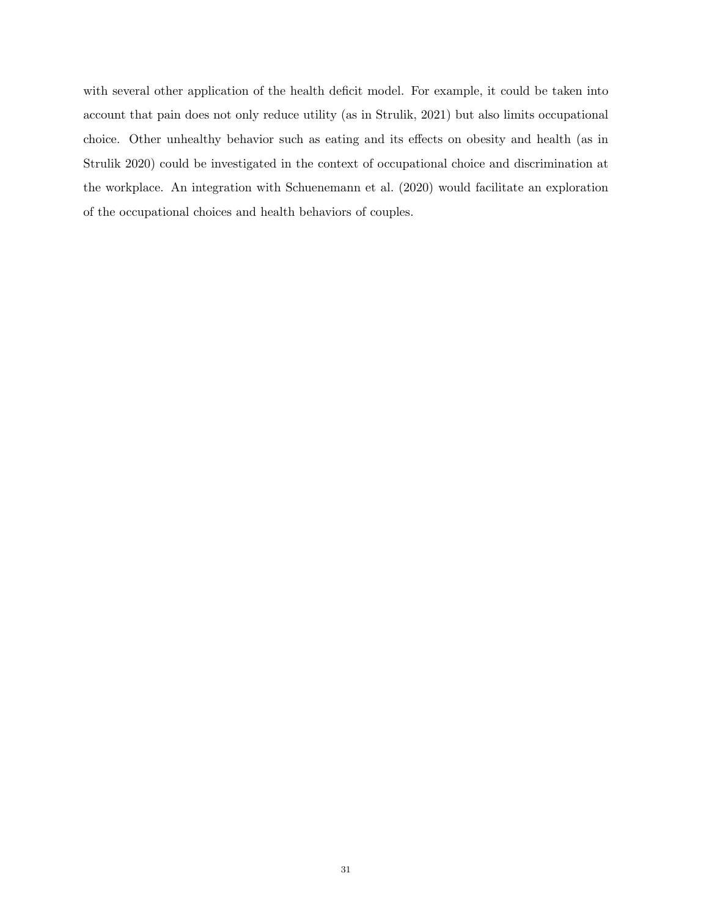with several other application of the health deficit model. For example, it could be taken into account that pain does not only reduce utility (as in Strulik, 2021) but also limits occupational choice. Other unhealthy behavior such as eating and its effects on obesity and health (as in Strulik 2020) could be investigated in the context of occupational choice and discrimination at the workplace. An integration with Schuenemann et al. (2020) would facilitate an exploration of the occupational choices and health behaviors of couples.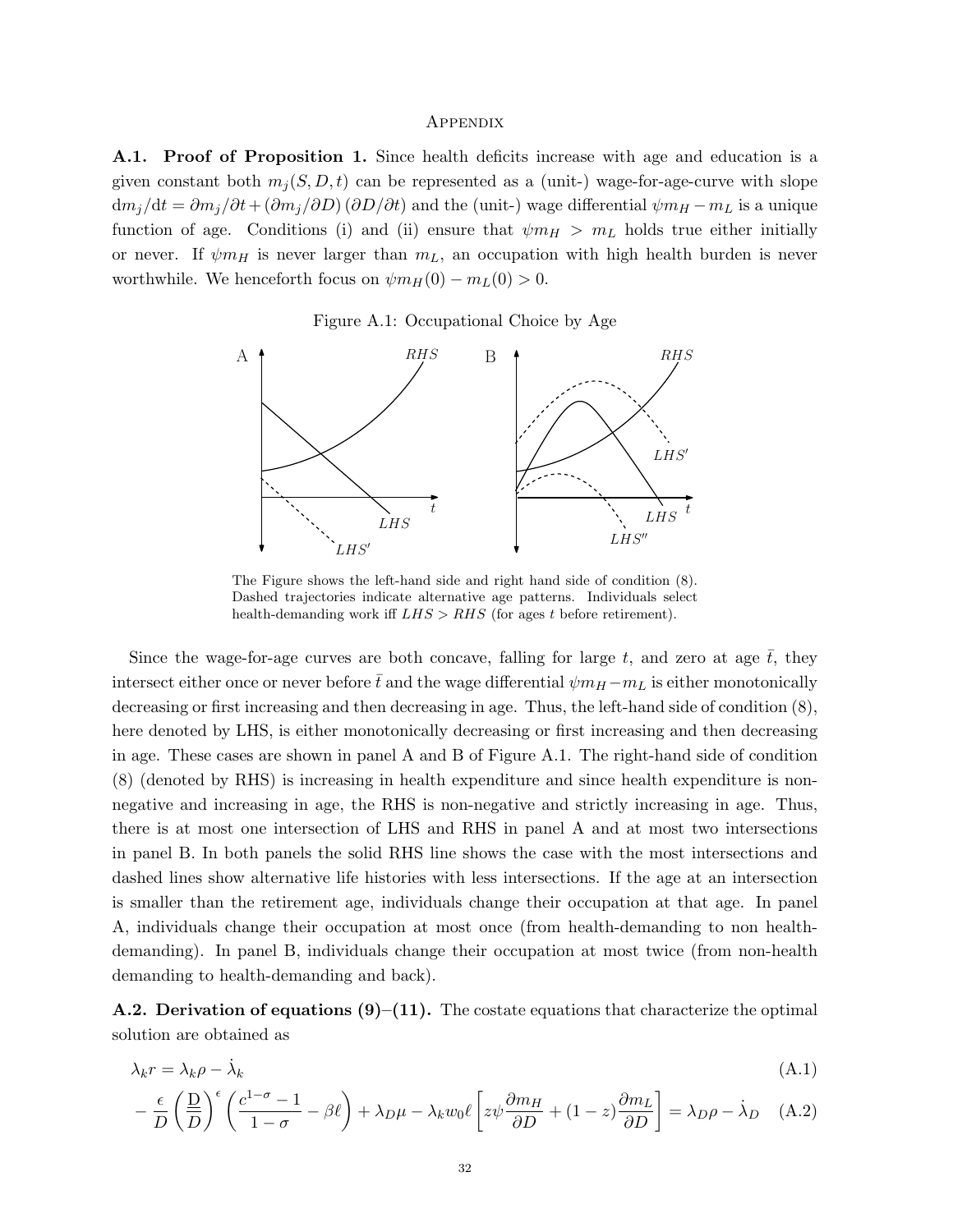# Appendix

**A.1. Proof of Proposition 1.** Since health deficits increase with age and education is a given constant both $m_j(S, D, t)$ can be represented as a (unit-) wage-for-age-curve with slope $\mathrm{d}m_j/\mathrm{d}t = \partial m_j/\partial t + (\partial m_j/\partial D)(\partial D/\partial t)$ and the (unit-) wage differential $\psi m_H - m_L$ is a unique function of age. Conditions (i) and (ii) ensure that $\psi m_H > m_L$ holds true either initially or never. If $\psi m_H$ is never larger than $m_L$, an occupation with high health burden is never worthwhile. We henceforth focus on $\psi m_H(0) - m_L(0) > 0$.

Figure A.1: Occupational Choice by Age

The Figure shows the left-hand side and right hand side of condition (8). Dashed trajectories indicate alternative age patterns. Individuals select health-demanding work iff $LHS > RHS$ (for ages $t$ before retirement).

Since the wage-for-age curves are both concave, falling for large $t$, and zero at age $\bar{t}$, they intersect either once or never before $\bar{t}$ and the wage differential $\psi m_H - m_L$ is either monotonically decreasing or first increasing and then decreasing in age. Thus, the left-hand side of condition (8), here denoted by LHS, is either monotonically decreasing or first increasing and then decreasing in age. These cases are shown in panel A and B of Figure A.1. The right-hand side of condition (8) (denoted by RHS) is increasing in health expenditure and since health expenditure is non-negative and increasing in age, the RHS is non-negative and strictly increasing in age. Thus, there is at most one intersection of LHS and RHS in panel A and at most two intersections in panel B. In both panels the solid RHS line shows the case with the most intersections and dashed lines show alternative life histories with less intersections. If the age at an intersection is smaller than the retirement age, individuals change their occupation at that age. In panel A, individuals change their occupation at most once (from health-demanding to non health-demanding). In panel B, individuals change their occupation at most twice (from non-health demanding to health-demanding and back).

**A.2. Derivation of equations (9)–(11).** The costate equations that characterize the optimal solution are obtained as

$$\lambda_k r = \lambda_k \rho - \dot{\lambda}_k \tag{A.1}$$

$$-\frac{\epsilon}{D}\left(\frac{\mathrm{D}}{\overline{D}}\right)^{\epsilon}\left(\frac{c^{1-\sigma}-1}{1-\sigma} - \beta\ell\right) + \lambda_D \mu - \lambda_k w_0 \ell \left[z\psi\frac{\partial m_H}{\partial D} + (1-z)\frac{\partial m_L}{\partial D}\right] = \lambda_D \rho - \dot{\lambda}_D \tag{A.2}$$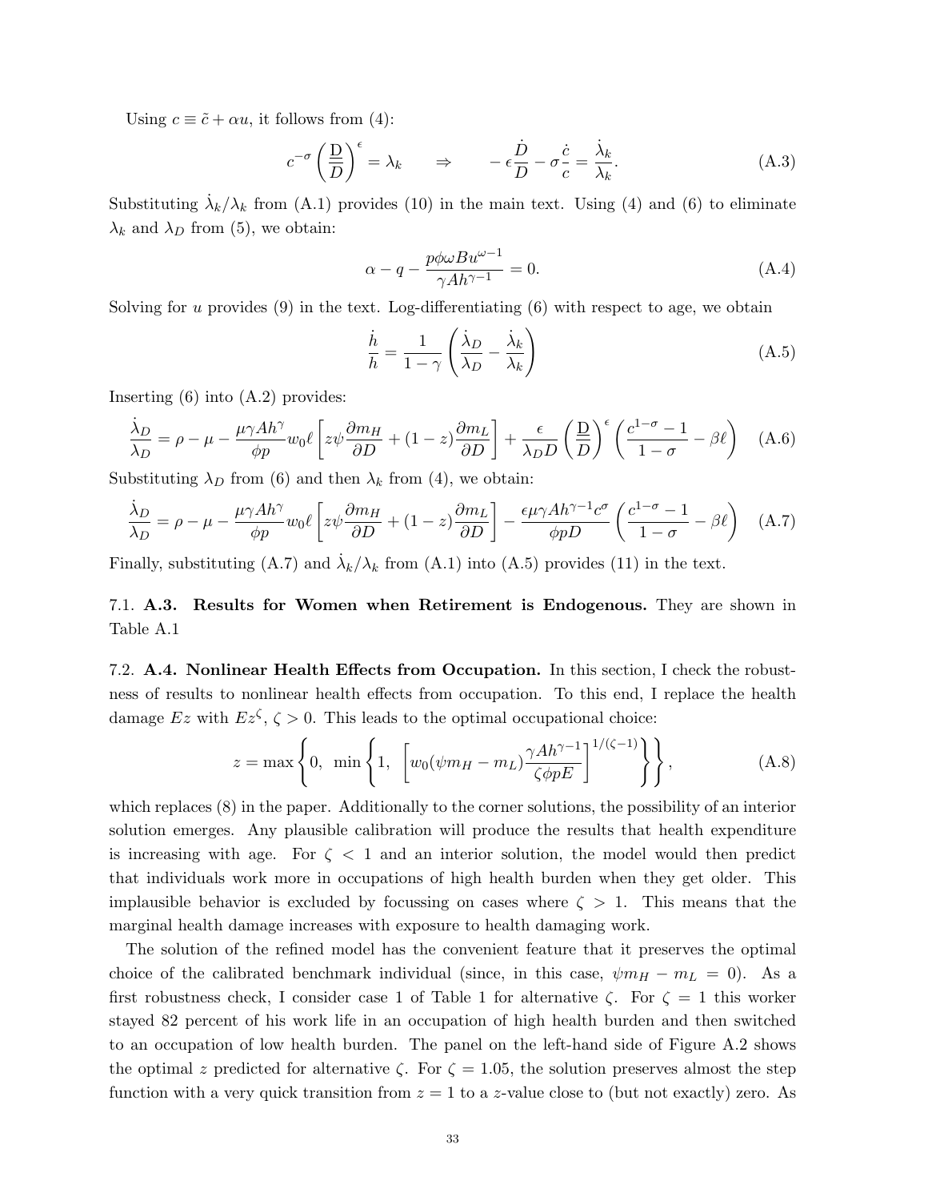Using $c \equiv \tilde{c} + \alpha u$, it follows from (4):

$$c^{-\sigma}\left(\frac{\mathrm{D}}{D}\right)^{\epsilon} = \lambda_k \qquad \Rightarrow \qquad -\epsilon\frac{\dot{D}}{D} - \sigma\frac{\dot{c}}{c} = \frac{\dot{\lambda}_k}{\lambda_k}. \tag{A.3}$$

Substituting $\dot{\lambda}_k/\lambda_k$ from (A.1) provides (10) in the main text. Using (4) and (6) to eliminate $\lambda_k$ and $\lambda_D$ from (5), we obtain:

$$\alpha - q - \frac{p\phi\omega B u^{\omega-1}}{\gamma A h^{\gamma-1}} = 0. \tag{A.4}$$

Solving for $u$ provides (9) in the text. Log-differentiating (6) with respect to age, we obtain

$$\frac{\dot{h}}{h} = \frac{1}{1-\gamma}\left(\frac{\dot{\lambda}_D}{\lambda_D} - \frac{\dot{\lambda}_k}{\lambda_k}\right) \tag{A.5}$$

Inserting (6) into (A.2) provides:

$$\frac{\dot{\lambda}_D}{\lambda_D} = \rho - \mu - \frac{\mu\gamma A h^{\gamma}}{\phi p} w_0 \ell \left[z\psi\frac{\partial m_H}{\partial D} + (1-z)\frac{\partial m_L}{\partial D}\right] + \frac{\epsilon}{\lambda_D D}\left(\frac{\mathrm{D}}{D}\right)^{\epsilon}\left(\frac{c^{1-\sigma}-1}{1-\sigma} - \beta\ell\right) \tag{A.6}$$

Substituting $\lambda_D$ from (6) and then $\lambda_k$ from (4), we obtain:

$$\frac{\dot{\lambda}_D}{\lambda_D} = \rho - \mu - \frac{\mu\gamma A h^{\gamma}}{\phi p} w_0 \ell \left[z\psi\frac{\partial m_H}{\partial D} + (1-z)\frac{\partial m_L}{\partial D}\right] - \frac{\epsilon\mu\gamma A h^{\gamma-1} c^{\sigma}}{\phi p D}\left(\frac{c^{1-\sigma}-1}{1-\sigma} - \beta\ell\right) \tag{A.7}$$

Finally, substituting (A.7) and $\dot{\lambda}_k/\lambda_k$ from (A.1) into (A.5) provides (11) in the text.

7.1. **A.3. Results for Women when Retirement is Endogenous.** They are shown in Table A.1

7.2. **A.4. Nonlinear Health Effects from Occupation.** In this section, I check the robustness of results to nonlinear health effects from occupation. To this end, I replace the health damage $Ez$ with $Ez^{\zeta}$, $\zeta > 0$. This leads to the optimal occupational choice:

$$z = \max\left\{0, \ \min\left\{1, \ \left[w_0(\psi m_H - m_L)\frac{\gamma A h^{\gamma-1}}{\zeta\phi p E}\right]^{1/(\zeta-1)}\right\}\right\}, \tag{A.8}$$

which replaces (8) in the paper. Additionally to the corner solutions, the possibility of an interior solution emerges. Any plausible calibration will produce the results that health expenditure is increasing with age. For $\zeta < 1$ and an interior solution, the model would then predict that individuals work more in occupations of high health burden when they get older. This implausible behavior is excluded by focussing on cases where $\zeta > 1$. This means that the marginal health damage increases with exposure to health damaging work.

The solution of the refined model has the convenient feature that it preserves the optimal choice of the calibrated benchmark individual (since, in this case, $\psi m_H - m_L = 0$). As a first robustness check, I consider case 1 of Table 1 for alternative $\zeta$. For $\zeta = 1$ this worker stayed 82 percent of his work life in an occupation of high health burden and then switched to an occupation of low health burden. The panel on the left-hand side of Figure A.2 shows the optimal $z$ predicted for alternative $\zeta$. For $\zeta = 1.05$, the solution preserves almost the step function with a very quick transition from $z = 1$ to a $z$-value close to (but not exactly) zero. As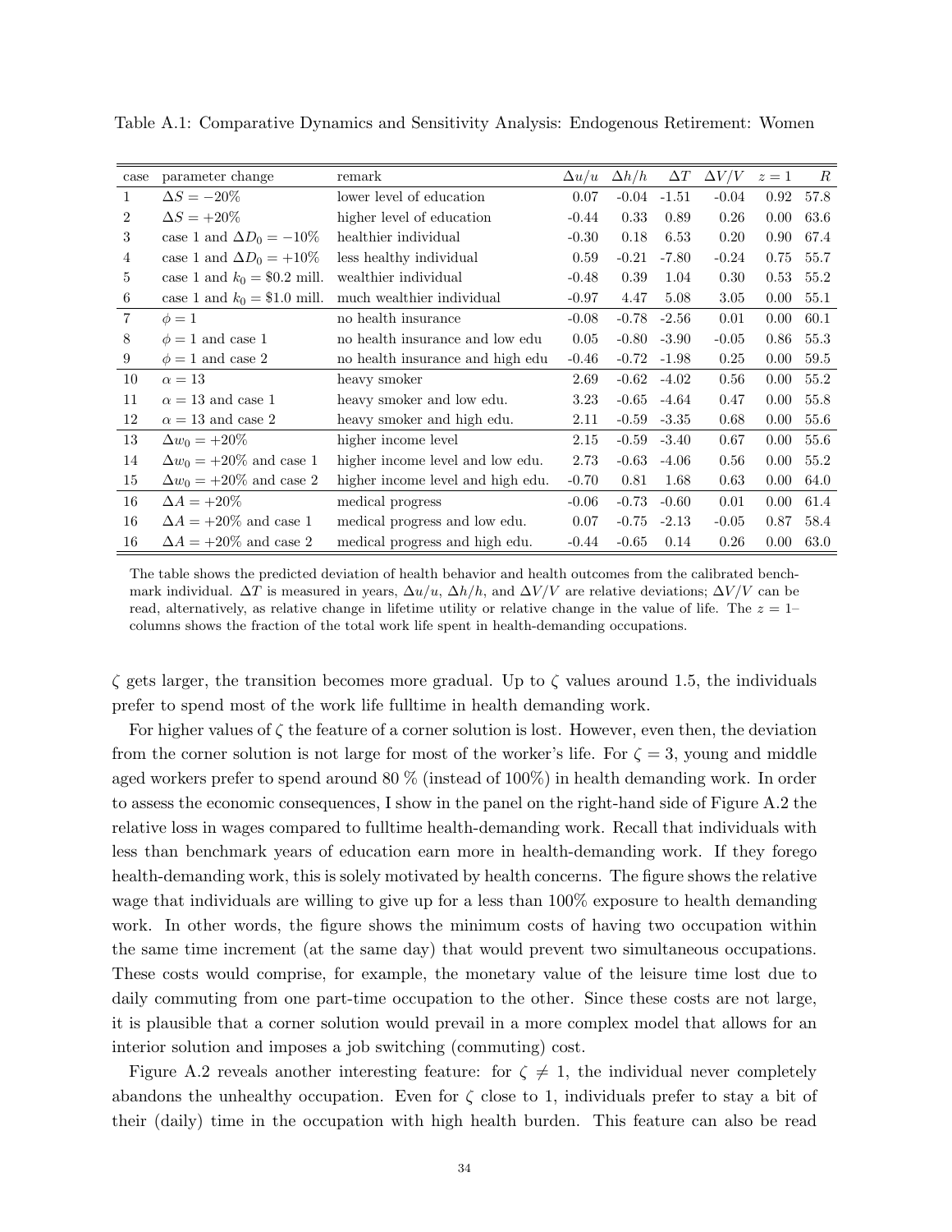Table A.1: Comparative Dynamics and Sensitivity Analysis: Endogenous Retirement: Women

| case | parameter change | remark | $\Delta u/u$ | $\Delta h/h$ | $\Delta T$ | $\Delta V/V$ | $z=1$ | $R$ |
|---|---|---|---|---|---|---|---|---|
| 1 | $\Delta S = -20\%$ | lower level of education | 0.07 | -0.04 | -1.51 | -0.04 | 0.92 | 57.8 |
| 2 | $\Delta S = +20\%$ | higher level of education | -0.44 | 0.33 | 0.89 | 0.26 | 0.00 | 63.6 |
| 3 | case 1 and $\Delta D_0 = -10\%$ | healthier individual | -0.30 | 0.18 | 6.53 | 0.20 | 0.90 | 67.4 |
| 4 | case 1 and $\Delta D_0 = +10\%$ | less healthy individual | 0.59 | -0.21 | -7.80 | -0.24 | 0.75 | 55.7 |
| 5 | case 1 and $k_0 =$ \$0.2 mill. | wealthier individual | -0.48 | 0.39 | 1.04 | 0.30 | 0.53 | 55.2 |
| 6 | case 1 and $k_0 =$ \$1.0 mill. | much wealthier individual | -0.97 | 4.47 | 5.08 | 3.05 | 0.00 | 55.1 |
| 7 | $\phi = 1$ | no health insurance | -0.08 | -0.78 | -2.56 | 0.01 | 0.00 | 60.1 |
| 8 | $\phi = 1$ and case 1 | no health insurance and low edu | 0.05 | -0.80 | -3.90 | -0.05 | 0.86 | 55.3 |
| 9 | $\phi = 1$ and case 2 | no health insurance and high edu | -0.46 | -0.72 | -1.98 | 0.25 | 0.00 | 59.5 |
| 10 | $\alpha = 13$ | heavy smoker | 2.69 | -0.62 | -4.02 | 0.56 | 0.00 | 55.2 |
| 11 | $\alpha = 13$ and case 1 | heavy smoker and low edu. | 3.23 | -0.65 | -4.64 | 0.47 | 0.00 | 55.8 |
| 12 | $\alpha = 13$ and case 2 | heavy smoker and high edu. | 2.11 | -0.59 | -3.35 | 0.68 | 0.00 | 55.6 |
| 13 | $\Delta w_0 = +20\%$ | higher income level | 2.15 | -0.59 | -3.40 | 0.67 | 0.00 | 55.6 |
| 14 | $\Delta w_0 = +20\%$ and case 1 | higher income level and low edu. | 2.73 | -0.63 | -4.06 | 0.56 | 0.00 | 55.2 |
| 15 | $\Delta w_0 = +20\%$ and case 2 | higher income level and high edu. | -0.70 | 0.81 | 1.68 | 0.63 | 0.00 | 64.0 |
| 16 | $\Delta A = +20\%$ | medical progress | -0.06 | -0.73 | -0.60 | 0.01 | 0.00 | 61.4 |
| 16 | $\Delta A = +20\%$ and case 1 | medical progress and low edu. | 0.07 | -0.75 | -2.13 | -0.05 | 0.87 | 58.4 |
| 16 | $\Delta A = +20\%$ and case 2 | medical progress and high edu. | -0.44 | -0.65 | 0.14 | 0.26 | 0.00 | 63.0 |

The table shows the predicted deviation of health behavior and health outcomes from the calibrated benchmark individual. $\Delta T$ is measured in years, $\Delta u/u$, $\Delta h/h$, and $\Delta V/V$ are relative deviations; $\Delta V/V$ can be read, alternatively, as relative change in lifetime utility or relative change in the value of life. The $z = 1$–columns shows the fraction of the total work life spent in health-demanding occupations.

$\zeta$ gets larger, the transition becomes more gradual. Up to $\zeta$ values around 1.5, the individuals prefer to spend most of the work life fulltime in health demanding work.

For higher values of $\zeta$ the feature of a corner solution is lost. However, even then, the deviation from the corner solution is not large for most of the worker's life. For $\zeta = 3$, young and middle aged workers prefer to spend around 80 % (instead of 100%) in health demanding work. In order to assess the economic consequences, I show in the panel on the right-hand side of Figure A.2 the relative loss in wages compared to fulltime health-demanding work. Recall that individuals with less than benchmark years of education earn more in health-demanding work. If they forego health-demanding work, this is solely motivated by health concerns. The figure shows the relative wage that individuals are willing to give up for a less than 100% exposure to health demanding work. In other words, the figure shows the minimum costs of having two occupation within the same time increment (at the same day) that would prevent two simultaneous occupations. These costs would comprise, for example, the monetary value of the leisure time lost due to daily commuting from one part-time occupation to the other. Since these costs are not large, it is plausible that a corner solution would prevail in a more complex model that allows for an interior solution and imposes a job switching (commuting) cost.

Figure A.2 reveals another interesting feature: for $\zeta \neq 1$, the individual never completely abandons the unhealthy occupation. Even for $\zeta$ close to 1, individuals prefer to stay a bit of their (daily) time in the occupation with high health burden. This feature can also be read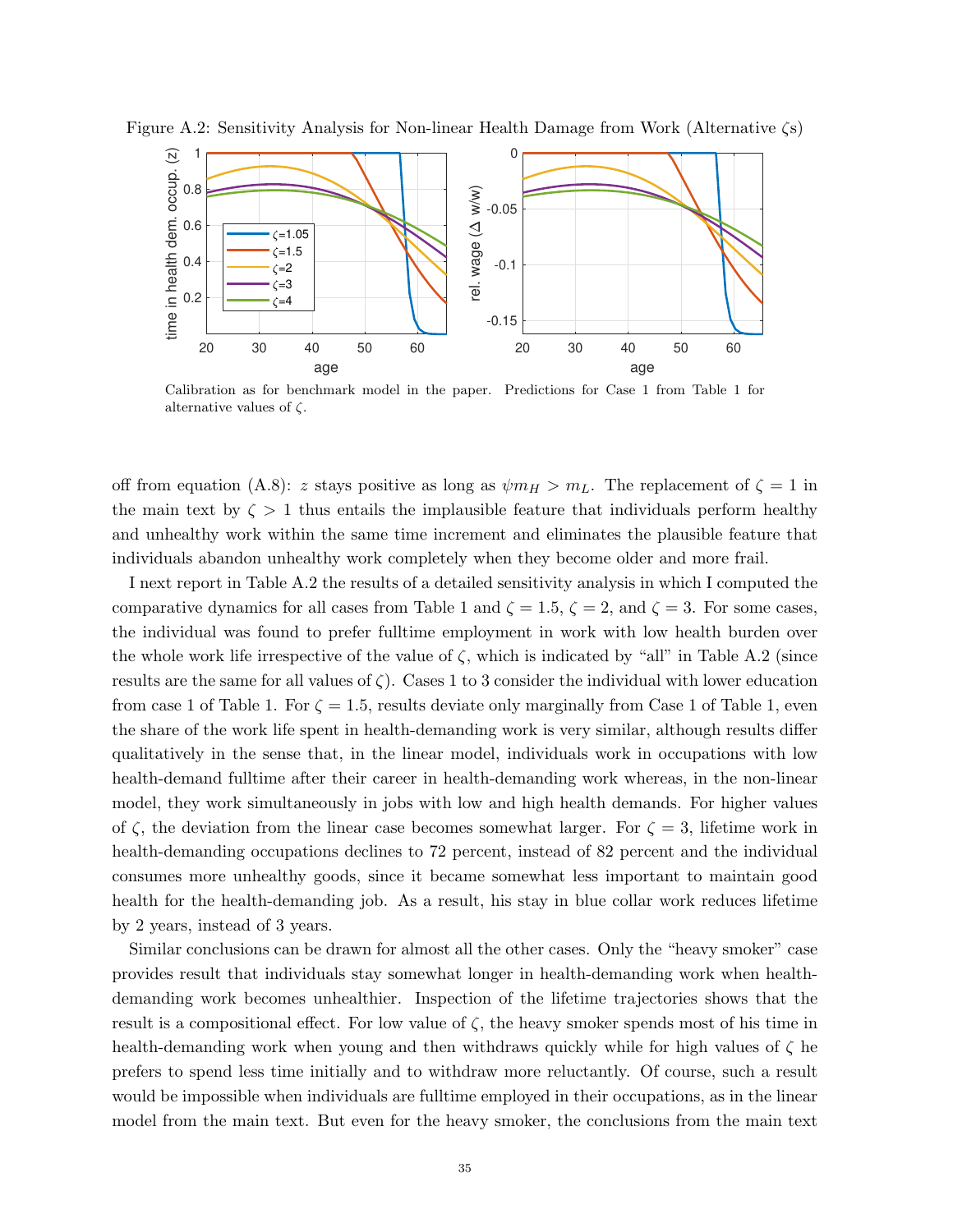Figure A.2: Sensitivity Analysis for Non-linear Health Damage from Work (Alternative $\zeta$s)

Calibration as for benchmark model in the paper. Predictions for Case 1 from Table 1 for alternative values of $\zeta$.

off from equation (A.8): $z$ stays positive as long as $\psi m_H > m_L$. The replacement of $\zeta = 1$ in the main text by $\zeta > 1$ thus entails the implausible feature that individuals perform healthy and unhealthy work within the same time increment and eliminates the plausible feature that individuals abandon unhealthy work completely when they become older and more frail.

I next report in Table A.2 the results of a detailed sensitivity analysis in which I computed the comparative dynamics for all cases from Table 1 and $\zeta = 1.5$, $\zeta = 2$, and $\zeta = 3$. For some cases, the individual was found to prefer fulltime employment in work with low health burden over the whole work life irrespective of the value of $\zeta$, which is indicated by "all" in Table A.2 (since results are the same for all values of $\zeta$). Cases 1 to 3 consider the individual with lower education from case 1 of Table 1. For $\zeta = 1.5$, results deviate only marginally from Case 1 of Table 1, even the share of the work life spent in health-demanding work is very similar, although results differ qualitatively in the sense that, in the linear model, individuals work in occupations with low health-demand fulltime after their career in health-demanding work whereas, in the non-linear model, they work simultaneously in jobs with low and high health demands. For higher values of $\zeta$, the deviation from the linear case becomes somewhat larger. For $\zeta = 3$, lifetime work in health-demanding occupations declines to 72 percent, instead of 82 percent and the individual consumes more unhealthy goods, since it became somewhat less important to maintain good health for the health-demanding job. As a result, his stay in blue collar work reduces lifetime by 2 years, instead of 3 years.

Similar conclusions can be drawn for almost all the other cases. Only the "heavy smoker" case provides result that individuals stay somewhat longer in health-demanding work when health-demanding work becomes unhealthier. Inspection of the lifetime trajectories shows that the result is a compositional effect. For low value of $\zeta$, the heavy smoker spends most of his time in health-demanding work when young and then withdraws quickly while for high values of $\zeta$ he prefers to spend less time initially and to withdraw more reluctantly. Of course, such a result would be impossible when individuals are fulltime employed in their occupations, as in the linear model from the main text. But even for the heavy smoker, the conclusions from the main text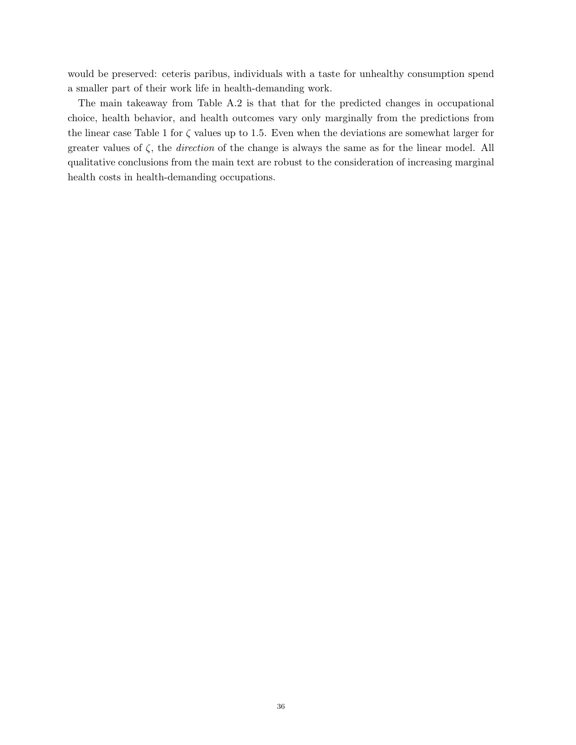would be preserved: ceteris paribus, individuals with a taste for unhealthy consumption spend a smaller part of their work life in health-demanding work.

The main takeaway from Table A.2 is that that for the predicted changes in occupational choice, health behavior, and health outcomes vary only marginally from the predictions from the linear case Table 1 for $\zeta$ values up to 1.5. Even when the deviations are somewhat larger for greater values of $\zeta$, the *direction* of the change is always the same as for the linear model. All qualitative conclusions from the main text are robust to the consideration of increasing marginal health costs in health-demanding occupations.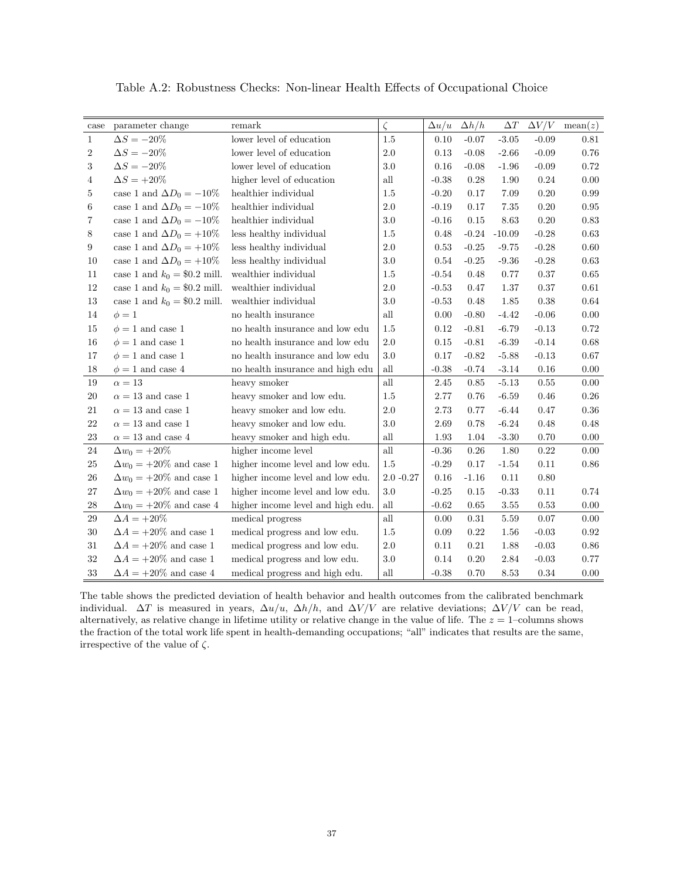Table A.2: Robustness Checks: Non-linear Health Effects of Occupational Choice

| case | parameter change | remark | $\zeta$ | $\Delta u/u$ | $\Delta h/h$ | $\Delta T$ | $\Delta V/V$ | mean($z$) |
|---|---|---|---|---|---|---|---|---|
| 1 | $\Delta S = -20\%$ | lower level of education | 1.5 | 0.10 | -0.07 | -3.05 | -0.09 | 0.81 |
| 2 | $\Delta S = -20\%$ | lower level of education | 2.0 | 0.13 | -0.08 | -2.66 | -0.09 | 0.76 |
| 3 | $\Delta S = -20\%$ | lower level of education | 3.0 | 0.16 | -0.08 | -1.96 | -0.09 | 0.72 |
| 4 | $\Delta S = +20\%$ | higher level of education | all | -0.38 | 0.28 | 1.90 | 0.24 | 0.00 |
| 5 | case 1 and $\Delta D_0 = -10\%$ | healthier individual | 1.5 | -0.20 | 0.17 | 7.09 | 0.20 | 0.99 |
| 6 | case 1 and $\Delta D_0 = -10\%$ | healthier individual | 2.0 | -0.19 | 0.17 | 7.35 | 0.20 | 0.95 |
| 7 | case 1 and $\Delta D_0 = -10\%$ | healthier individual | 3.0 | -0.16 | 0.15 | 8.63 | 0.20 | 0.83 |
| 8 | case 1 and $\Delta D_0 = +10\%$ | less healthy individual | 1.5 | 0.48 | -0.24 | -10.09 | -0.28 | 0.63 |
| 9 | case 1 and $\Delta D_0 = +10\%$ | less healthy individual | 2.0 | 0.53 | -0.25 | -9.75 | -0.28 | 0.60 |
| 10 | case 1 and $\Delta D_0 = +10\%$ | less healthy individual | 3.0 | 0.54 | -0.25 | -9.36 | -0.28 | 0.63 |
| 11 | case 1 and $k_0 = \$0.2$ mill. | wealthier individual | 1.5 | -0.54 | 0.48 | 0.77 | 0.37 | 0.65 |
| 12 | case 1 and $k_0 = \$0.2$ mill. | wealthier individual | 2.0 | -0.53 | 0.47 | 1.37 | 0.37 | 0.61 |
| 13 | case 1 and $k_0 = \$0.2$ mill. | wealthier individual | 3.0 | -0.53 | 0.48 | 1.85 | 0.38 | 0.64 |
| 14 | $\phi = 1$ | no health insurance | all | 0.00 | -0.80 | -4.42 | -0.06 | 0.00 |
| 15 | $\phi = 1$ and case 1 | no health insurance and low edu | 1.5 | 0.12 | -0.81 | -6.79 | -0.13 | 0.72 |
| 16 | $\phi = 1$ and case 1 | no health insurance and low edu | 2.0 | 0.15 | -0.81 | -6.39 | -0.14 | 0.68 |
| 17 | $\phi = 1$ and case 1 | no health insurance and low edu | 3.0 | 0.17 | -0.82 | -5.88 | -0.13 | 0.67 |
| 18 | $\phi = 1$ and case 4 | no health insurance and high edu | all | -0.38 | -0.74 | -3.14 | 0.16 | 0.00 |
| 19 | $\alpha = 13$ | heavy smoker | all | 2.45 | 0.85 | -5.13 | 0.55 | 0.00 |
| 20 | $\alpha = 13$ and case 1 | heavy smoker and low edu. | 1.5 | 2.77 | 0.76 | -6.59 | 0.46 | 0.26 |
| 21 | $\alpha = 13$ and case 1 | heavy smoker and low edu. | 2.0 | 2.73 | 0.77 | -6.44 | 0.47 | 0.36 |
| 22 | $\alpha = 13$ and case 1 | heavy smoker and low edu. | 3.0 | 2.69 | 0.78 | -6.24 | 0.48 | 0.48 |
| 23 | $\alpha = 13$ and case 4 | heavy smoker and high edu. | all | 1.93 | 1.04 | -3.30 | 0.70 | 0.00 |
| 24 | $\Delta w_0 = +20\%$ | higher income level | all | -0.36 | 0.26 | 1.80 | 0.22 | 0.00 |
| 25 | $\Delta w_0 = +20\%$ and case 1 | higher income level and low edu. | 1.5 | -0.29 | 0.17 | -1.54 | 0.11 | 0.86 |
| 26 | $\Delta w_0 = +20\%$ and case 1 | higher income level and low edu. | 2.0 -0.27 | 0.16 | -1.16 | 0.11 | 0.80 | |
| 27 | $\Delta w_0 = +20\%$ and case 1 | higher income level and low edu. | 3.0 | -0.25 | 0.15 | -0.33 | 0.11 | 0.74 |
| 28 | $\Delta w_0 = +20\%$ and case 4 | higher income level and high edu. | all | -0.62 | 0.65 | 3.55 | 0.53 | 0.00 |
| 29 | $\Delta A = +20\%$ | medical progress | all | 0.00 | 0.31 | 5.59 | 0.07 | 0.00 |
| 30 | $\Delta A = +20\%$ and case 1 | medical progress and low edu. | 1.5 | 0.09 | 0.22 | 1.56 | -0.03 | 0.92 |
| 31 | $\Delta A = +20\%$ and case 1 | medical progress and low edu. | 2.0 | 0.11 | 0.21 | 1.88 | -0.03 | 0.86 |
| 32 | $\Delta A = +20\%$ and case 1 | medical progress and low edu. | 3.0 | 0.14 | 0.20 | 2.84 | -0.03 | 0.77 |
| 33 | $\Delta A = +20\%$ and case 4 | medical progress and high edu. | all | -0.38 | 0.70 | 8.53 | 0.34 | 0.00 |

The table shows the predicted deviation of health behavior and health outcomes from the calibrated benchmark individual. $\Delta T$ is measured in years, $\Delta u/u$, $\Delta h/h$, and $\Delta V/V$ are relative deviations; $\Delta V/V$ can be read, alternatively, as relative change in lifetime utility or relative change in the value of life. The $z = 1$–columns shows the fraction of the total work life spent in health-demanding occupations; "all" indicates that results are the same, irrespective of the value of $\zeta$.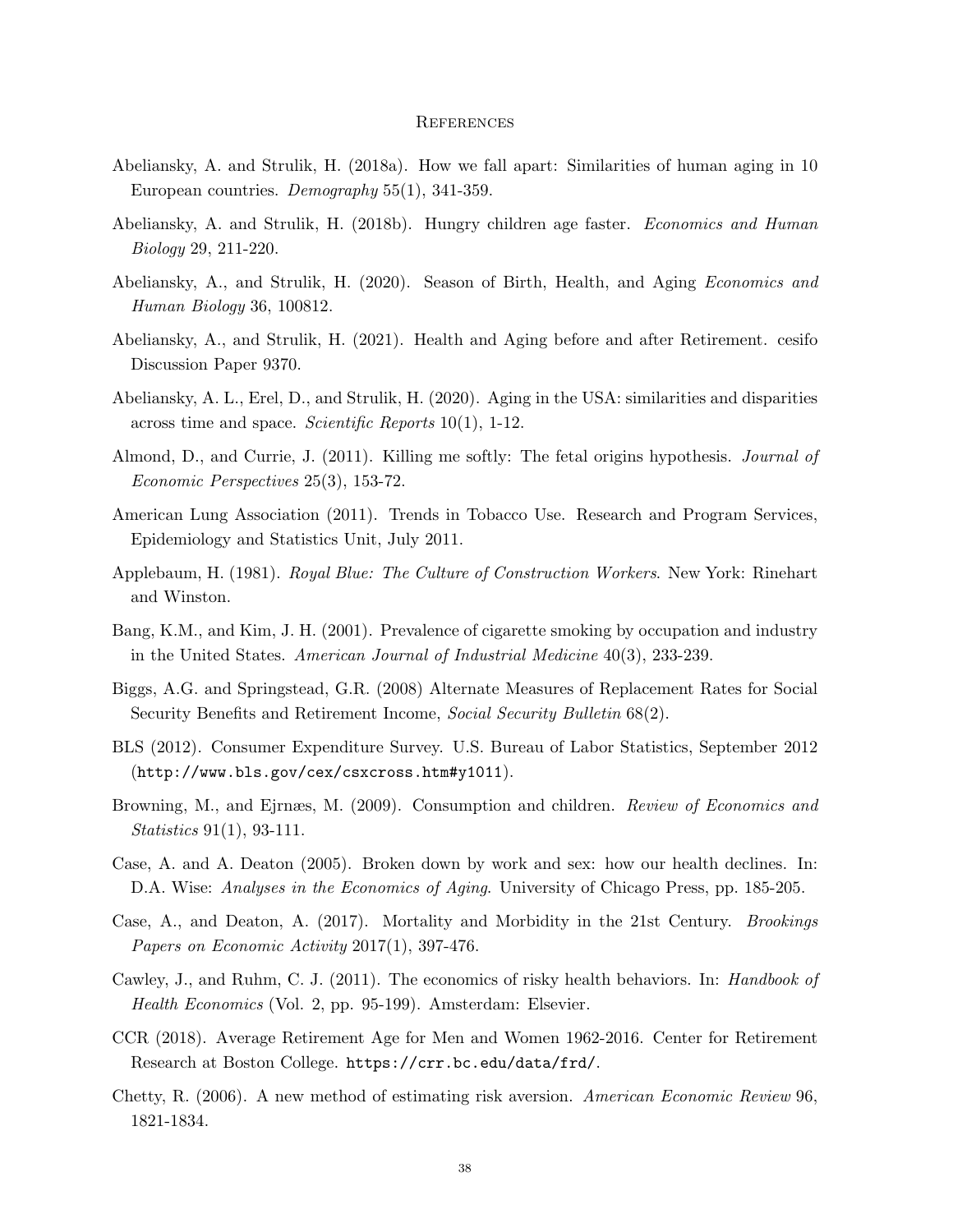## References

Abeliansky, A. and Strulik, H. (2018a). How we fall apart: Similarities of human aging in 10 European countries. *Demography* 55(1), 341-359.

Abeliansky, A. and Strulik, H. (2018b). Hungry children age faster. *Economics and Human Biology* 29, 211-220.

Abeliansky, A., and Strulik, H. (2020). Season of Birth, Health, and Aging *Economics and Human Biology* 36, 100812.

Abeliansky, A., and Strulik, H. (2021). Health and Aging before and after Retirement. cesifo Discussion Paper 9370.

Abeliansky, A. L., Erel, D., and Strulik, H. (2020). Aging in the USA: similarities and disparities across time and space. *Scientific Reports* 10(1), 1-12.

Almond, D., and Currie, J. (2011). Killing me softly: The fetal origins hypothesis. *Journal of Economic Perspectives* 25(3), 153-72.

American Lung Association (2011). Trends in Tobacco Use. Research and Program Services, Epidemiology and Statistics Unit, July 2011.

Applebaum, H. (1981). *Royal Blue: The Culture of Construction Workers*. New York: Rinehart and Winston.

Bang, K.M., and Kim, J. H. (2001). Prevalence of cigarette smoking by occupation and industry in the United States. *American Journal of Industrial Medicine* 40(3), 233-239.

Biggs, A.G. and Springstead, G.R. (2008) Alternate Measures of Replacement Rates for Social Security Benefits and Retirement Income, *Social Security Bulletin* 68(2).

BLS (2012). Consumer Expenditure Survey. U.S. Bureau of Labor Statistics, September 2012 (`http://www.bls.gov/cex/csxcross.htm#y1011`).

Browning, M., and Ejrnæs, M. (2009). Consumption and children. *Review of Economics and Statistics* 91(1), 93-111.

Case, A. and A. Deaton (2005). Broken down by work and sex: how our health declines. In: D.A. Wise: *Analyses in the Economics of Aging*. University of Chicago Press, pp. 185-205.

Case, A., and Deaton, A. (2017). Mortality and Morbidity in the 21st Century. *Brookings Papers on Economic Activity* 2017(1), 397-476.

Cawley, J., and Ruhm, C. J. (2011). The economics of risky health behaviors. In: *Handbook of Health Economics* (Vol. 2, pp. 95-199). Amsterdam: Elsevier.

CCR (2018). Average Retirement Age for Men and Women 1962-2016. Center for Retirement Research at Boston College. `https://crr.bc.edu/data/frd/`.

Chetty, R. (2006). A new method of estimating risk aversion. *American Economic Review* 96, 1821-1834.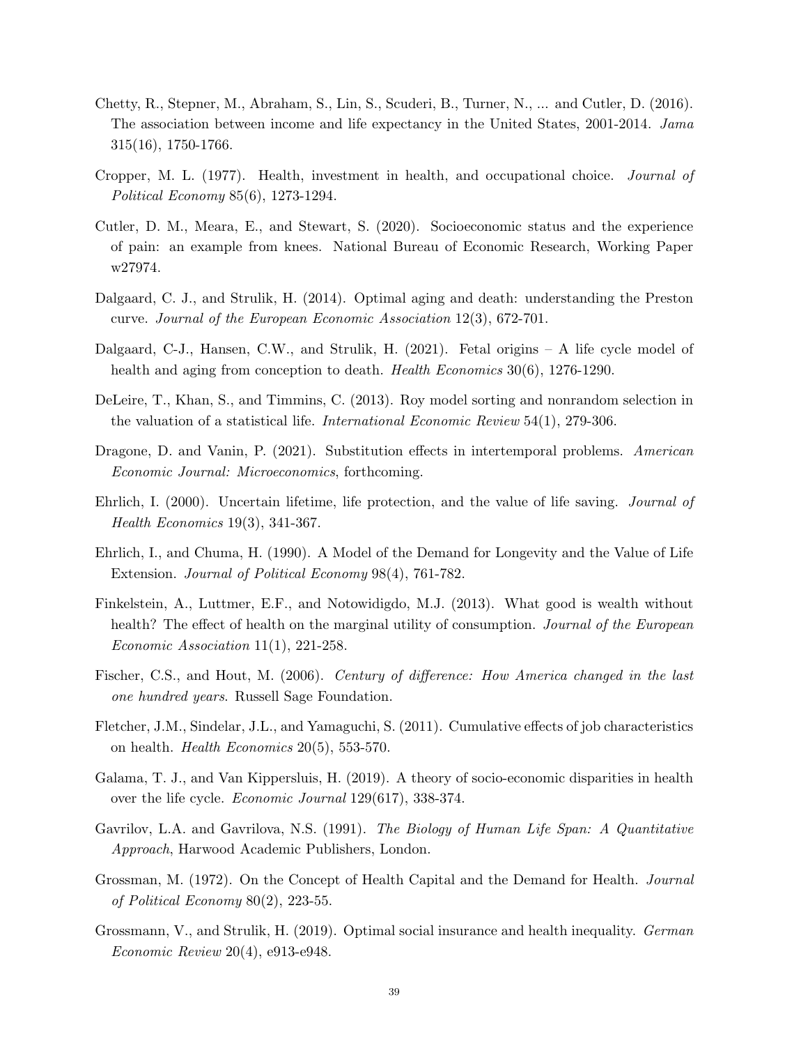Chetty, R., Stepner, M., Abraham, S., Lin, S., Scuderi, B., Turner, N., ... and Cutler, D. (2016). The association between income and life expectancy in the United States, 2001-2014. *Jama* 315(16), 1750-1766.

Cropper, M. L. (1977). Health, investment in health, and occupational choice. *Journal of Political Economy* 85(6), 1273-1294.

Cutler, D. M., Meara, E., and Stewart, S. (2020). Socioeconomic status and the experience of pain: an example from knees. National Bureau of Economic Research, Working Paper w27974.

Dalgaard, C. J., and Strulik, H. (2014). Optimal aging and death: understanding the Preston curve. *Journal of the European Economic Association* 12(3), 672-701.

Dalgaard, C-J., Hansen, C.W., and Strulik, H. (2021). Fetal origins – A life cycle model of health and aging from conception to death. *Health Economics* 30(6), 1276-1290.

DeLeire, T., Khan, S., and Timmins, C. (2013). Roy model sorting and nonrandom selection in the valuation of a statistical life. *International Economic Review* 54(1), 279-306.

Dragone, D. and Vanin, P. (2021). Substitution effects in intertemporal problems. *American Economic Journal: Microeconomics*, forthcoming.

Ehrlich, I. (2000). Uncertain lifetime, life protection, and the value of life saving. *Journal of Health Economics* 19(3), 341-367.

Ehrlich, I., and Chuma, H. (1990). A Model of the Demand for Longevity and the Value of Life Extension. *Journal of Political Economy* 98(4), 761-782.

Finkelstein, A., Luttmer, E.F., and Notowidigdo, M.J. (2013). What good is wealth without health? The effect of health on the marginal utility of consumption. *Journal of the European Economic Association* 11(1), 221-258.

Fischer, C.S., and Hout, M. (2006). *Century of difference: How America changed in the last one hundred years*. Russell Sage Foundation.

Fletcher, J.M., Sindelar, J.L., and Yamaguchi, S. (2011). Cumulative effects of job characteristics on health. *Health Economics* 20(5), 553-570.

Galama, T. J., and Van Kippersluis, H. (2019). A theory of socio-economic disparities in health over the life cycle. *Economic Journal* 129(617), 338-374.

Gavrilov, L.A. and Gavrilova, N.S. (1991). *The Biology of Human Life Span: A Quantitative Approach*, Harwood Academic Publishers, London.

Grossman, M. (1972). On the Concept of Health Capital and the Demand for Health. *Journal of Political Economy* 80(2), 223-55.

Grossmann, V., and Strulik, H. (2019). Optimal social insurance and health inequality. *German Economic Review* 20(4), e913-e948.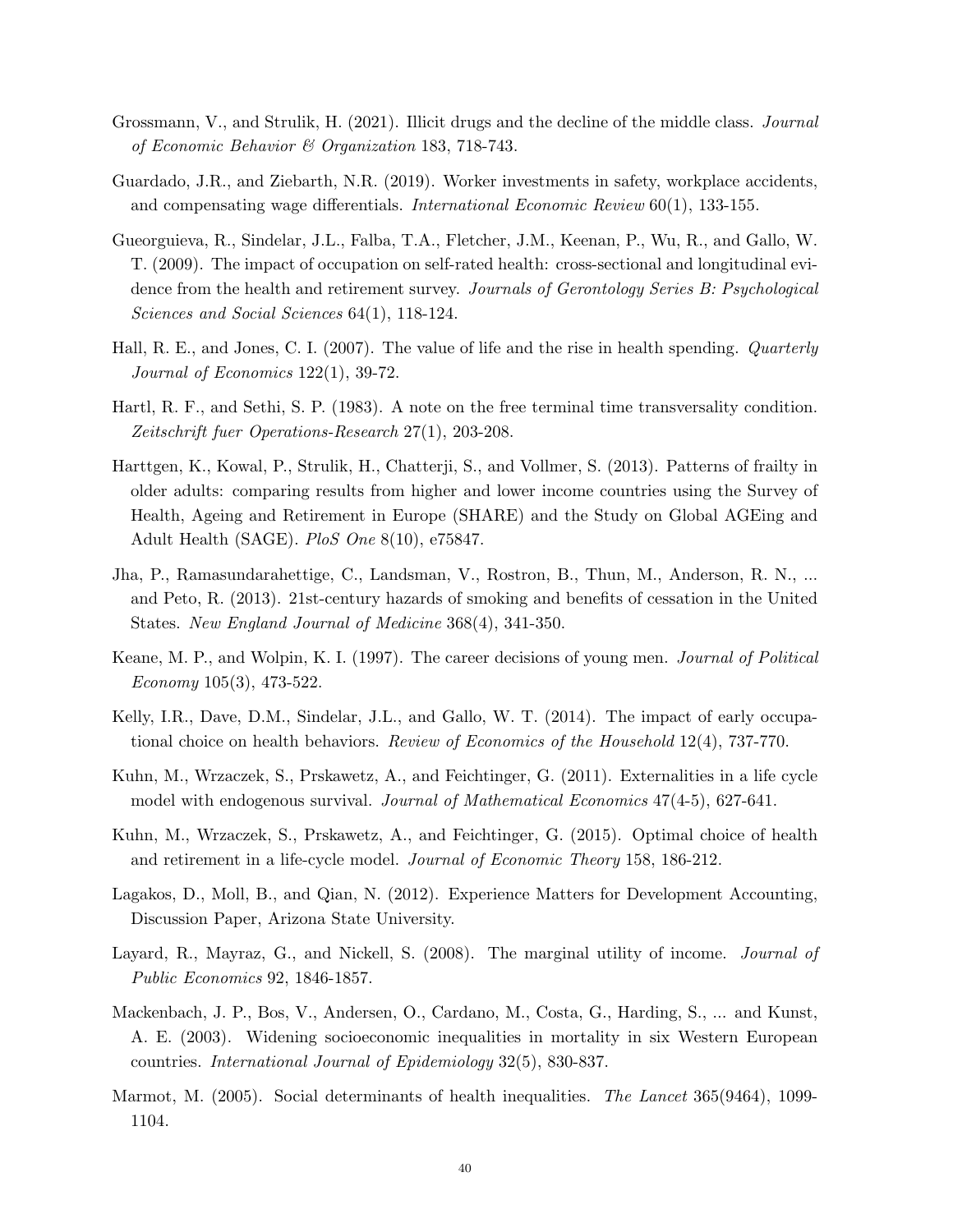Grossmann, V., and Strulik, H. (2021). Illicit drugs and the decline of the middle class. *Journal of Economic Behavior & Organization* 183, 718-743.

Guardado, J.R., and Ziebarth, N.R. (2019). Worker investments in safety, workplace accidents, and compensating wage differentials. *International Economic Review* 60(1), 133-155.

Gueorguieva, R., Sindelar, J.L., Falba, T.A., Fletcher, J.M., Keenan, P., Wu, R., and Gallo, W. T. (2009). The impact of occupation on self-rated health: cross-sectional and longitudinal evidence from the health and retirement survey. *Journals of Gerontology Series B: Psychological Sciences and Social Sciences* 64(1), 118-124.

Hall, R. E., and Jones, C. I. (2007). The value of life and the rise in health spending. *Quarterly Journal of Economics* 122(1), 39-72.

Hartl, R. F., and Sethi, S. P. (1983). A note on the free terminal time transversality condition. *Zeitschrift fuer Operations-Research* 27(1), 203-208.

Harttgen, K., Kowal, P., Strulik, H., Chatterji, S., and Vollmer, S. (2013). Patterns of frailty in older adults: comparing results from higher and lower income countries using the Survey of Health, Ageing and Retirement in Europe (SHARE) and the Study on Global AGEing and Adult Health (SAGE). *PloS One* 8(10), e75847.

Jha, P., Ramasundarahettige, C., Landsman, V., Rostron, B., Thun, M., Anderson, R. N., ... and Peto, R. (2013). 21st-century hazards of smoking and benefits of cessation in the United States. *New England Journal of Medicine* 368(4), 341-350.

Keane, M. P., and Wolpin, K. I. (1997). The career decisions of young men. *Journal of Political Economy* 105(3), 473-522.

Kelly, I.R., Dave, D.M., Sindelar, J.L., and Gallo, W. T. (2014). The impact of early occupational choice on health behaviors. *Review of Economics of the Household* 12(4), 737-770.

Kuhn, M., Wrzaczek, S., Prskawetz, A., and Feichtinger, G. (2011). Externalities in a life cycle model with endogenous survival. *Journal of Mathematical Economics* 47(4-5), 627-641.

Kuhn, M., Wrzaczek, S., Prskawetz, A., and Feichtinger, G. (2015). Optimal choice of health and retirement in a life-cycle model. *Journal of Economic Theory* 158, 186-212.

Lagakos, D., Moll, B., and Qian, N. (2012). Experience Matters for Development Accounting, Discussion Paper, Arizona State University.

Layard, R., Mayraz, G., and Nickell, S. (2008). The marginal utility of income. *Journal of Public Economics* 92, 1846-1857.

Mackenbach, J. P., Bos, V., Andersen, O., Cardano, M., Costa, G., Harding, S., ... and Kunst, A. E. (2003). Widening socioeconomic inequalities in mortality in six Western European countries. *International Journal of Epidemiology* 32(5), 830-837.

Marmot, M. (2005). Social determinants of health inequalities. *The Lancet* 365(9464), 1099-1104.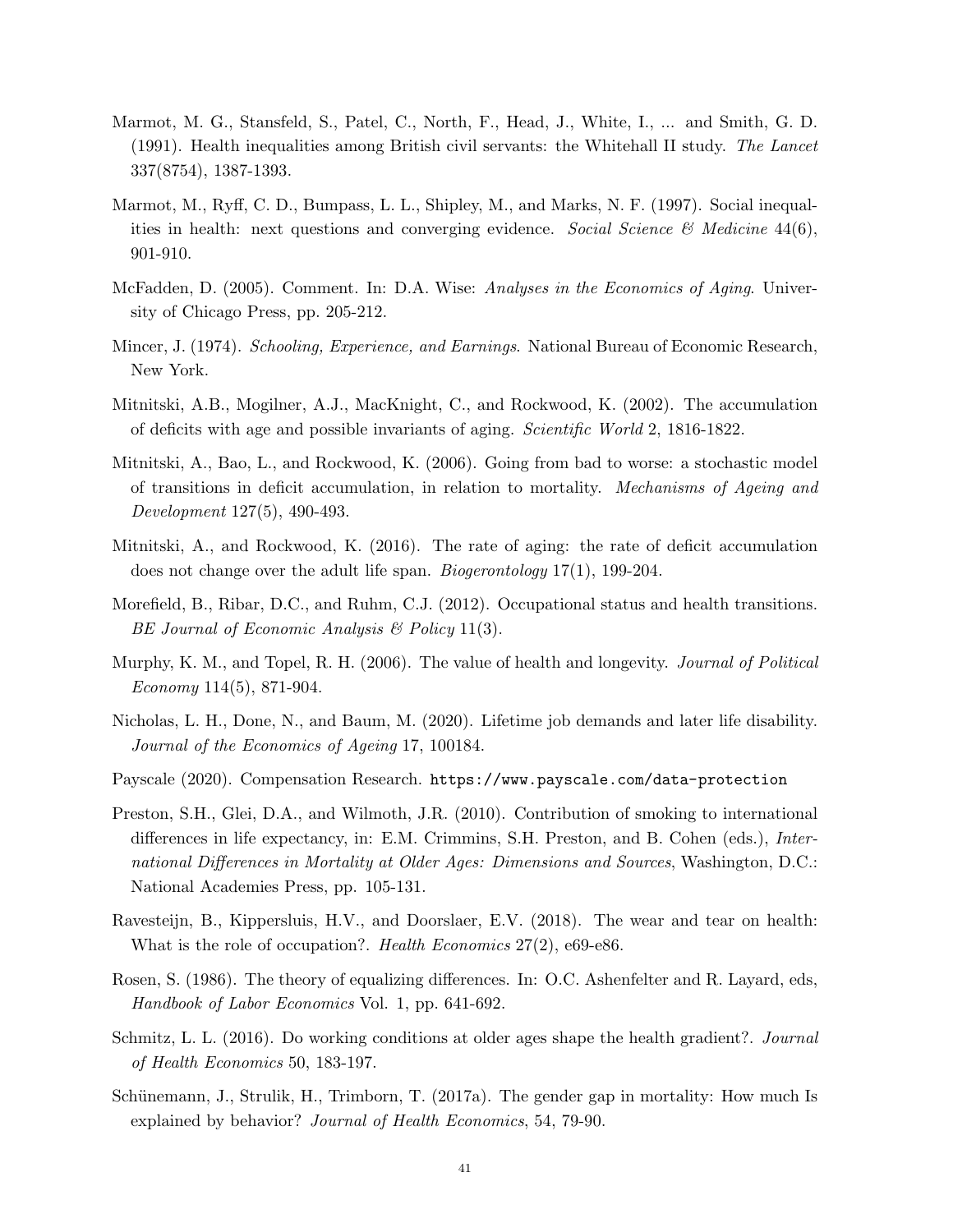Marmot, M. G., Stansfeld, S., Patel, C., North, F., Head, J., White, I., ... and Smith, G. D. (1991). Health inequalities among British civil servants: the Whitehall II study. *The Lancet* 337(8754), 1387-1393.

Marmot, M., Ryff, C. D., Bumpass, L. L., Shipley, M., and Marks, N. F. (1997). Social inequalities in health: next questions and converging evidence. *Social Science & Medicine* 44(6), 901-910.

McFadden, D. (2005). Comment. In: D.A. Wise: *Analyses in the Economics of Aging*. University of Chicago Press, pp. 205-212.

Mincer, J. (1974). *Schooling, Experience, and Earnings*. National Bureau of Economic Research, New York.

Mitnitski, A.B., Mogilner, A.J., MacKnight, C., and Rockwood, K. (2002). The accumulation of deficits with age and possible invariants of aging. *Scientific World* 2, 1816-1822.

Mitnitski, A., Bao, L., and Rockwood, K. (2006). Going from bad to worse: a stochastic model of transitions in deficit accumulation, in relation to mortality. *Mechanisms of Ageing and Development* 127(5), 490-493.

Mitnitski, A., and Rockwood, K. (2016). The rate of aging: the rate of deficit accumulation does not change over the adult life span. *Biogerontology* 17(1), 199-204.

Morefield, B., Ribar, D.C., and Ruhm, C.J. (2012). Occupational status and health transitions. *BE Journal of Economic Analysis & Policy* 11(3).

Murphy, K. M., and Topel, R. H. (2006). The value of health and longevity. *Journal of Political Economy* 114(5), 871-904.

Nicholas, L. H., Done, N., and Baum, M. (2020). Lifetime job demands and later life disability. *Journal of the Economics of Ageing* 17, 100184.

Payscale (2020). Compensation Research. `https://www.payscale.com/data-protection`

Preston, S.H., Glei, D.A., and Wilmoth, J.R. (2010). Contribution of smoking to international differences in life expectancy, in: E.M. Crimmins, S.H. Preston, and B. Cohen (eds.), *International Differences in Mortality at Older Ages: Dimensions and Sources*, Washington, D.C.: National Academies Press, pp. 105-131.

Ravesteijn, B., Kippersluis, H.V., and Doorslaer, E.V. (2018). The wear and tear on health: What is the role of occupation?. *Health Economics* 27(2), e69-e86.

Rosen, S. (1986). The theory of equalizing differences. In: O.C. Ashenfelter and R. Layard, eds, *Handbook of Labor Economics* Vol. 1, pp. 641-692.

Schmitz, L. L. (2016). Do working conditions at older ages shape the health gradient?. *Journal of Health Economics* 50, 183-197.

Schünemann, J., Strulik, H., Trimborn, T. (2017a). The gender gap in mortality: How much Is explained by behavior? *Journal of Health Economics*, 54, 79-90.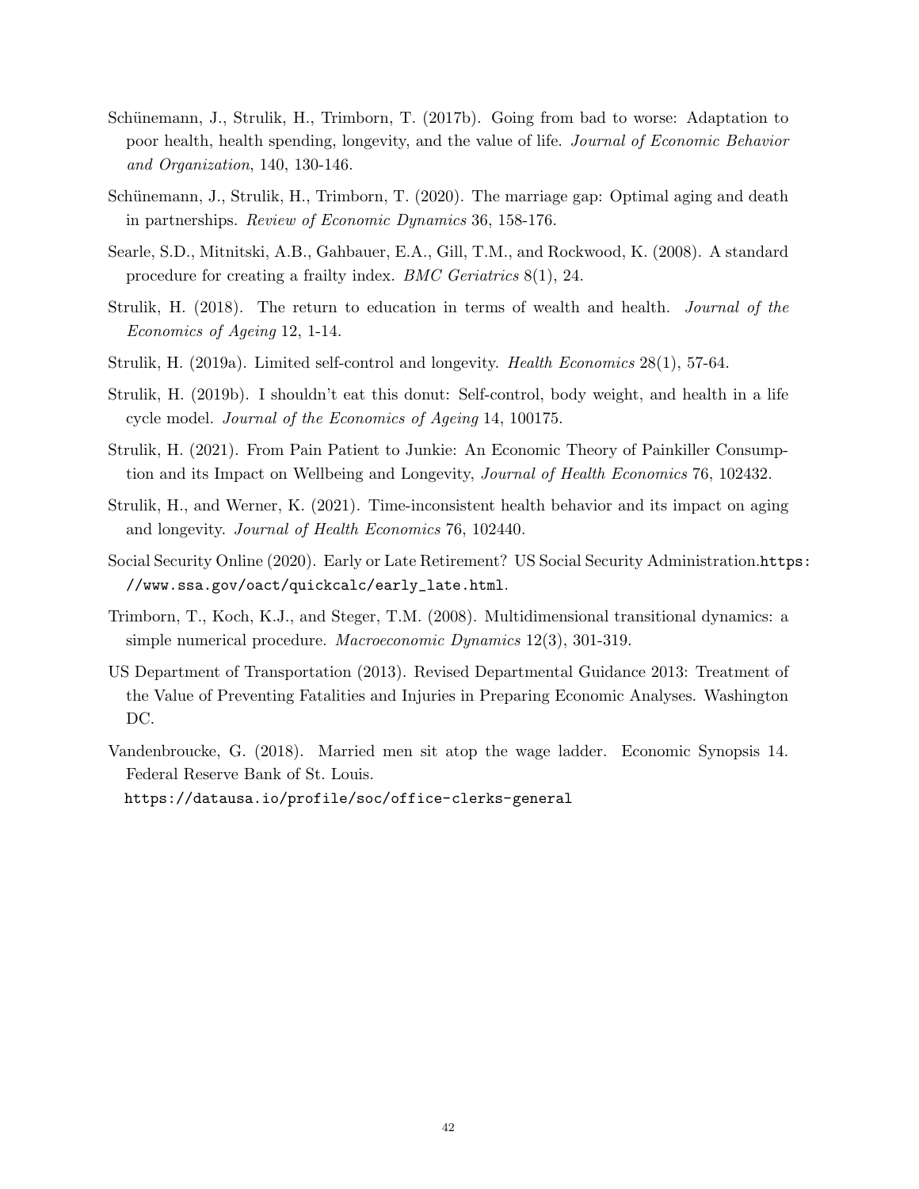Schünemann, J., Strulik, H., Trimborn, T. (2017b). Going from bad to worse: Adaptation to poor health, health spending, longevity, and the value of life. *Journal of Economic Behavior and Organization*, 140, 130-146.

Schünemann, J., Strulik, H., Trimborn, T. (2020). The marriage gap: Optimal aging and death in partnerships. *Review of Economic Dynamics* 36, 158-176.

Searle, S.D., Mitnitski, A.B., Gahbauer, E.A., Gill, T.M., and Rockwood, K. (2008). A standard procedure for creating a frailty index. *BMC Geriatrics* 8(1), 24.

Strulik, H. (2018). The return to education in terms of wealth and health. *Journal of the Economics of Ageing* 12, 1-14.

Strulik, H. (2019a). Limited self-control and longevity. *Health Economics* 28(1), 57-64.

Strulik, H. (2019b). I shouldn't eat this donut: Self-control, body weight, and health in a life cycle model. *Journal of the Economics of Ageing* 14, 100175.

Strulik, H. (2021). From Pain Patient to Junkie: An Economic Theory of Painkiller Consumption and its Impact on Wellbeing and Longevity, *Journal of Health Economics* 76, 102432.

Strulik, H., and Werner, K. (2021). Time-inconsistent health behavior and its impact on aging and longevity. *Journal of Health Economics* 76, 102440.

Social Security Online (2020). Early or Late Retirement? US Social Security Administration. `https://www.ssa.gov/oact/quickcalc/early_late.html`.

Trimborn, T., Koch, K.J., and Steger, T.M. (2008). Multidimensional transitional dynamics: a simple numerical procedure. *Macroeconomic Dynamics* 12(3), 301-319.

US Department of Transportation (2013). Revised Departmental Guidance 2013: Treatment of the Value of Preventing Fatalities and Injuries in Preparing Economic Analyses. Washington DC.

Vandenbroucke, G. (2018). Married men sit atop the wage ladder. Economic Synopsis 14. Federal Reserve Bank of St. Louis.
`https://datausa.io/profile/soc/office-clerks-general`